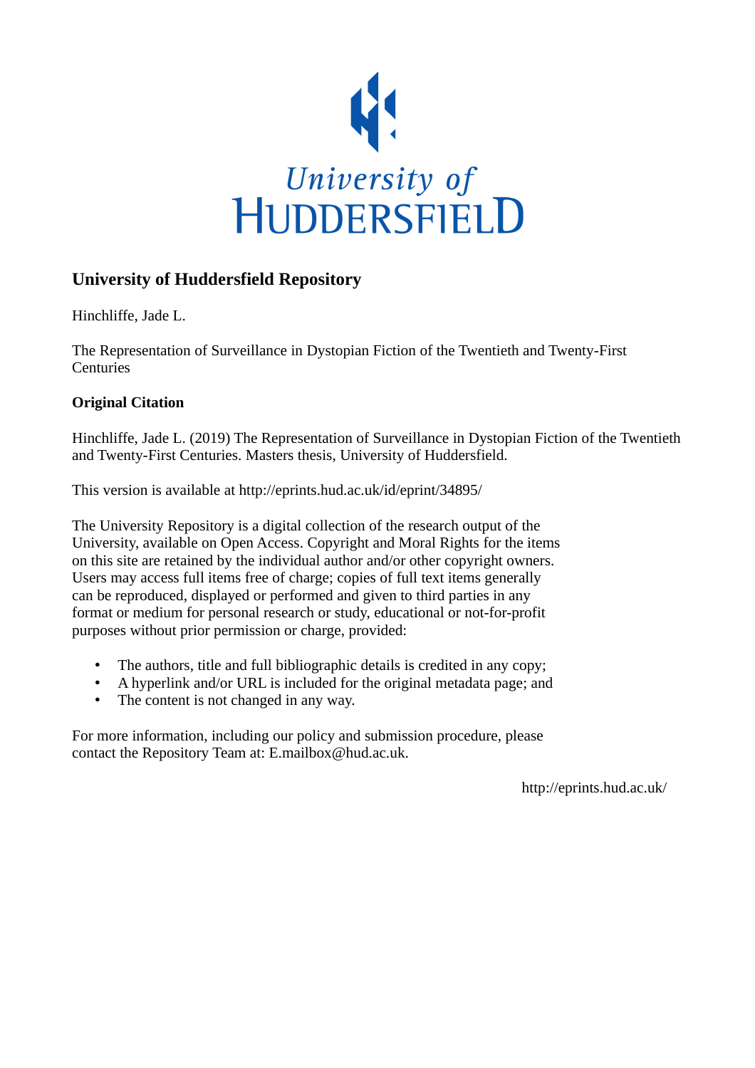University of
HUDDERSFIELD

## University of Huddersfield Repository

Hinchliffe, Jade L.

The Representation of Surveillance in Dystopian Fiction of the Twentieth and Twenty-First Centuries

### Original Citation

Hinchliffe, Jade L. (2019) The Representation of Surveillance in Dystopian Fiction of the Twentieth and Twenty-First Centuries. Masters thesis, University of Huddersfield.

This version is available at http://eprints.hud.ac.uk/id/eprint/34895/

The University Repository is a digital collection of the research output of the University, available on Open Access. Copyright and Moral Rights for the items on this site are retained by the individual author and/or other copyright owners. Users may access full items free of charge; copies of full text items generally can be reproduced, displayed or performed and given to third parties in any format or medium for personal research or study, educational or not-for-profit purposes without prior permission or charge, provided:

- The authors, title and full bibliographic details is credited in any copy;
- A hyperlink and/or URL is included for the original metadata page; and
- The content is not changed in any way.

For more information, including our policy and submission procedure, please contact the Repository Team at: E.mailbox@hud.ac.uk.

http://eprints.hud.ac.uk/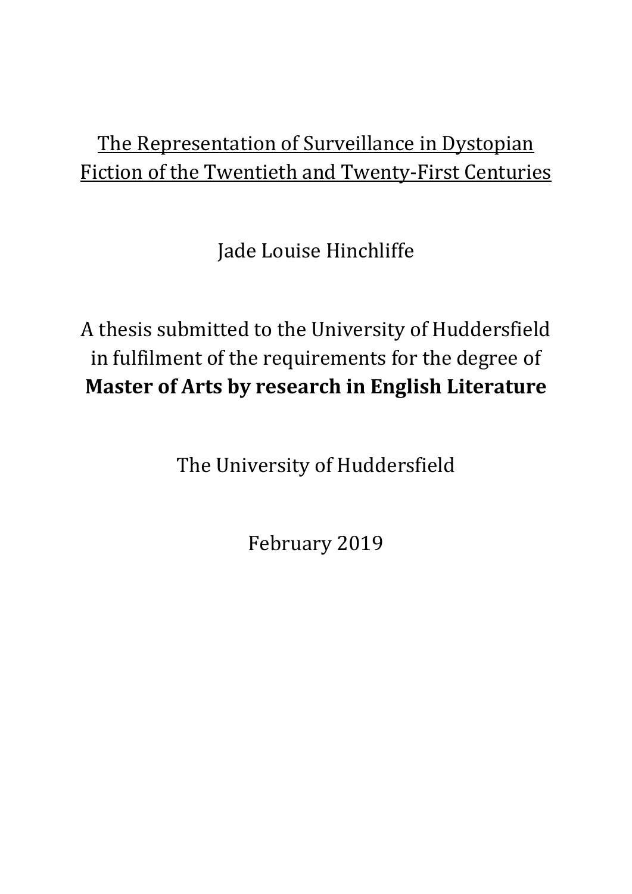# <u>The Representation of Surveillance in Dystopian Fiction of the Twentieth and Twenty-First Centuries</u>

Jade Louise Hinchliffe

A thesis submitted to the University of Huddersfield in fulfilment of the requirements for the degree of **Master of Arts by research in English Literature**

The University of Huddersfield

February 2019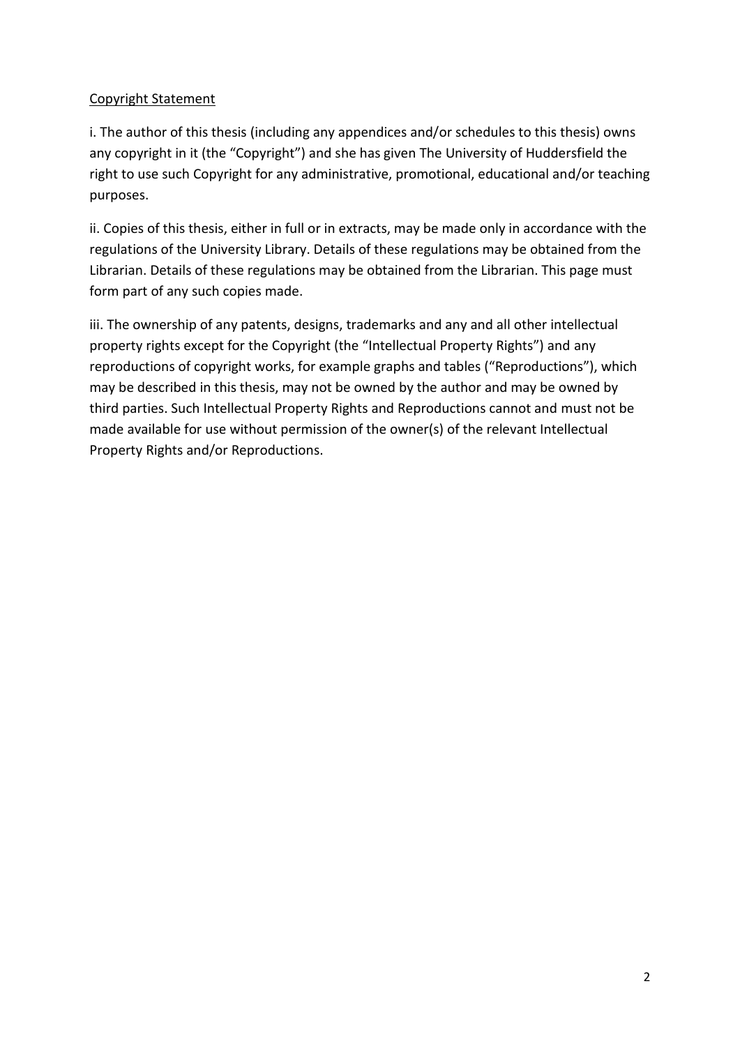Copyright Statement

i. The author of this thesis (including any appendices and/or schedules to this thesis) owns any copyright in it (the "Copyright") and she has given The University of Huddersfield the right to use such Copyright for any administrative, promotional, educational and/or teaching purposes.

ii. Copies of this thesis, either in full or in extracts, may be made only in accordance with the regulations of the University Library. Details of these regulations may be obtained from the Librarian. Details of these regulations may be obtained from the Librarian. This page must form part of any such copies made.

iii. The ownership of any patents, designs, trademarks and any and all other intellectual property rights except for the Copyright (the "Intellectual Property Rights") and any reproductions of copyright works, for example graphs and tables ("Reproductions"), which may be described in this thesis, may not be owned by the author and may be owned by third parties. Such Intellectual Property Rights and Reproductions cannot and must not be made available for use without permission of the owner(s) of the relevant Intellectual Property Rights and/or Reproductions.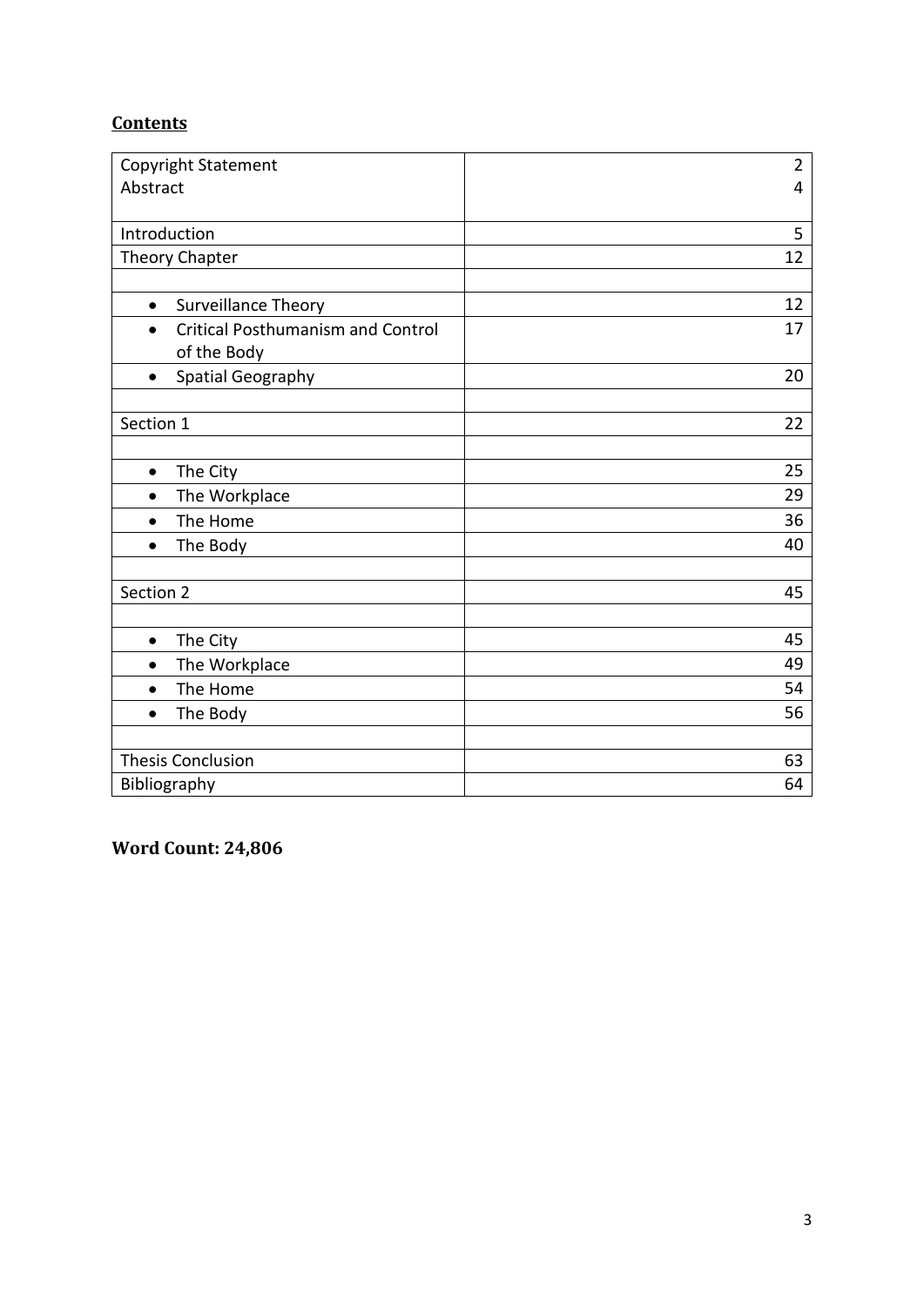## **Contents**

| | |
|---|---|
| Copyright Statement<br>Abstract | 2<br>4 |
| Introduction | 5 |
| Theory Chapter | 12 |
| | |
| • Surveillance Theory | 12 |
| • Critical Posthumanism and Control of the Body | 17 |
| • Spatial Geography | 20 |
| | |
| Section 1 | 22 |
| | |
| • The City | 25 |
| • The Workplace | 29 |
| • The Home | 36 |
| • The Body | 40 |
| | |
| Section 2 | 45 |
| | |
| • The City | 45 |
| • The Workplace | 49 |
| • The Home | 54 |
| • The Body | 56 |
| | |
| Thesis Conclusion | 63 |
| Bibliography | 64 |

**Word Count: 24,806**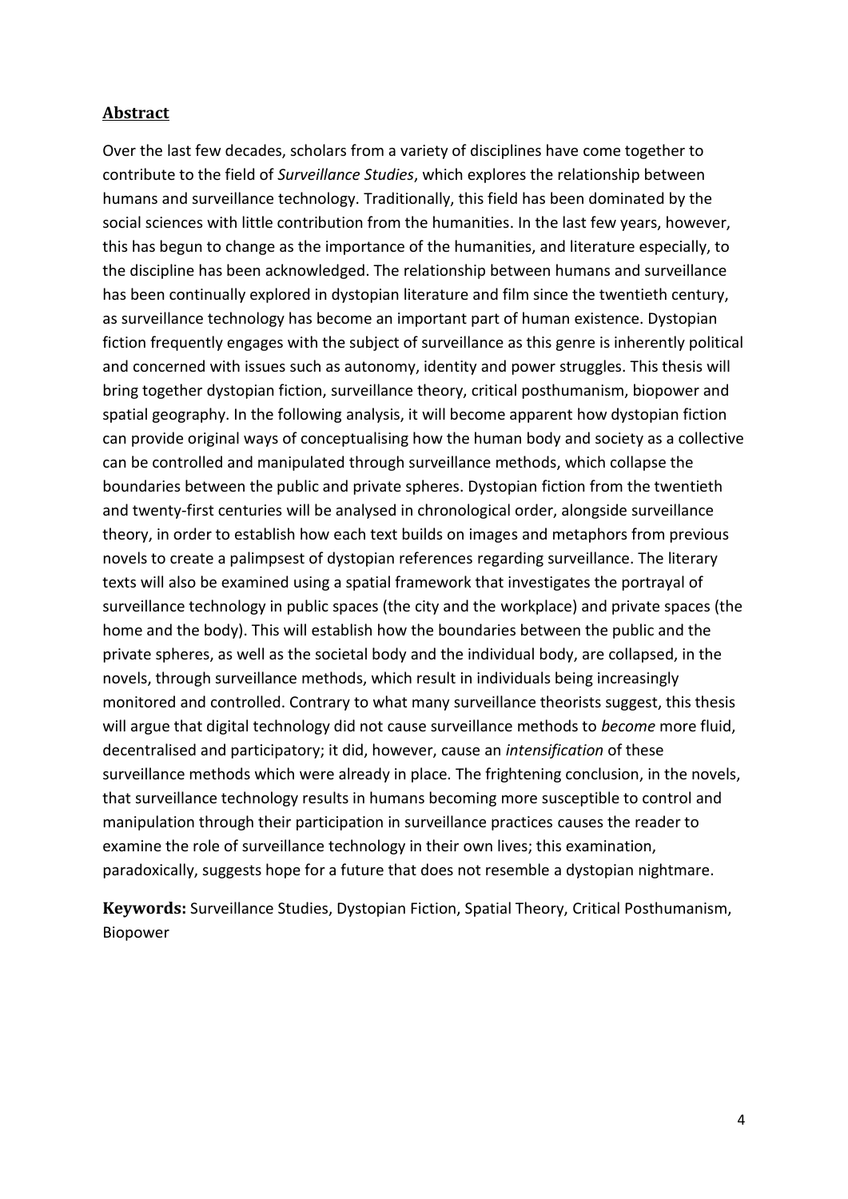## Abstract

Over the last few decades, scholars from a variety of disciplines have come together to contribute to the field of *Surveillance Studies*, which explores the relationship between humans and surveillance technology. Traditionally, this field has been dominated by the social sciences with little contribution from the humanities. In the last few years, however, this has begun to change as the importance of the humanities, and literature especially, to the discipline has been acknowledged. The relationship between humans and surveillance has been continually explored in dystopian literature and film since the twentieth century, as surveillance technology has become an important part of human existence. Dystopian fiction frequently engages with the subject of surveillance as this genre is inherently political and concerned with issues such as autonomy, identity and power struggles. This thesis will bring together dystopian fiction, surveillance theory, critical posthumanism, biopower and spatial geography. In the following analysis, it will become apparent how dystopian fiction can provide original ways of conceptualising how the human body and society as a collective can be controlled and manipulated through surveillance methods, which collapse the boundaries between the public and private spheres. Dystopian fiction from the twentieth and twenty-first centuries will be analysed in chronological order, alongside surveillance theory, in order to establish how each text builds on images and metaphors from previous novels to create a palimpsest of dystopian references regarding surveillance. The literary texts will also be examined using a spatial framework that investigates the portrayal of surveillance technology in public spaces (the city and the workplace) and private spaces (the home and the body). This will establish how the boundaries between the public and the private spheres, as well as the societal body and the individual body, are collapsed, in the novels, through surveillance methods, which result in individuals being increasingly monitored and controlled. Contrary to what many surveillance theorists suggest, this thesis will argue that digital technology did not cause surveillance methods to *become* more fluid, decentralised and participatory; it did, however, cause an *intensification* of these surveillance methods which were already in place. The frightening conclusion, in the novels, that surveillance technology results in humans becoming more susceptible to control and manipulation through their participation in surveillance practices causes the reader to examine the role of surveillance technology in their own lives; this examination, paradoxically, suggests hope for a future that does not resemble a dystopian nightmare.

**Keywords:** Surveillance Studies, Dystopian Fiction, Spatial Theory, Critical Posthumanism, Biopower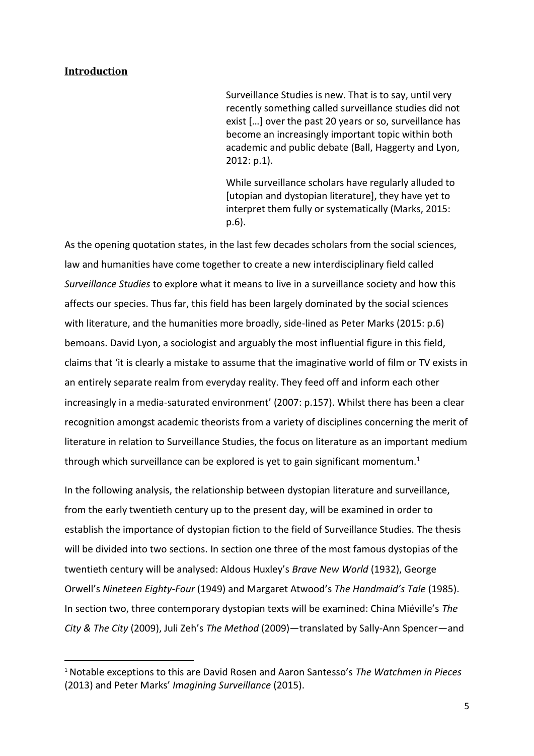## Introduction

> Surveillance Studies is new. That is to say, until very recently something called surveillance studies did not exist […] over the past 20 years or so, surveillance has become an increasingly important topic within both academic and public debate (Ball, Haggerty and Lyon, 2012: p.1).
>
> While surveillance scholars have regularly alluded to [utopian and dystopian literature], they have yet to interpret them fully or systematically (Marks, 2015: p.6).

As the opening quotation states, in the last few decades scholars from the social sciences, law and humanities have come together to create a new interdisciplinary field called *Surveillance Studies* to explore what it means to live in a surveillance society and how this affects our species. Thus far, this field has been largely dominated by the social sciences with literature, and the humanities more broadly, side-lined as Peter Marks (2015: p.6) bemoans. David Lyon, a sociologist and arguably the most influential figure in this field, claims that 'it is clearly a mistake to assume that the imaginative world of film or TV exists in an entirely separate realm from everyday reality. They feed off and inform each other increasingly in a media-saturated environment' (2007: p.157). Whilst there has been a clear recognition amongst academic theorists from a variety of disciplines concerning the merit of literature in relation to Surveillance Studies, the focus on literature as an important medium through which surveillance can be explored is yet to gain significant momentum.[1]

In the following analysis, the relationship between dystopian literature and surveillance, from the early twentieth century up to the present day, will be examined in order to establish the importance of dystopian fiction to the field of Surveillance Studies. The thesis will be divided into two sections. In section one three of the most famous dystopias of the twentieth century will be analysed: Aldous Huxley's *Brave New World* (1932), George Orwell's *Nineteen Eighty-Four* (1949) and Margaret Atwood's *The Handmaid's Tale* (1985). In section two, three contemporary dystopian texts will be examined: China Miéville's *The City & The City* (2009), Juli Zeh's *The Method* (2009)—translated by Sally-Ann Spencer—and

[1] Notable exceptions to this are David Rosen and Aaron Santesso's *The Watchmen in Pieces* (2013) and Peter Marks' *Imagining Surveillance* (2015).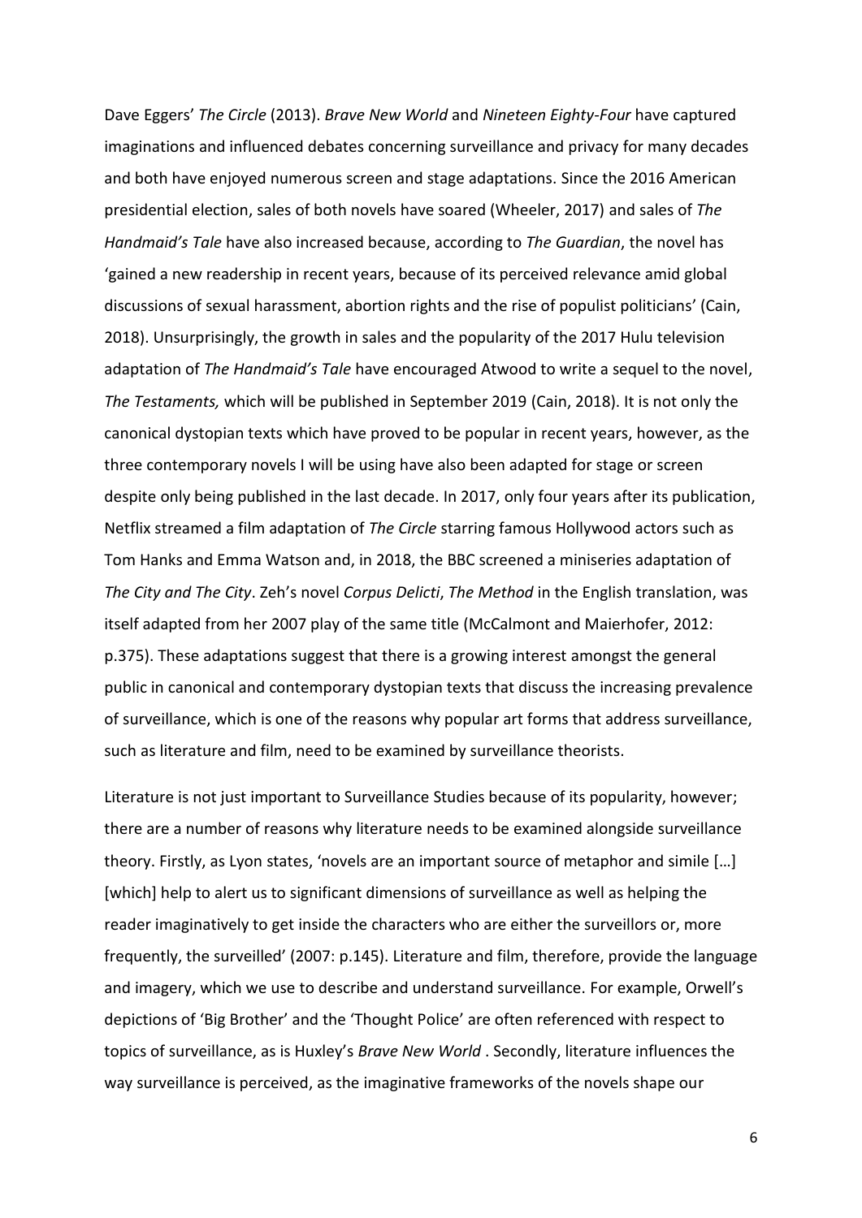Dave Eggers' *The Circle* (2013). *Brave New World* and *Nineteen Eighty-Four* have captured imaginations and influenced debates concerning surveillance and privacy for many decades and both have enjoyed numerous screen and stage adaptations. Since the 2016 American presidential election, sales of both novels have soared (Wheeler, 2017) and sales of *The Handmaid's Tale* have also increased because, according to *The Guardian*, the novel has 'gained a new readership in recent years, because of its perceived relevance amid global discussions of sexual harassment, abortion rights and the rise of populist politicians' (Cain, 2018). Unsurprisingly, the growth in sales and the popularity of the 2017 Hulu television adaptation of *The Handmaid's Tale* have encouraged Atwood to write a sequel to the novel, *The Testaments,* which will be published in September 2019 (Cain, 2018). It is not only the canonical dystopian texts which have proved to be popular in recent years, however, as the three contemporary novels I will be using have also been adapted for stage or screen despite only being published in the last decade. In 2017, only four years after its publication, Netflix streamed a film adaptation of *The Circle* starring famous Hollywood actors such as Tom Hanks and Emma Watson and, in 2018, the BBC screened a miniseries adaptation of *The City and The City*. Zeh's novel *Corpus Delicti*, *The Method* in the English translation, was itself adapted from her 2007 play of the same title (McCalmont and Maierhofer, 2012: p.375). These adaptations suggest that there is a growing interest amongst the general public in canonical and contemporary dystopian texts that discuss the increasing prevalence of surveillance, which is one of the reasons why popular art forms that address surveillance, such as literature and film, need to be examined by surveillance theorists.

Literature is not just important to Surveillance Studies because of its popularity, however; there are a number of reasons why literature needs to be examined alongside surveillance theory. Firstly, as Lyon states, 'novels are an important source of metaphor and simile […] [which] help to alert us to significant dimensions of surveillance as well as helping the reader imaginatively to get inside the characters who are either the surveillors or, more frequently, the surveilled' (2007: p.145). Literature and film, therefore, provide the language and imagery, which we use to describe and understand surveillance. For example, Orwell's depictions of 'Big Brother' and the 'Thought Police' are often referenced with respect to topics of surveillance, as is Huxley's *Brave New World* . Secondly, literature influences the way surveillance is perceived, as the imaginative frameworks of the novels shape our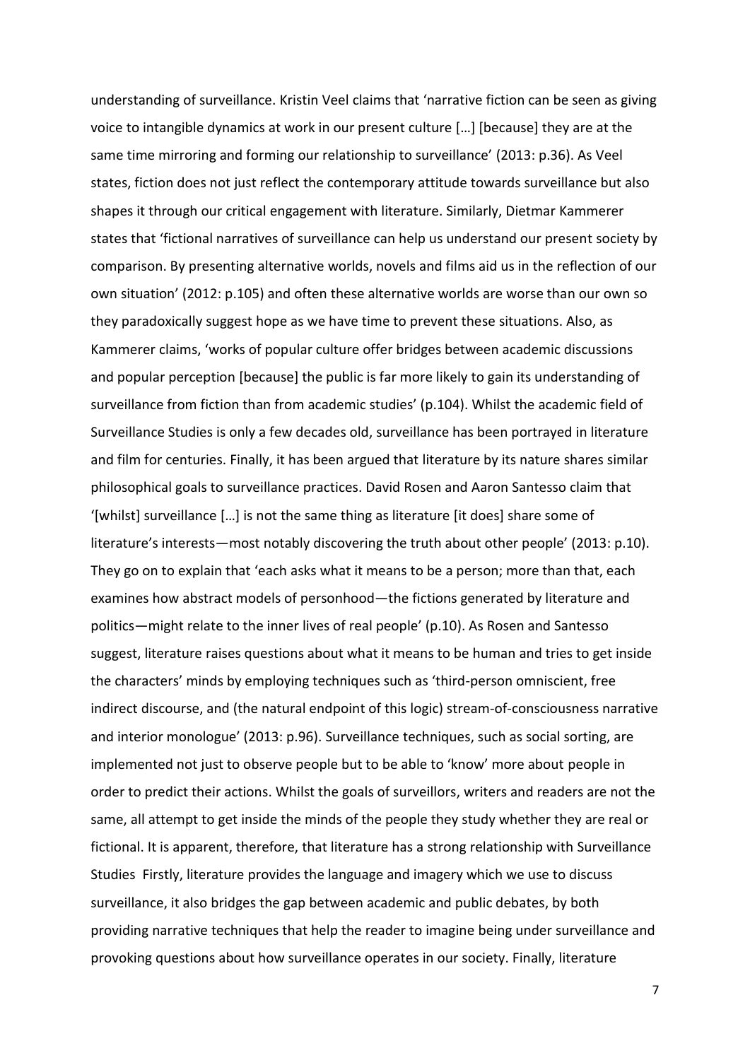understanding of surveillance. Kristin Veel claims that 'narrative fiction can be seen as giving voice to intangible dynamics at work in our present culture […] [because] they are at the same time mirroring and forming our relationship to surveillance' (2013: p.36). As Veel states, fiction does not just reflect the contemporary attitude towards surveillance but also shapes it through our critical engagement with literature. Similarly, Dietmar Kammerer states that 'fictional narratives of surveillance can help us understand our present society by comparison. By presenting alternative worlds, novels and films aid us in the reflection of our own situation' (2012: p.105) and often these alternative worlds are worse than our own so they paradoxically suggest hope as we have time to prevent these situations. Also, as Kammerer claims, 'works of popular culture offer bridges between academic discussions and popular perception [because] the public is far more likely to gain its understanding of surveillance from fiction than from academic studies' (p.104). Whilst the academic field of Surveillance Studies is only a few decades old, surveillance has been portrayed in literature and film for centuries. Finally, it has been argued that literature by its nature shares similar philosophical goals to surveillance practices. David Rosen and Aaron Santesso claim that '[whilst] surveillance […] is not the same thing as literature [it does] share some of literature's interests—most notably discovering the truth about other people' (2013: p.10). They go on to explain that 'each asks what it means to be a person; more than that, each examines how abstract models of personhood—the fictions generated by literature and politics—might relate to the inner lives of real people' (p.10). As Rosen and Santesso suggest, literature raises questions about what it means to be human and tries to get inside the characters' minds by employing techniques such as 'third-person omniscient, free indirect discourse, and (the natural endpoint of this logic) stream-of-consciousness narrative and interior monologue' (2013: p.96). Surveillance techniques, such as social sorting, are implemented not just to observe people but to be able to 'know' more about people in order to predict their actions. Whilst the goals of surveillors, writers and readers are not the same, all attempt to get inside the minds of the people they study whether they are real or fictional. It is apparent, therefore, that literature has a strong relationship with Surveillance Studies  Firstly, literature provides the language and imagery which we use to discuss surveillance, it also bridges the gap between academic and public debates, by both providing narrative techniques that help the reader to imagine being under surveillance and provoking questions about how surveillance operates in our society. Finally, literature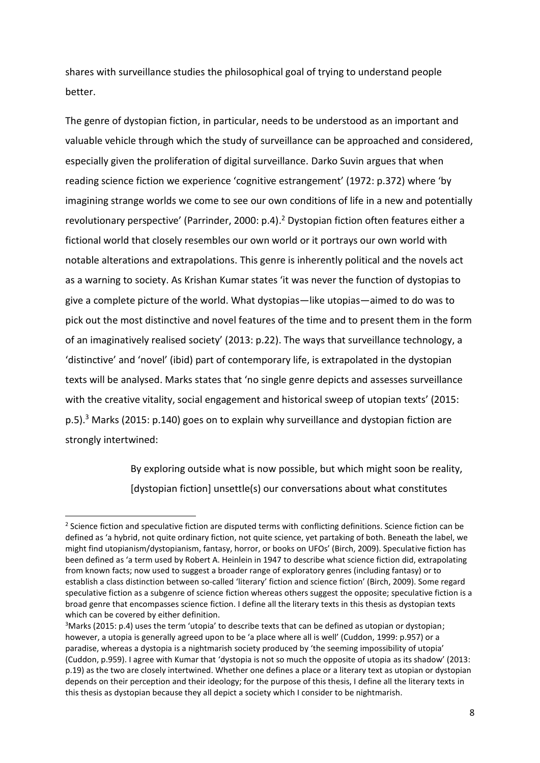shares with surveillance studies the philosophical goal of trying to understand people better.

The genre of dystopian fiction, in particular, needs to be understood as an important and valuable vehicle through which the study of surveillance can be approached and considered, especially given the proliferation of digital surveillance. Darko Suvin argues that when reading science fiction we experience 'cognitive estrangement' (1972: p.372) where 'by imagining strange worlds we come to see our own conditions of life in a new and potentially revolutionary perspective' (Parrinder, 2000: p.4).[2] Dystopian fiction often features either a fictional world that closely resembles our own world or it portrays our own world with notable alterations and extrapolations. This genre is inherently political and the novels act as a warning to society. As Krishan Kumar states 'it was never the function of dystopias to give a complete picture of the world. What dystopias—like utopias—aimed to do was to pick out the most distinctive and novel features of the time and to present them in the form of an imaginatively realised society' (2013: p.22). The ways that surveillance technology, a 'distinctive' and 'novel' (ibid) part of contemporary life, is extrapolated in the dystopian texts will be analysed. Marks states that 'no single genre depicts and assesses surveillance with the creative vitality, social engagement and historical sweep of utopian texts' (2015: p.5).[3] Marks (2015: p.140) goes on to explain why surveillance and dystopian fiction are strongly intertwined:

> By exploring outside what is now possible, but which might soon be reality, [dystopian fiction] unsettle(s) our conversations about what constitutes

---

[2] Science fiction and speculative fiction are disputed terms with conflicting definitions. Science fiction can be defined as 'a hybrid, not quite ordinary fiction, not quite science, yet partaking of both. Beneath the label, we might find utopianism/dystopianism, fantasy, horror, or books on UFOs' (Birch, 2009). Speculative fiction has been defined as 'a term used by Robert A. Heinlein in 1947 to describe what science fiction did, extrapolating from known facts; now used to suggest a broader range of exploratory genres (including fantasy) or to establish a class distinction between so-called 'literary' fiction and science fiction' (Birch, 2009). Some regard speculative fiction as a subgenre of science fiction whereas others suggest the opposite; speculative fiction is a broad genre that encompasses science fiction. I define all the literary texts in this thesis as dystopian texts which can be covered by either definition.

[3] Marks (2015: p.4) uses the term 'utopia' to describe texts that can be defined as utopian or dystopian; however, a utopia is generally agreed upon to be 'a place where all is well' (Cuddon, 1999: p.957) or a paradise, whereas a dystopia is a nightmarish society produced by 'the seeming impossibility of utopia' (Cuddon, p.959). I agree with Kumar that 'dystopia is not so much the opposite of utopia as its shadow' (2013: p.19) as the two are closely intertwined. Whether one defines a place or a literary text as utopian or dystopian depends on their perception and their ideology; for the purpose of this thesis, I define all the literary texts in this thesis as dystopian because they all depict a society which I consider to be nightmarish.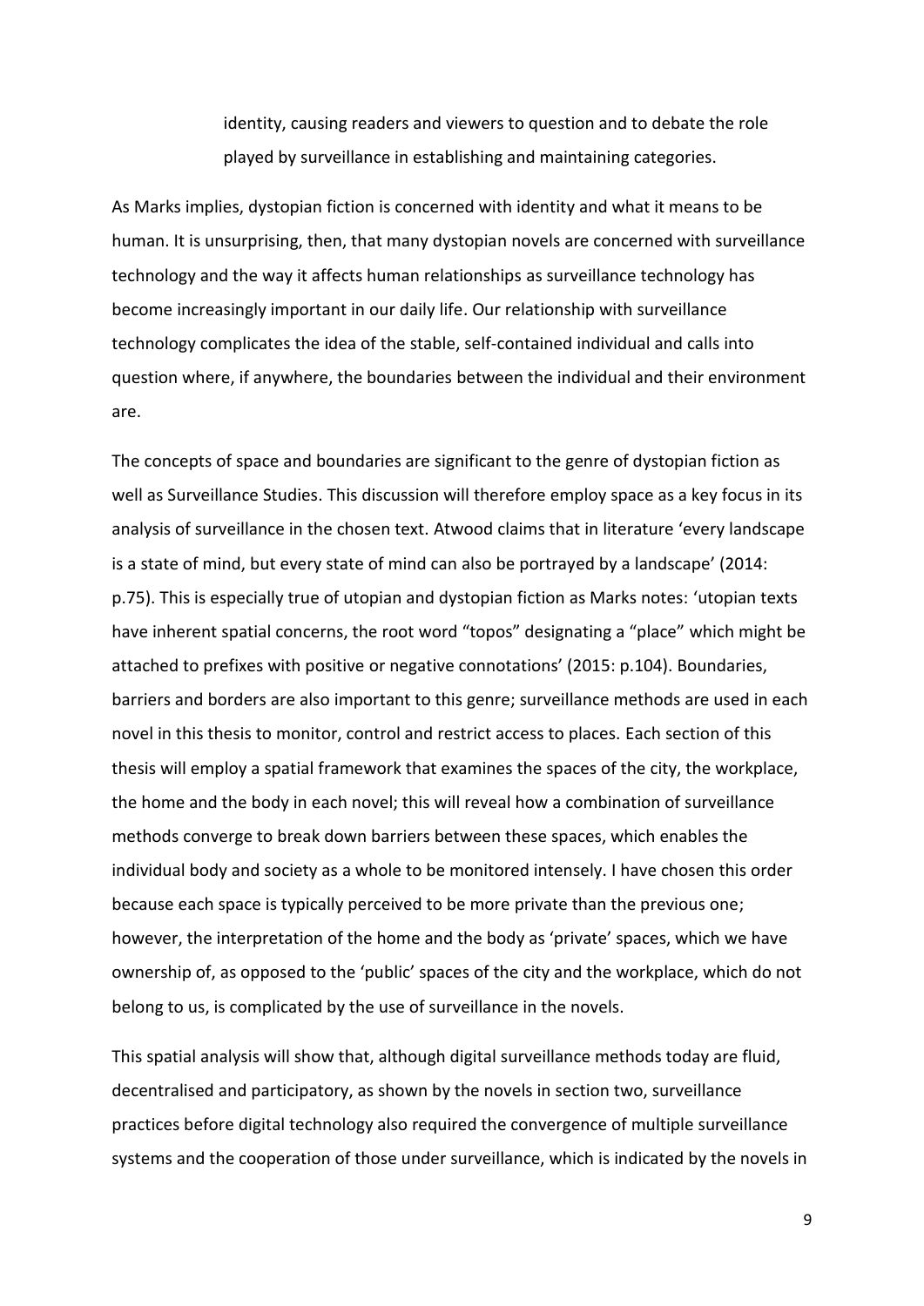> identity, causing readers and viewers to question and to debate the role played by surveillance in establishing and maintaining categories.

As Marks implies, dystopian fiction is concerned with identity and what it means to be human. It is unsurprising, then, that many dystopian novels are concerned with surveillance technology and the way it affects human relationships as surveillance technology has become increasingly important in our daily life. Our relationship with surveillance technology complicates the idea of the stable, self-contained individual and calls into question where, if anywhere, the boundaries between the individual and their environment are.

The concepts of space and boundaries are significant to the genre of dystopian fiction as well as Surveillance Studies. This discussion will therefore employ space as a key focus in its analysis of surveillance in the chosen text. Atwood claims that in literature 'every landscape is a state of mind, but every state of mind can also be portrayed by a landscape' (2014: p.75). This is especially true of utopian and dystopian fiction as Marks notes: 'utopian texts have inherent spatial concerns, the root word "topos" designating a "place" which might be attached to prefixes with positive or negative connotations' (2015: p.104). Boundaries, barriers and borders are also important to this genre; surveillance methods are used in each novel in this thesis to monitor, control and restrict access to places. Each section of this thesis will employ a spatial framework that examines the spaces of the city, the workplace, the home and the body in each novel; this will reveal how a combination of surveillance methods converge to break down barriers between these spaces, which enables the individual body and society as a whole to be monitored intensely. I have chosen this order because each space is typically perceived to be more private than the previous one; however, the interpretation of the home and the body as 'private' spaces, which we have ownership of, as opposed to the 'public' spaces of the city and the workplace, which do not belong to us, is complicated by the use of surveillance in the novels.

This spatial analysis will show that, although digital surveillance methods today are fluid, decentralised and participatory, as shown by the novels in section two, surveillance practices before digital technology also required the convergence of multiple surveillance systems and the cooperation of those under surveillance, which is indicated by the novels in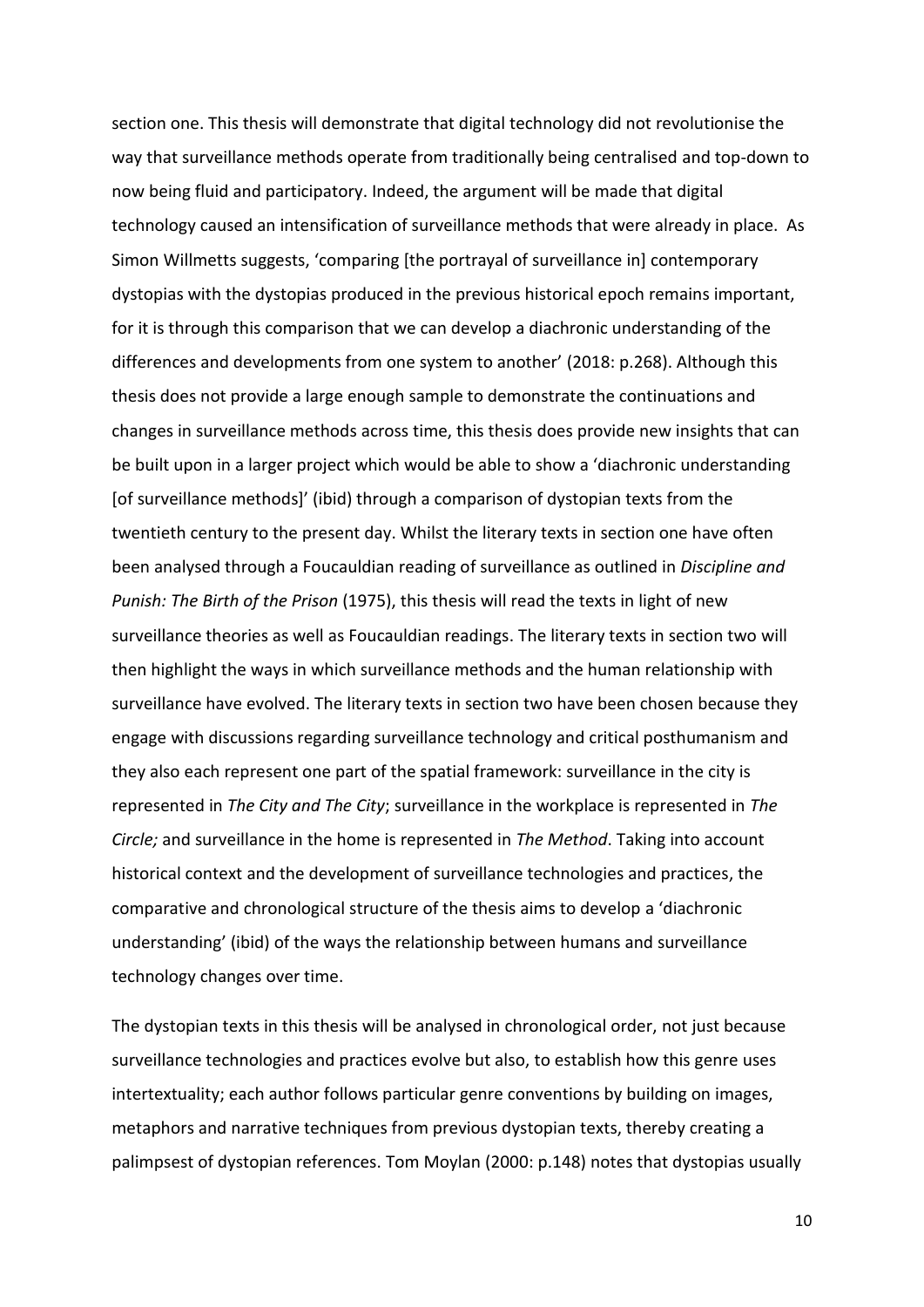section one. This thesis will demonstrate that digital technology did not revolutionise the way that surveillance methods operate from traditionally being centralised and top-down to now being fluid and participatory. Indeed, the argument will be made that digital technology caused an intensification of surveillance methods that were already in place. As Simon Willmetts suggests, 'comparing [the portrayal of surveillance in] contemporary dystopias with the dystopias produced in the previous historical epoch remains important, for it is through this comparison that we can develop a diachronic understanding of the differences and developments from one system to another' (2018: p.268). Although this thesis does not provide a large enough sample to demonstrate the continuations and changes in surveillance methods across time, this thesis does provide new insights that can be built upon in a larger project which would be able to show a 'diachronic understanding [of surveillance methods]' (ibid) through a comparison of dystopian texts from the twentieth century to the present day. Whilst the literary texts in section one have often been analysed through a Foucauldian reading of surveillance as outlined in *Discipline and Punish: The Birth of the Prison* (1975), this thesis will read the texts in light of new surveillance theories as well as Foucauldian readings. The literary texts in section two will then highlight the ways in which surveillance methods and the human relationship with surveillance have evolved. The literary texts in section two have been chosen because they engage with discussions regarding surveillance technology and critical posthumanism and they also each represent one part of the spatial framework: surveillance in the city is represented in *The City and The City*; surveillance in the workplace is represented in *The Circle;* and surveillance in the home is represented in *The Method*. Taking into account historical context and the development of surveillance technologies and practices, the comparative and chronological structure of the thesis aims to develop a 'diachronic understanding' (ibid) of the ways the relationship between humans and surveillance technology changes over time.

The dystopian texts in this thesis will be analysed in chronological order, not just because surveillance technologies and practices evolve but also, to establish how this genre uses intertextuality; each author follows particular genre conventions by building on images, metaphors and narrative techniques from previous dystopian texts, thereby creating a palimpsest of dystopian references. Tom Moylan (2000: p.148) notes that dystopias usually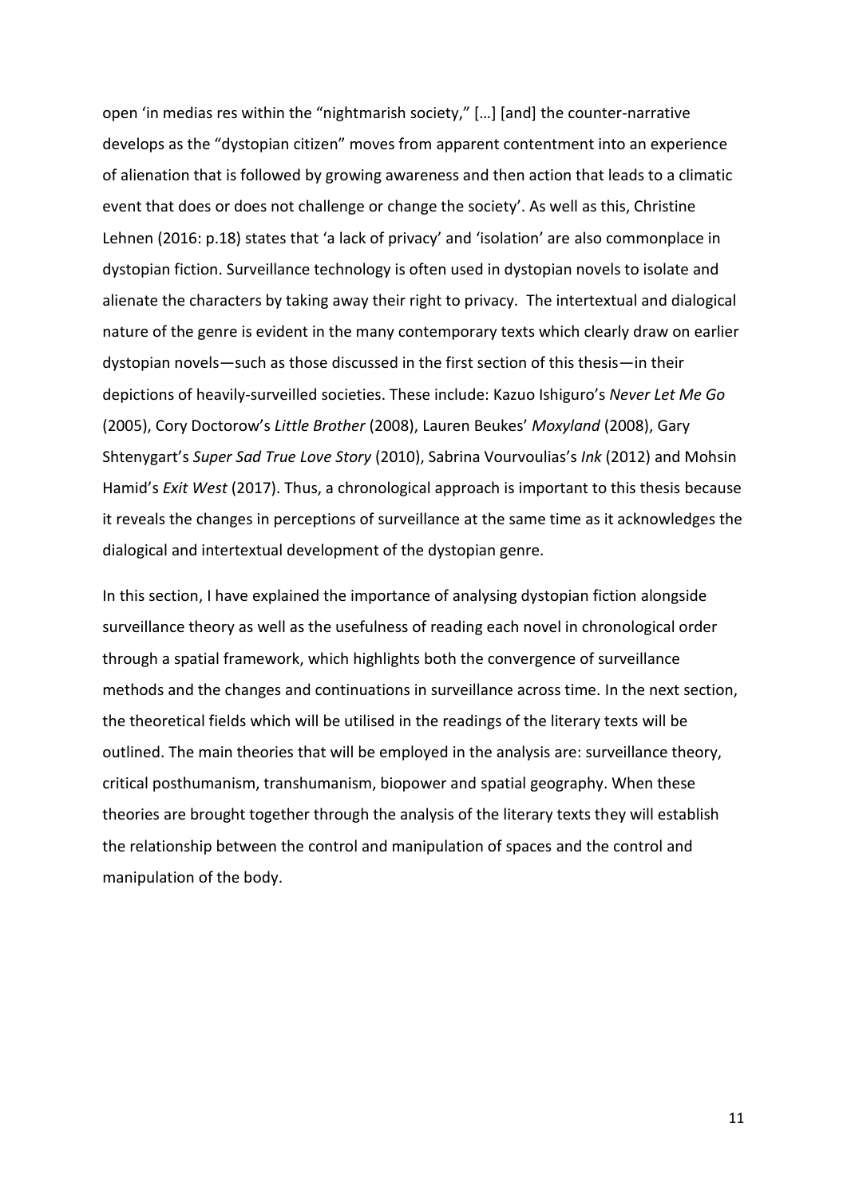open 'in medias res within the "nightmarish society," […] [and] the counter-narrative develops as the "dystopian citizen" moves from apparent contentment into an experience of alienation that is followed by growing awareness and then action that leads to a climatic event that does or does not challenge or change the society'. As well as this, Christine Lehnen (2016: p.18) states that 'a lack of privacy' and 'isolation' are also commonplace in dystopian fiction. Surveillance technology is often used in dystopian novels to isolate and alienate the characters by taking away their right to privacy. The intertextual and dialogical nature of the genre is evident in the many contemporary texts which clearly draw on earlier dystopian novels—such as those discussed in the first section of this thesis—in their depictions of heavily-surveilled societies. These include: Kazuo Ishiguro's *Never Let Me Go* (2005), Cory Doctorow's *Little Brother* (2008), Lauren Beukes' *Moxyland* (2008), Gary Shtenygart's *Super Sad True Love Story* (2010), Sabrina Vourvoulias's *Ink* (2012) and Mohsin Hamid's *Exit West* (2017). Thus, a chronological approach is important to this thesis because it reveals the changes in perceptions of surveillance at the same time as it acknowledges the dialogical and intertextual development of the dystopian genre.

In this section, I have explained the importance of analysing dystopian fiction alongside surveillance theory as well as the usefulness of reading each novel in chronological order through a spatial framework, which highlights both the convergence of surveillance methods and the changes and continuations in surveillance across time. In the next section, the theoretical fields which will be utilised in the readings of the literary texts will be outlined. The main theories that will be employed in the analysis are: surveillance theory, critical posthumanism, transhumanism, biopower and spatial geography. When these theories are brought together through the analysis of the literary texts they will establish the relationship between the control and manipulation of spaces and the control and manipulation of the body.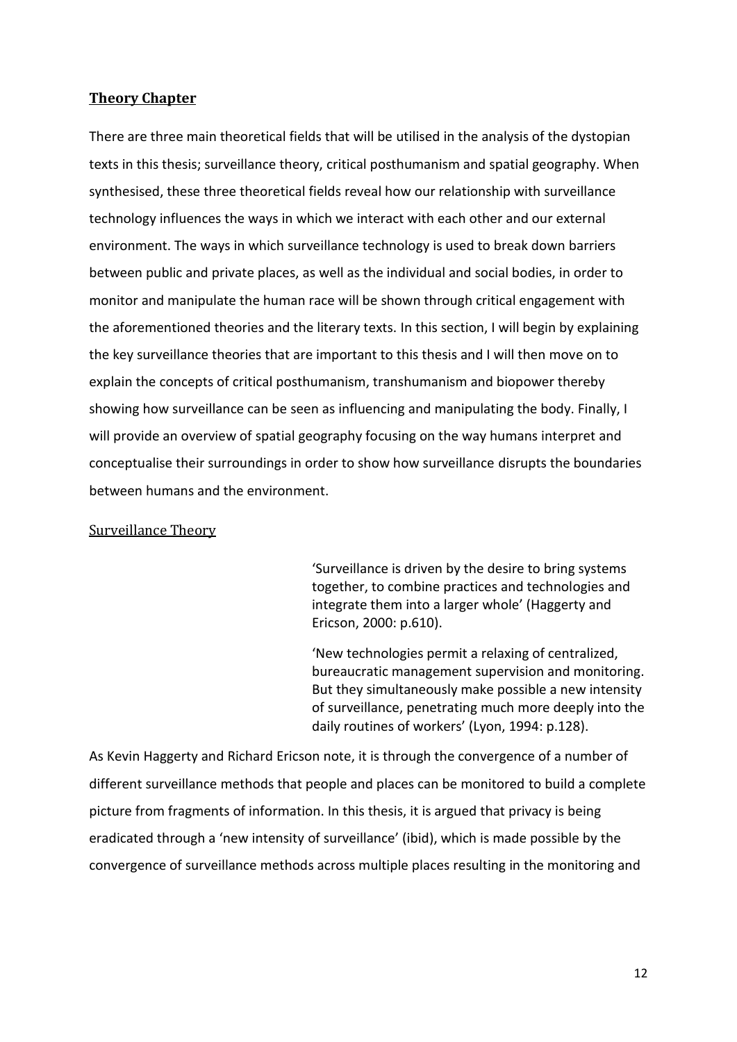## Theory Chapter

There are three main theoretical fields that will be utilised in the analysis of the dystopian texts in this thesis; surveillance theory, critical posthumanism and spatial geography. When synthesised, these three theoretical fields reveal how our relationship with surveillance technology influences the ways in which we interact with each other and our external environment. The ways in which surveillance technology is used to break down barriers between public and private places, as well as the individual and social bodies, in order to monitor and manipulate the human race will be shown through critical engagement with the aforementioned theories and the literary texts. In this section, I will begin by explaining the key surveillance theories that are important to this thesis and I will then move on to explain the concepts of critical posthumanism, transhumanism and biopower thereby showing how surveillance can be seen as influencing and manipulating the body. Finally, I will provide an overview of spatial geography focusing on the way humans interpret and conceptualise their surroundings in order to show how surveillance disrupts the boundaries between humans and the environment.

### Surveillance Theory

> 'Surveillance is driven by the desire to bring systems together, to combine practices and technologies and integrate them into a larger whole' (Haggerty and Ericson, 2000: p.610).
>
> 'New technologies permit a relaxing of centralized, bureaucratic management supervision and monitoring. But they simultaneously make possible a new intensity of surveillance, penetrating much more deeply into the daily routines of workers' (Lyon, 1994: p.128).

As Kevin Haggerty and Richard Ericson note, it is through the convergence of a number of different surveillance methods that people and places can be monitored to build a complete picture from fragments of information. In this thesis, it is argued that privacy is being eradicated through a 'new intensity of surveillance' (ibid), which is made possible by the convergence of surveillance methods across multiple places resulting in the monitoring and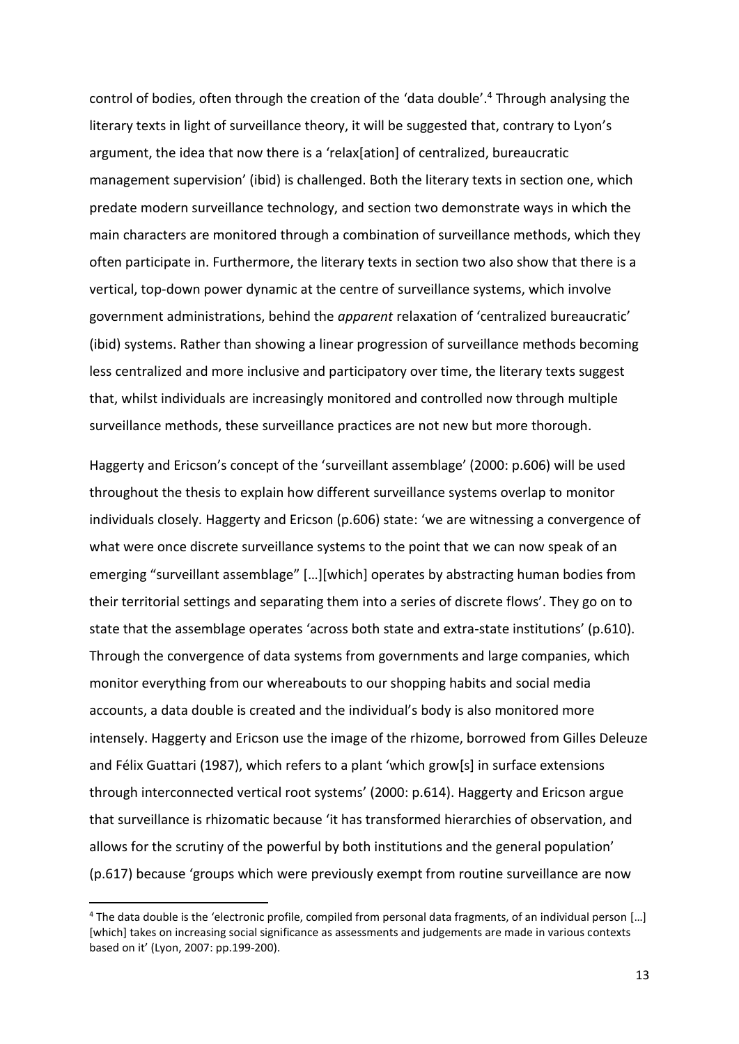control of bodies, often through the creation of the 'data double'.[4] Through analysing the literary texts in light of surveillance theory, it will be suggested that, contrary to Lyon's argument, the idea that now there is a 'relax[ation] of centralized, bureaucratic management supervision' (ibid) is challenged. Both the literary texts in section one, which predate modern surveillance technology, and section two demonstrate ways in which the main characters are monitored through a combination of surveillance methods, which they often participate in. Furthermore, the literary texts in section two also show that there is a vertical, top-down power dynamic at the centre of surveillance systems, which involve government administrations, behind the *apparent* relaxation of 'centralized bureaucratic' (ibid) systems. Rather than showing a linear progression of surveillance methods becoming less centralized and more inclusive and participatory over time, the literary texts suggest that, whilst individuals are increasingly monitored and controlled now through multiple surveillance methods, these surveillance practices are not new but more thorough.

Haggerty and Ericson's concept of the 'surveillant assemblage' (2000: p.606) will be used throughout the thesis to explain how different surveillance systems overlap to monitor individuals closely. Haggerty and Ericson (p.606) state: 'we are witnessing a convergence of what were once discrete surveillance systems to the point that we can now speak of an emerging "surveillant assemblage" […][which] operates by abstracting human bodies from their territorial settings and separating them into a series of discrete flows'. They go on to state that the assemblage operates 'across both state and extra-state institutions' (p.610). Through the convergence of data systems from governments and large companies, which monitor everything from our whereabouts to our shopping habits and social media accounts, a data double is created and the individual's body is also monitored more intensely. Haggerty and Ericson use the image of the rhizome, borrowed from Gilles Deleuze and Félix Guattari (1987), which refers to a plant 'which grow[s] in surface extensions through interconnected vertical root systems' (2000: p.614). Haggerty and Ericson argue that surveillance is rhizomatic because 'it has transformed hierarchies of observation, and allows for the scrutiny of the powerful by both institutions and the general population' (p.617) because 'groups which were previously exempt from routine surveillance are now

[4] The data double is the 'electronic profile, compiled from personal data fragments, of an individual person […] [which] takes on increasing social significance as assessments and judgements are made in various contexts based on it' (Lyon, 2007: pp.199-200).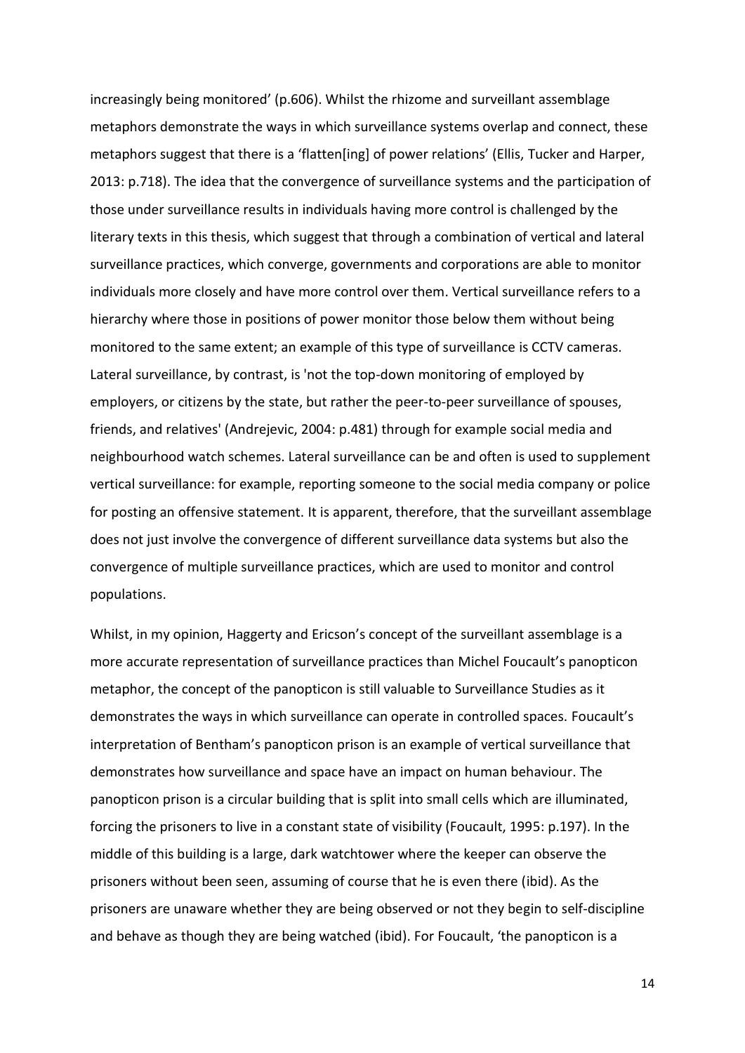increasingly being monitored' (p.606). Whilst the rhizome and surveillant assemblage metaphors demonstrate the ways in which surveillance systems overlap and connect, these metaphors suggest that there is a 'flatten[ing] of power relations' (Ellis, Tucker and Harper, 2013: p.718). The idea that the convergence of surveillance systems and the participation of those under surveillance results in individuals having more control is challenged by the literary texts in this thesis, which suggest that through a combination of vertical and lateral surveillance practices, which converge, governments and corporations are able to monitor individuals more closely and have more control over them. Vertical surveillance refers to a hierarchy where those in positions of power monitor those below them without being monitored to the same extent; an example of this type of surveillance is CCTV cameras. Lateral surveillance, by contrast, is 'not the top-down monitoring of employed by employers, or citizens by the state, but rather the peer-to-peer surveillance of spouses, friends, and relatives' (Andrejevic, 2004: p.481) through for example social media and neighbourhood watch schemes. Lateral surveillance can be and often is used to supplement vertical surveillance: for example, reporting someone to the social media company or police for posting an offensive statement. It is apparent, therefore, that the surveillant assemblage does not just involve the convergence of different surveillance data systems but also the convergence of multiple surveillance practices, which are used to monitor and control populations.

Whilst, in my opinion, Haggerty and Ericson's concept of the surveillant assemblage is a more accurate representation of surveillance practices than Michel Foucault's panopticon metaphor, the concept of the panopticon is still valuable to Surveillance Studies as it demonstrates the ways in which surveillance can operate in controlled spaces. Foucault's interpretation of Bentham's panopticon prison is an example of vertical surveillance that demonstrates how surveillance and space have an impact on human behaviour. The panopticon prison is a circular building that is split into small cells which are illuminated, forcing the prisoners to live in a constant state of visibility (Foucault, 1995: p.197). In the middle of this building is a large, dark watchtower where the keeper can observe the prisoners without been seen, assuming of course that he is even there (ibid). As the prisoners are unaware whether they are being observed or not they begin to self-discipline and behave as though they are being watched (ibid). For Foucault, 'the panopticon is a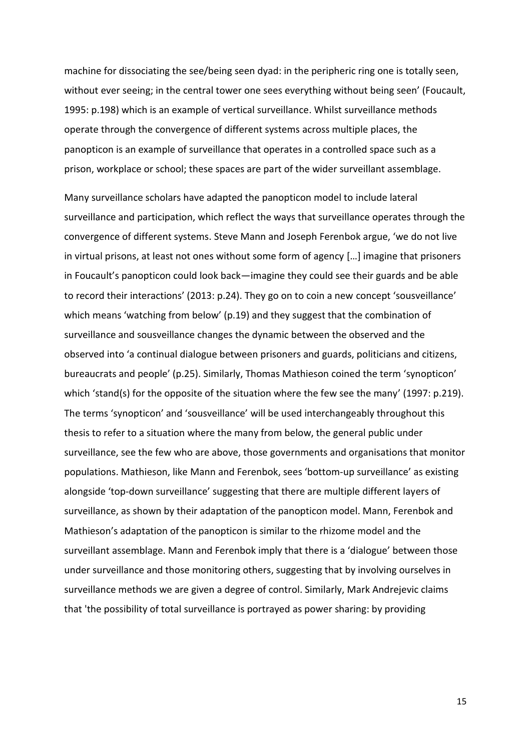machine for dissociating the see/being seen dyad: in the peripheric ring one is totally seen, without ever seeing; in the central tower one sees everything without being seen' (Foucault, 1995: p.198) which is an example of vertical surveillance. Whilst surveillance methods operate through the convergence of different systems across multiple places, the panopticon is an example of surveillance that operates in a controlled space such as a prison, workplace or school; these spaces are part of the wider surveillant assemblage.

Many surveillance scholars have adapted the panopticon model to include lateral surveillance and participation, which reflect the ways that surveillance operates through the convergence of different systems. Steve Mann and Joseph Ferenbok argue, 'we do not live in virtual prisons, at least not ones without some form of agency […] imagine that prisoners in Foucault's panopticon could look back—imagine they could see their guards and be able to record their interactions' (2013: p.24). They go on to coin a new concept 'sousveillance' which means 'watching from below' (p.19) and they suggest that the combination of surveillance and sousveillance changes the dynamic between the observed and the observed into 'a continual dialogue between prisoners and guards, politicians and citizens, bureaucrats and people' (p.25). Similarly, Thomas Mathieson coined the term 'synopticon' which 'stand(s) for the opposite of the situation where the few see the many' (1997: p.219). The terms 'synopticon' and 'sousveillance' will be used interchangeably throughout this thesis to refer to a situation where the many from below, the general public under surveillance, see the few who are above, those governments and organisations that monitor populations. Mathieson, like Mann and Ferenbok, sees 'bottom-up surveillance' as existing alongside 'top-down surveillance' suggesting that there are multiple different layers of surveillance, as shown by their adaptation of the panopticon model. Mann, Ferenbok and Mathieson's adaptation of the panopticon is similar to the rhizome model and the surveillant assemblage. Mann and Ferenbok imply that there is a 'dialogue' between those under surveillance and those monitoring others, suggesting that by involving ourselves in surveillance methods we are given a degree of control. Similarly, Mark Andrejevic claims that 'the possibility of total surveillance is portrayed as power sharing: by providing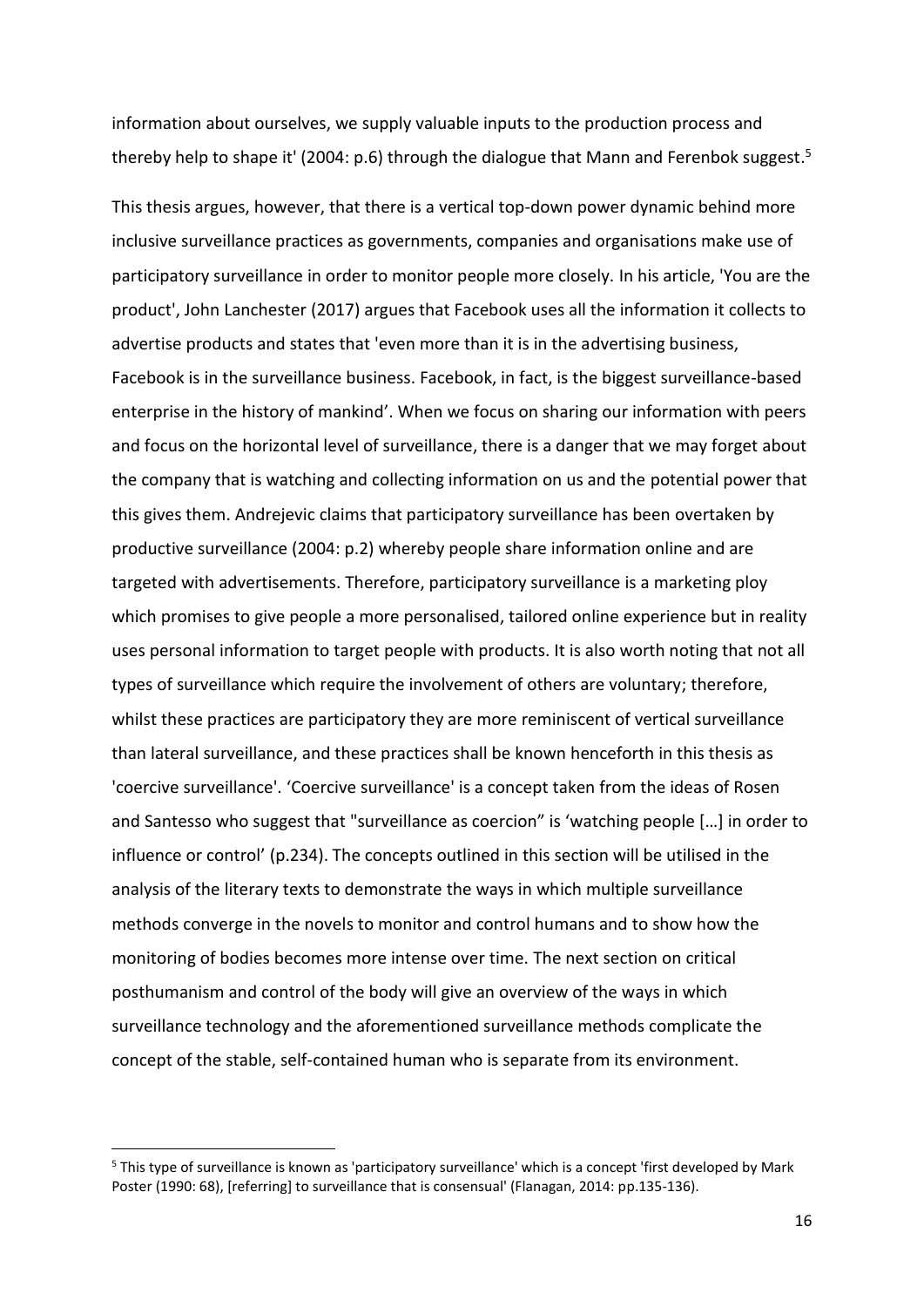information about ourselves, we supply valuable inputs to the production process and thereby help to shape it' (2004: p.6) through the dialogue that Mann and Ferenbok suggest.[5]

This thesis argues, however, that there is a vertical top-down power dynamic behind more inclusive surveillance practices as governments, companies and organisations make use of participatory surveillance in order to monitor people more closely. In his article, 'You are the product', John Lanchester (2017) argues that Facebook uses all the information it collects to advertise products and states that 'even more than it is in the advertising business, Facebook is in the surveillance business. Facebook, in fact, is the biggest surveillance-based enterprise in the history of mankind'. When we focus on sharing our information with peers and focus on the horizontal level of surveillance, there is a danger that we may forget about the company that is watching and collecting information on us and the potential power that this gives them. Andrejevic claims that participatory surveillance has been overtaken by productive surveillance (2004: p.2) whereby people share information online and are targeted with advertisements. Therefore, participatory surveillance is a marketing ploy which promises to give people a more personalised, tailored online experience but in reality uses personal information to target people with products. It is also worth noting that not all types of surveillance which require the involvement of others are voluntary; therefore, whilst these practices are participatory they are more reminiscent of vertical surveillance than lateral surveillance, and these practices shall be known henceforth in this thesis as 'coercive surveillance'. 'Coercive surveillance' is a concept taken from the ideas of Rosen and Santesso who suggest that "surveillance as coercion" is 'watching people […] in order to influence or control' (p.234). The concepts outlined in this section will be utilised in the analysis of the literary texts to demonstrate the ways in which multiple surveillance methods converge in the novels to monitor and control humans and to show how the monitoring of bodies becomes more intense over time. The next section on critical posthumanism and control of the body will give an overview of the ways in which surveillance technology and the aforementioned surveillance methods complicate the concept of the stable, self-contained human who is separate from its environment.

---

[5] This type of surveillance is known as 'participatory surveillance' which is a concept 'first developed by Mark Poster (1990: 68), [referring] to surveillance that is consensual' (Flanagan, 2014: pp.135-136).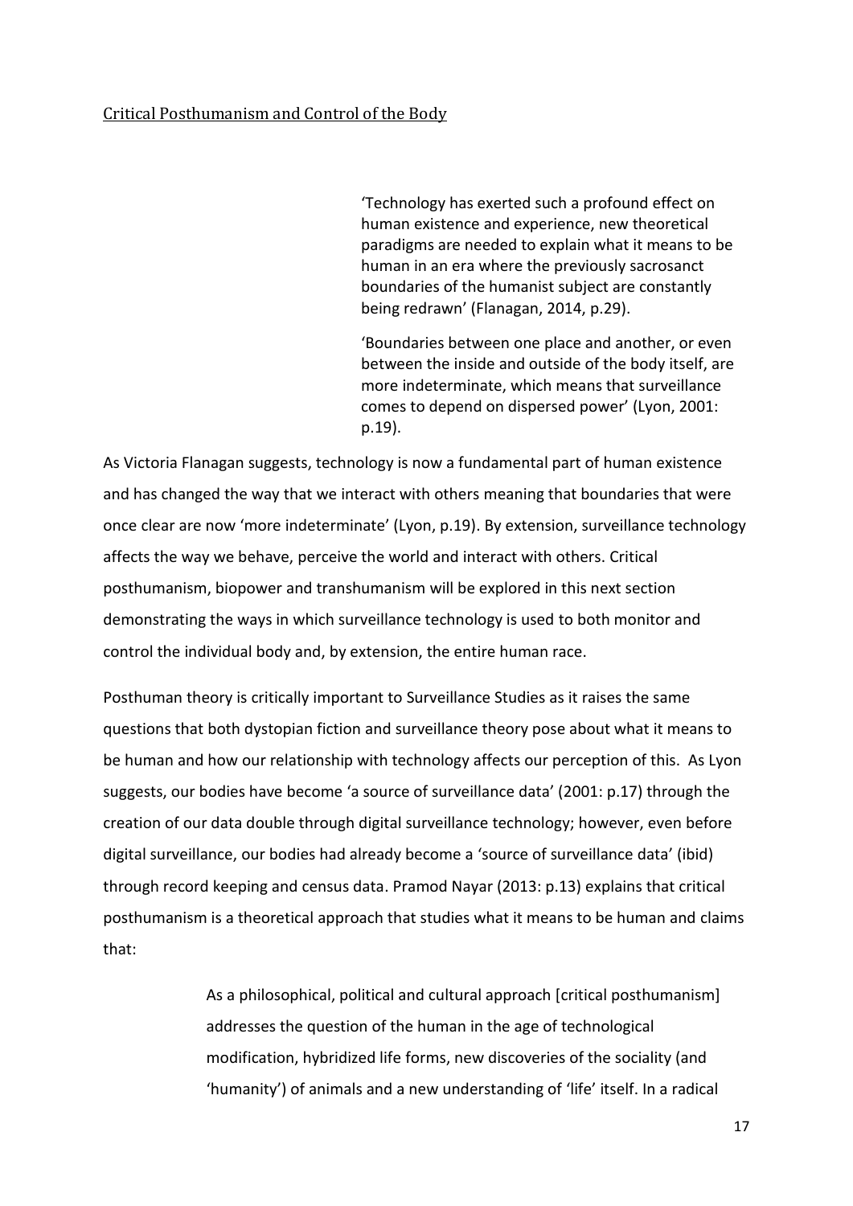## Critical Posthumanism and Control of the Body

> 'Technology has exerted such a profound effect on human existence and experience, new theoretical paradigms are needed to explain what it means to be human in an era where the previously sacrosanct boundaries of the humanist subject are constantly being redrawn' (Flanagan, 2014, p.29).
>
> 'Boundaries between one place and another, or even between the inside and outside of the body itself, are more indeterminate, which means that surveillance comes to depend on dispersed power' (Lyon, 2001: p.19).

As Victoria Flanagan suggests, technology is now a fundamental part of human existence and has changed the way that we interact with others meaning that boundaries that were once clear are now 'more indeterminate' (Lyon, p.19). By extension, surveillance technology affects the way we behave, perceive the world and interact with others. Critical posthumanism, biopower and transhumanism will be explored in this next section demonstrating the ways in which surveillance technology is used to both monitor and control the individual body and, by extension, the entire human race.

Posthuman theory is critically important to Surveillance Studies as it raises the same questions that both dystopian fiction and surveillance theory pose about what it means to be human and how our relationship with technology affects our perception of this. As Lyon suggests, our bodies have become 'a source of surveillance data' (2001: p.17) through the creation of our data double through digital surveillance technology; however, even before digital surveillance, our bodies had already become a 'source of surveillance data' (ibid) through record keeping and census data. Pramod Nayar (2013: p.13) explains that critical posthumanism is a theoretical approach that studies what it means to be human and claims that:

> As a philosophical, political and cultural approach [critical posthumanism] addresses the question of the human in the age of technological modification, hybridized life forms, new discoveries of the sociality (and 'humanity') of animals and a new understanding of 'life' itself. In a radical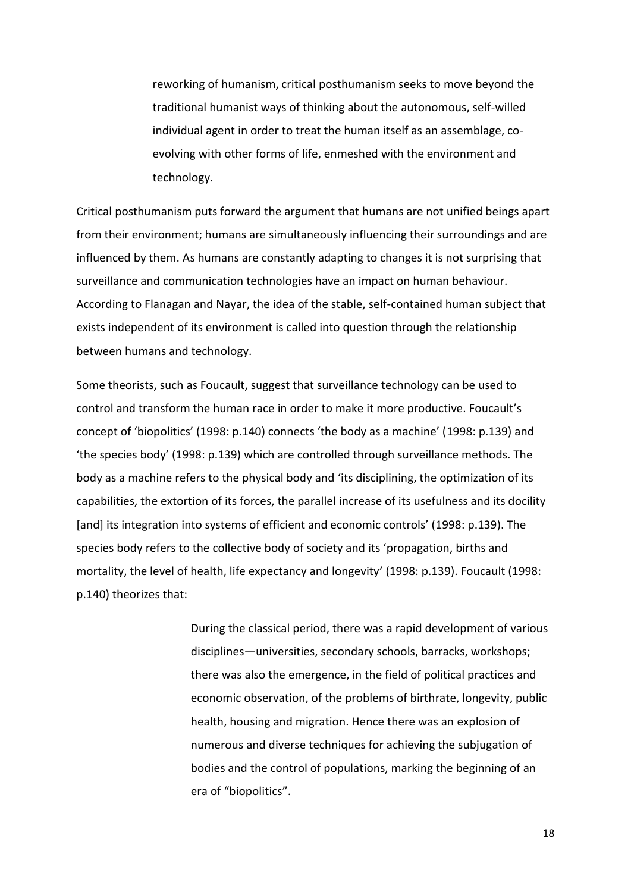> reworking of humanism, critical posthumanism seeks to move beyond the traditional humanist ways of thinking about the autonomous, self-willed individual agent in order to treat the human itself as an assemblage, co-evolving with other forms of life, enmeshed with the environment and technology.

Critical posthumanism puts forward the argument that humans are not unified beings apart from their environment; humans are simultaneously influencing their surroundings and are influenced by them. As humans are constantly adapting to changes it is not surprising that surveillance and communication technologies have an impact on human behaviour. According to Flanagan and Nayar, the idea of the stable, self-contained human subject that exists independent of its environment is called into question through the relationship between humans and technology.

Some theorists, such as Foucault, suggest that surveillance technology can be used to control and transform the human race in order to make it more productive. Foucault's concept of 'biopolitics' (1998: p.140) connects 'the body as a machine' (1998: p.139) and 'the species body' (1998: p.139) which are controlled through surveillance methods. The body as a machine refers to the physical body and 'its disciplining, the optimization of its capabilities, the extortion of its forces, the parallel increase of its usefulness and its docility [and] its integration into systems of efficient and economic controls' (1998: p.139). The species body refers to the collective body of society and its 'propagation, births and mortality, the level of health, life expectancy and longevity' (1998: p.139). Foucault (1998: p.140) theorizes that:

> During the classical period, there was a rapid development of various disciplines—universities, secondary schools, barracks, workshops; there was also the emergence, in the field of political practices and economic observation, of the problems of birthrate, longevity, public health, housing and migration. Hence there was an explosion of numerous and diverse techniques for achieving the subjugation of bodies and the control of populations, marking the beginning of an era of "biopolitics".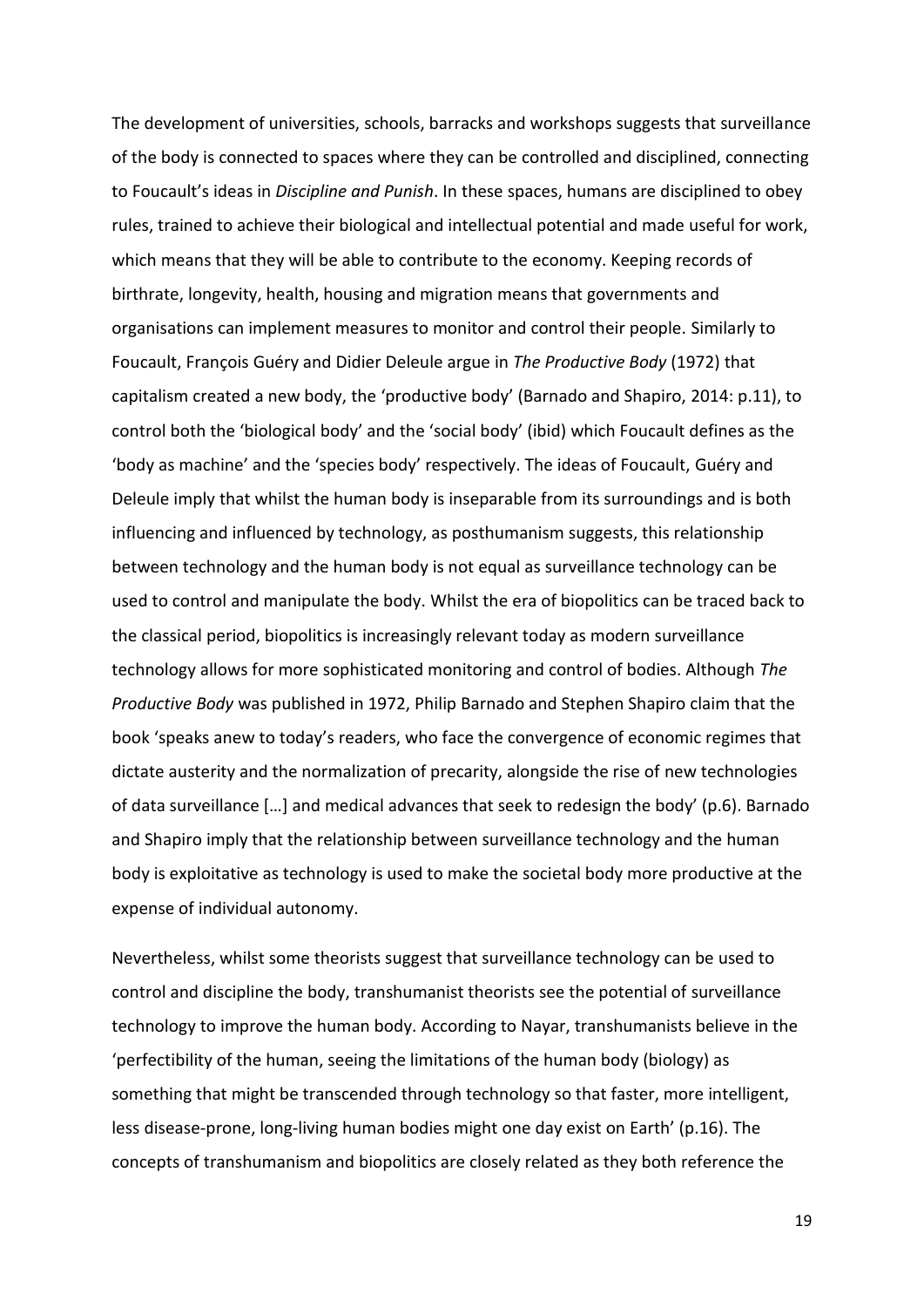The development of universities, schools, barracks and workshops suggests that surveillance of the body is connected to spaces where they can be controlled and disciplined, connecting to Foucault's ideas in *Discipline and Punish*. In these spaces, humans are disciplined to obey rules, trained to achieve their biological and intellectual potential and made useful for work, which means that they will be able to contribute to the economy. Keeping records of birthrate, longevity, health, housing and migration means that governments and organisations can implement measures to monitor and control their people. Similarly to Foucault, François Guéry and Didier Deleule argue in *The Productive Body* (1972) that capitalism created a new body, the 'productive body' (Barnado and Shapiro, 2014: p.11), to control both the 'biological body' and the 'social body' (ibid) which Foucault defines as the 'body as machine' and the 'species body' respectively. The ideas of Foucault, Guéry and Deleule imply that whilst the human body is inseparable from its surroundings and is both influencing and influenced by technology, as posthumanism suggests, this relationship between technology and the human body is not equal as surveillance technology can be used to control and manipulate the body. Whilst the era of biopolitics can be traced back to the classical period, biopolitics is increasingly relevant today as modern surveillance technology allows for more sophisticated monitoring and control of bodies. Although *The Productive Body* was published in 1972, Philip Barnado and Stephen Shapiro claim that the book 'speaks anew to today's readers, who face the convergence of economic regimes that dictate austerity and the normalization of precarity, alongside the rise of new technologies of data surveillance […] and medical advances that seek to redesign the body' (p.6). Barnado and Shapiro imply that the relationship between surveillance technology and the human body is exploitative as technology is used to make the societal body more productive at the expense of individual autonomy.

Nevertheless, whilst some theorists suggest that surveillance technology can be used to control and discipline the body, transhumanist theorists see the potential of surveillance technology to improve the human body. According to Nayar, transhumanists believe in the 'perfectibility of the human, seeing the limitations of the human body (biology) as something that might be transcended through technology so that faster, more intelligent, less disease-prone, long-living human bodies might one day exist on Earth' (p.16). The concepts of transhumanism and biopolitics are closely related as they both reference the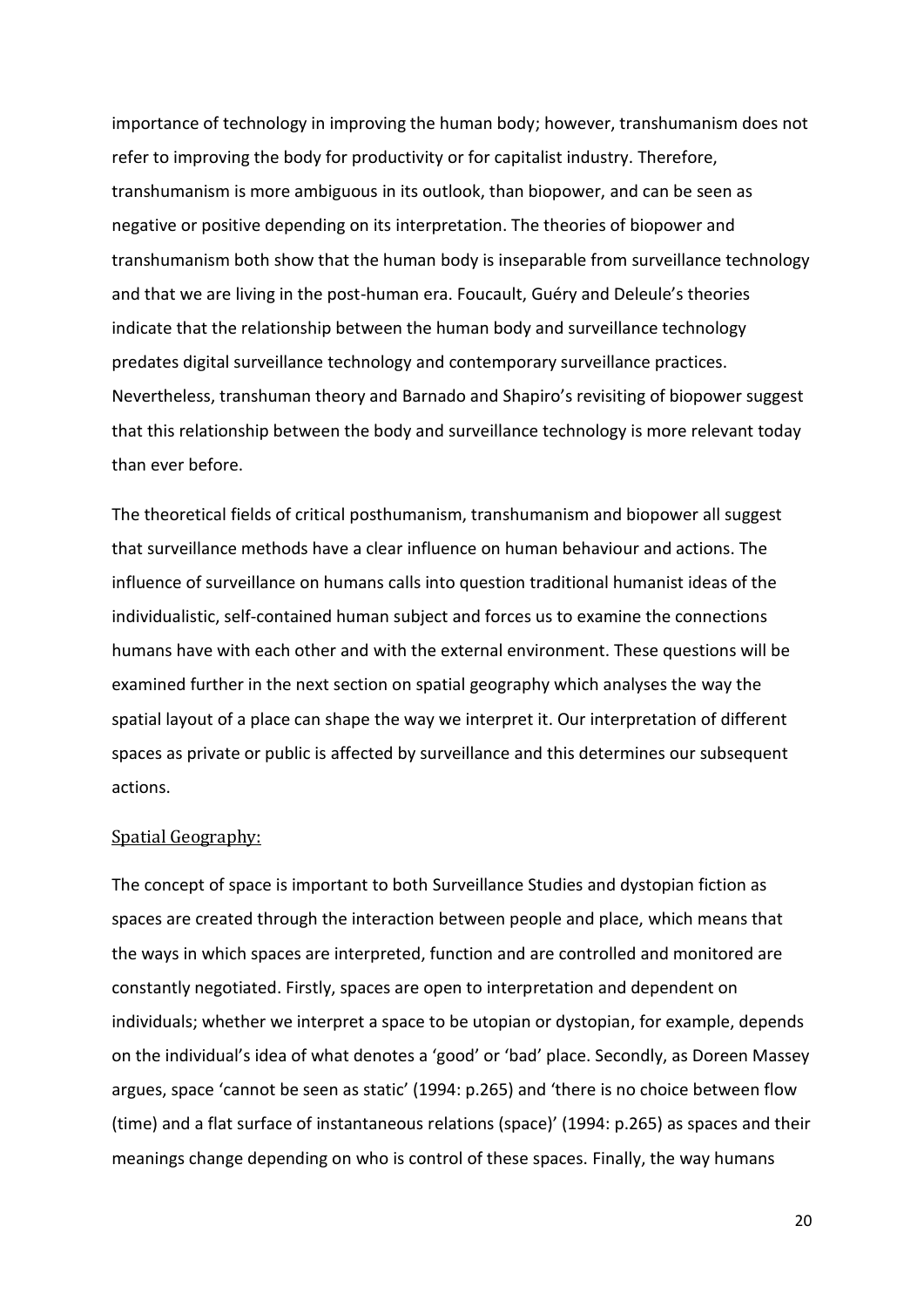importance of technology in improving the human body; however, transhumanism does not refer to improving the body for productivity or for capitalist industry. Therefore, transhumanism is more ambiguous in its outlook, than biopower, and can be seen as negative or positive depending on its interpretation. The theories of biopower and transhumanism both show that the human body is inseparable from surveillance technology and that we are living in the post-human era. Foucault, Guéry and Deleule's theories indicate that the relationship between the human body and surveillance technology predates digital surveillance technology and contemporary surveillance practices. Nevertheless, transhuman theory and Barnado and Shapiro's revisiting of biopower suggest that this relationship between the body and surveillance technology is more relevant today than ever before.

The theoretical fields of critical posthumanism, transhumanism and biopower all suggest that surveillance methods have a clear influence on human behaviour and actions. The influence of surveillance on humans calls into question traditional humanist ideas of the individualistic, self-contained human subject and forces us to examine the connections humans have with each other and with the external environment. These questions will be examined further in the next section on spatial geography which analyses the way the spatial layout of a place can shape the way we interpret it. Our interpretation of different spaces as private or public is affected by surveillance and this determines our subsequent actions.

## Spatial Geography:

The concept of space is important to both Surveillance Studies and dystopian fiction as spaces are created through the interaction between people and place, which means that the ways in which spaces are interpreted, function and are controlled and monitored are constantly negotiated. Firstly, spaces are open to interpretation and dependent on individuals; whether we interpret a space to be utopian or dystopian, for example, depends on the individual's idea of what denotes a 'good' or 'bad' place. Secondly, as Doreen Massey argues, space 'cannot be seen as static' (1994: p.265) and 'there is no choice between flow (time) and a flat surface of instantaneous relations (space)' (1994: p.265) as spaces and their meanings change depending on who is control of these spaces. Finally, the way humans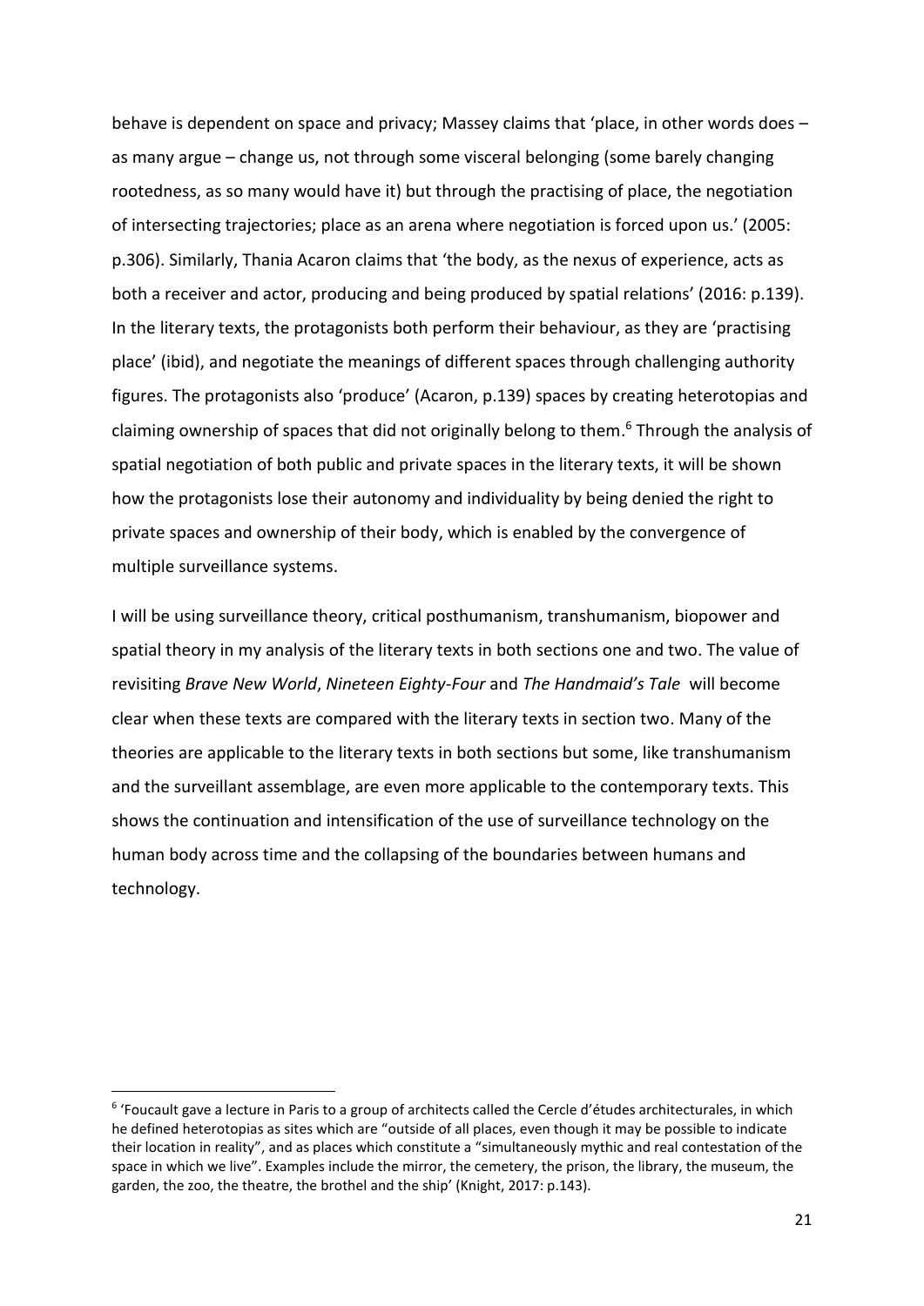behave is dependent on space and privacy; Massey claims that 'place, in other words does – as many argue – change us, not through some visceral belonging (some barely changing rootedness, as so many would have it) but through the practising of place, the negotiation of intersecting trajectories; place as an arena where negotiation is forced upon us.' (2005: p.306). Similarly, Thania Acaron claims that 'the body, as the nexus of experience, acts as both a receiver and actor, producing and being produced by spatial relations' (2016: p.139). In the literary texts, the protagonists both perform their behaviour, as they are 'practising place' (ibid), and negotiate the meanings of different spaces through challenging authority figures. The protagonists also 'produce' (Acaron, p.139) spaces by creating heterotopias and claiming ownership of spaces that did not originally belong to them.[6] Through the analysis of spatial negotiation of both public and private spaces in the literary texts, it will be shown how the protagonists lose their autonomy and individuality by being denied the right to private spaces and ownership of their body, which is enabled by the convergence of multiple surveillance systems.

I will be using surveillance theory, critical posthumanism, transhumanism, biopower and spatial theory in my analysis of the literary texts in both sections one and two. The value of revisiting *Brave New World*, *Nineteen Eighty-Four* and *The Handmaid's Tale* will become clear when these texts are compared with the literary texts in section two. Many of the theories are applicable to the literary texts in both sections but some, like transhumanism and the surveillant assemblage, are even more applicable to the contemporary texts. This shows the continuation and intensification of the use of surveillance technology on the human body across time and the collapsing of the boundaries between humans and technology.

---

[6] 'Foucault gave a lecture in Paris to a group of architects called the Cercle d'études architecturales, in which he defined heterotopias as sites which are "outside of all places, even though it may be possible to indicate their location in reality", and as places which constitute a "simultaneously mythic and real contestation of the space in which we live". Examples include the mirror, the cemetery, the prison, the library, the museum, the garden, the zoo, the theatre, the brothel and the ship' (Knight, 2017: p.143).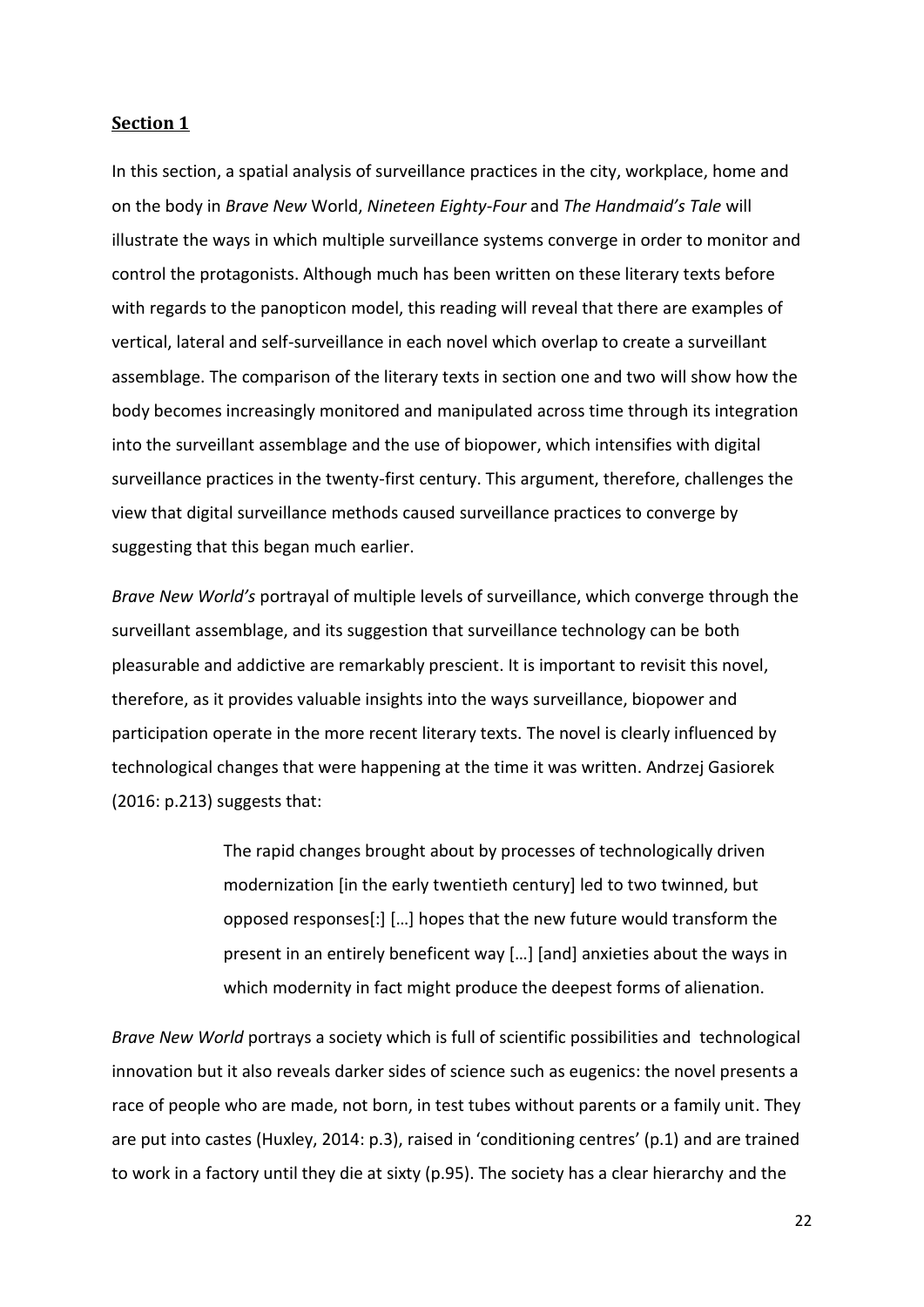## **Section 1**

In this section, a spatial analysis of surveillance practices in the city, workplace, home and on the body in *Brave New* World, *Nineteen Eighty-Four* and *The Handmaid's Tale* will illustrate the ways in which multiple surveillance systems converge in order to monitor and control the protagonists. Although much has been written on these literary texts before with regards to the panopticon model, this reading will reveal that there are examples of vertical, lateral and self-surveillance in each novel which overlap to create a surveillant assemblage. The comparison of the literary texts in section one and two will show how the body becomes increasingly monitored and manipulated across time through its integration into the surveillant assemblage and the use of biopower, which intensifies with digital surveillance practices in the twenty-first century. This argument, therefore, challenges the view that digital surveillance methods caused surveillance practices to converge by suggesting that this began much earlier.

*Brave New World's* portrayal of multiple levels of surveillance, which converge through the surveillant assemblage, and its suggestion that surveillance technology can be both pleasurable and addictive are remarkably prescient. It is important to revisit this novel, therefore, as it provides valuable insights into the ways surveillance, biopower and participation operate in the more recent literary texts. The novel is clearly influenced by technological changes that were happening at the time it was written. Andrzej Gasiorek (2016: p.213) suggests that:

> The rapid changes brought about by processes of technologically driven modernization [in the early twentieth century] led to two twinned, but opposed responses[:] […] hopes that the new future would transform the present in an entirely beneficent way […] [and] anxieties about the ways in which modernity in fact might produce the deepest forms of alienation.

*Brave New World* portrays a society which is full of scientific possibilities and technological innovation but it also reveals darker sides of science such as eugenics: the novel presents a race of people who are made, not born, in test tubes without parents or a family unit. They are put into castes (Huxley, 2014: p.3), raised in 'conditioning centres' (p.1) and are trained to work in a factory until they die at sixty (p.95). The society has a clear hierarchy and the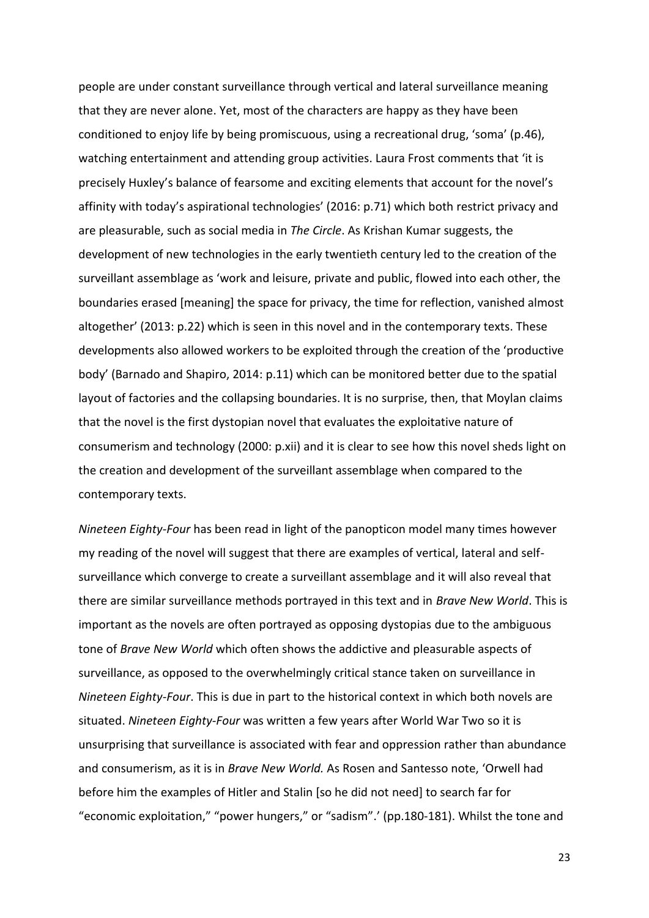people are under constant surveillance through vertical and lateral surveillance meaning that they are never alone. Yet, most of the characters are happy as they have been conditioned to enjoy life by being promiscuous, using a recreational drug, 'soma' (p.46), watching entertainment and attending group activities. Laura Frost comments that 'it is precisely Huxley's balance of fearsome and exciting elements that account for the novel's affinity with today's aspirational technologies' (2016: p.71) which both restrict privacy and are pleasurable, such as social media in *The Circle*. As Krishan Kumar suggests, the development of new technologies in the early twentieth century led to the creation of the surveillant assemblage as 'work and leisure, private and public, flowed into each other, the boundaries erased [meaning] the space for privacy, the time for reflection, vanished almost altogether' (2013: p.22) which is seen in this novel and in the contemporary texts. These developments also allowed workers to be exploited through the creation of the 'productive body' (Barnado and Shapiro, 2014: p.11) which can be monitored better due to the spatial layout of factories and the collapsing boundaries. It is no surprise, then, that Moylan claims that the novel is the first dystopian novel that evaluates the exploitative nature of consumerism and technology (2000: p.xii) and it is clear to see how this novel sheds light on the creation and development of the surveillant assemblage when compared to the contemporary texts.

*Nineteen Eighty-Four* has been read in light of the panopticon model many times however my reading of the novel will suggest that there are examples of vertical, lateral and self-surveillance which converge to create a surveillant assemblage and it will also reveal that there are similar surveillance methods portrayed in this text and in *Brave New World*. This is important as the novels are often portrayed as opposing dystopias due to the ambiguous tone of *Brave New World* which often shows the addictive and pleasurable aspects of surveillance, as opposed to the overwhelmingly critical stance taken on surveillance in *Nineteen Eighty-Four*. This is due in part to the historical context in which both novels are situated. *Nineteen Eighty-Four* was written a few years after World War Two so it is unsurprising that surveillance is associated with fear and oppression rather than abundance and consumerism, as it is in *Brave New World.* As Rosen and Santesso note, 'Orwell had before him the examples of Hitler and Stalin [so he did not need] to search far for "economic exploitation," "power hungers," or "sadism".' (pp.180-181). Whilst the tone and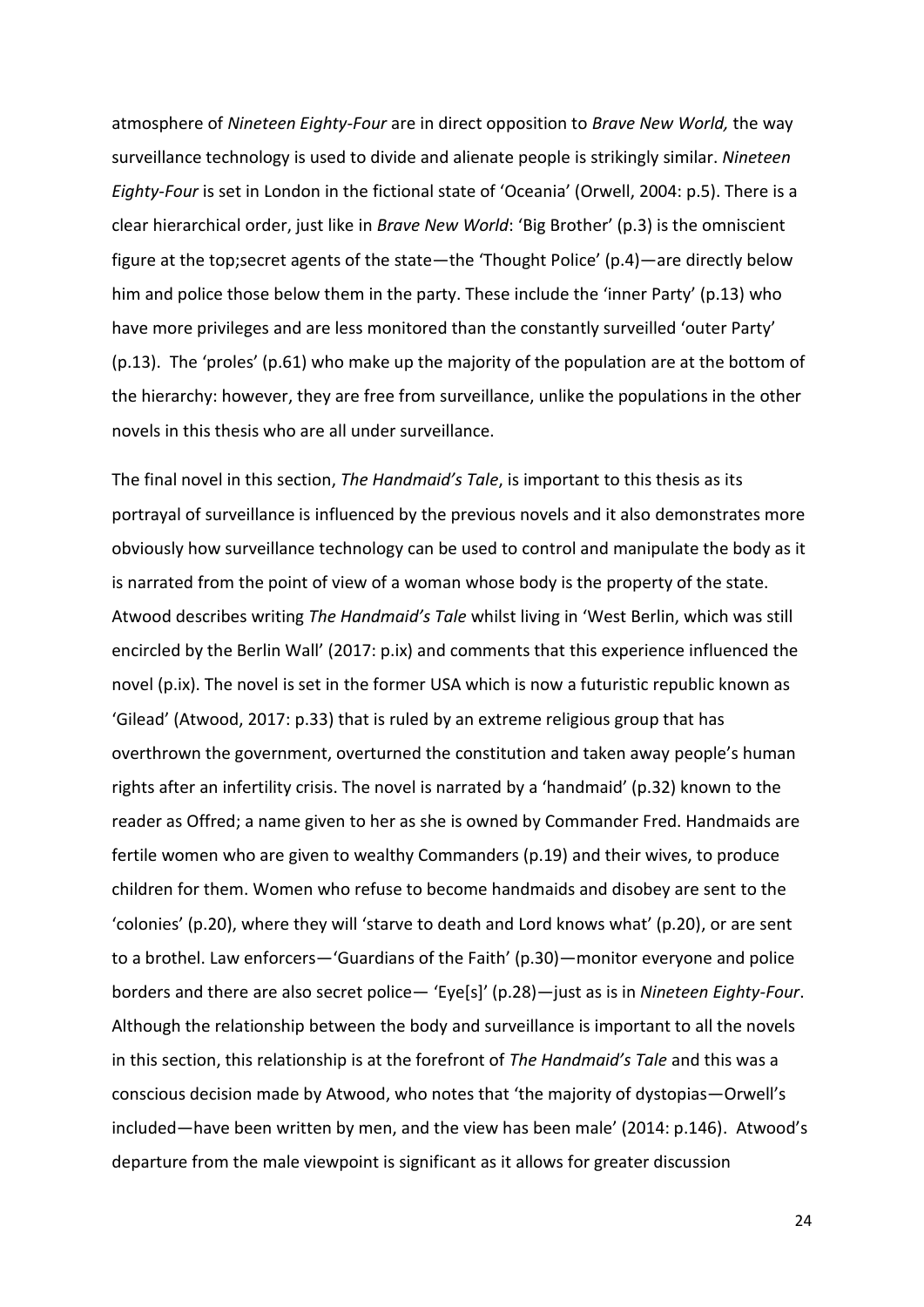atmosphere of *Nineteen Eighty-Four* are in direct opposition to *Brave New World,* the way surveillance technology is used to divide and alienate people is strikingly similar. *Nineteen Eighty-Four* is set in London in the fictional state of 'Oceania' (Orwell, 2004: p.5). There is a clear hierarchical order, just like in *Brave New World*: 'Big Brother' (p.3) is the omniscient figure at the top;secret agents of the state—the 'Thought Police' (p.4)—are directly below him and police those below them in the party. These include the 'inner Party' (p.13) who have more privileges and are less monitored than the constantly surveilled 'outer Party' (p.13). The 'proles' (p.61) who make up the majority of the population are at the bottom of the hierarchy: however, they are free from surveillance, unlike the populations in the other novels in this thesis who are all under surveillance.

The final novel in this section, *The Handmaid's Tale*, is important to this thesis as its portrayal of surveillance is influenced by the previous novels and it also demonstrates more obviously how surveillance technology can be used to control and manipulate the body as it is narrated from the point of view of a woman whose body is the property of the state. Atwood describes writing *The Handmaid's Tale* whilst living in 'West Berlin, which was still encircled by the Berlin Wall' (2017: p.ix) and comments that this experience influenced the novel (p.ix). The novel is set in the former USA which is now a futuristic republic known as 'Gilead' (Atwood, 2017: p.33) that is ruled by an extreme religious group that has overthrown the government, overturned the constitution and taken away people's human rights after an infertility crisis. The novel is narrated by a 'handmaid' (p.32) known to the reader as Offred; a name given to her as she is owned by Commander Fred. Handmaids are fertile women who are given to wealthy Commanders (p.19) and their wives, to produce children for them. Women who refuse to become handmaids and disobey are sent to the 'colonies' (p.20), where they will 'starve to death and Lord knows what' (p.20), or are sent to a brothel. Law enforcers—'Guardians of the Faith' (p.30)—monitor everyone and police borders and there are also secret police— 'Eye[s]' (p.28)—just as is in *Nineteen Eighty-Four*. Although the relationship between the body and surveillance is important to all the novels in this section, this relationship is at the forefront of *The Handmaid's Tale* and this was a conscious decision made by Atwood, who notes that 'the majority of dystopias—Orwell's included—have been written by men, and the view has been male' (2014: p.146). Atwood's departure from the male viewpoint is significant as it allows for greater discussion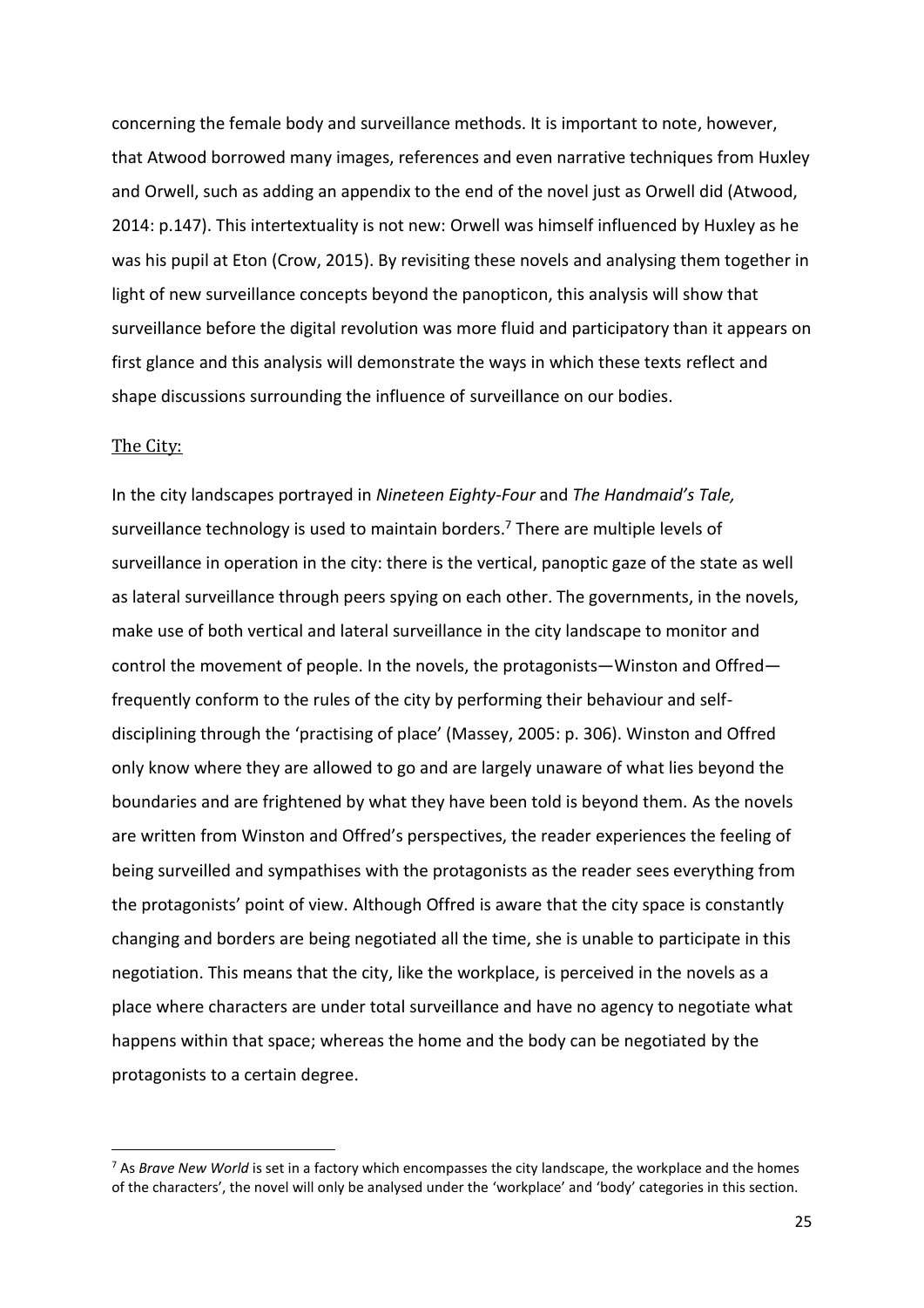concerning the female body and surveillance methods. It is important to note, however, that Atwood borrowed many images, references and even narrative techniques from Huxley and Orwell, such as adding an appendix to the end of the novel just as Orwell did (Atwood, 2014: p.147). This intertextuality is not new: Orwell was himself influenced by Huxley as he was his pupil at Eton (Crow, 2015). By revisiting these novels and analysing them together in light of new surveillance concepts beyond the panopticon, this analysis will show that surveillance before the digital revolution was more fluid and participatory than it appears on first glance and this analysis will demonstrate the ways in which these texts reflect and shape discussions surrounding the influence of surveillance on our bodies.

## The City:

In the city landscapes portrayed in *Nineteen Eighty-Four* and *The Handmaid's Tale,* surveillance technology is used to maintain borders.[7] There are multiple levels of surveillance in operation in the city: there is the vertical, panoptic gaze of the state as well as lateral surveillance through peers spying on each other. The governments, in the novels, make use of both vertical and lateral surveillance in the city landscape to monitor and control the movement of people. In the novels, the protagonists—Winston and Offred—frequently conform to the rules of the city by performing their behaviour and self-disciplining through the 'practising of place' (Massey, 2005: p. 306). Winston and Offred only know where they are allowed to go and are largely unaware of what lies beyond the boundaries and are frightened by what they have been told is beyond them. As the novels are written from Winston and Offred's perspectives, the reader experiences the feeling of being surveilled and sympathises with the protagonists as the reader sees everything from the protagonists' point of view. Although Offred is aware that the city space is constantly changing and borders are being negotiated all the time, she is unable to participate in this negotiation. This means that the city, like the workplace, is perceived in the novels as a place where characters are under total surveillance and have no agency to negotiate what happens within that space; whereas the home and the body can be negotiated by the protagonists to a certain degree.

---

[7] As *Brave New World* is set in a factory which encompasses the city landscape, the workplace and the homes of the characters', the novel will only be analysed under the 'workplace' and 'body' categories in this section.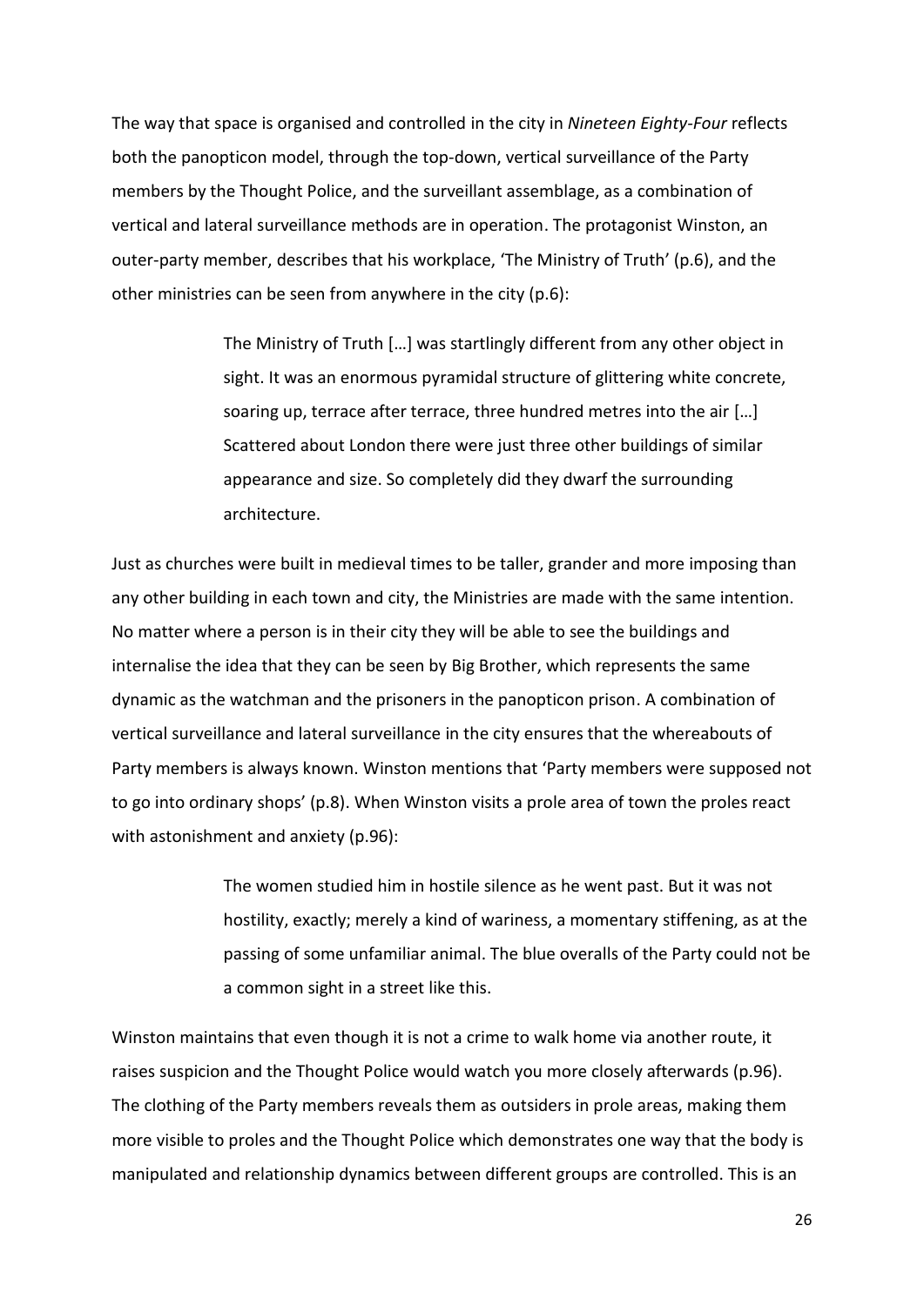The way that space is organised and controlled in the city in *Nineteen Eighty-Four* reflects both the panopticon model, through the top-down, vertical surveillance of the Party members by the Thought Police, and the surveillant assemblage, as a combination of vertical and lateral surveillance methods are in operation. The protagonist Winston, an outer-party member, describes that his workplace, 'The Ministry of Truth' (p.6), and the other ministries can be seen from anywhere in the city (p.6):

> The Ministry of Truth […] was startlingly different from any other object in sight. It was an enormous pyramidal structure of glittering white concrete, soaring up, terrace after terrace, three hundred metres into the air […] Scattered about London there were just three other buildings of similar appearance and size. So completely did they dwarf the surrounding architecture.

Just as churches were built in medieval times to be taller, grander and more imposing than any other building in each town and city, the Ministries are made with the same intention. No matter where a person is in their city they will be able to see the buildings and internalise the idea that they can be seen by Big Brother, which represents the same dynamic as the watchman and the prisoners in the panopticon prison. A combination of vertical surveillance and lateral surveillance in the city ensures that the whereabouts of Party members is always known. Winston mentions that 'Party members were supposed not to go into ordinary shops' (p.8). When Winston visits a prole area of town the proles react with astonishment and anxiety (p.96):

> The women studied him in hostile silence as he went past. But it was not hostility, exactly; merely a kind of wariness, a momentary stiffening, as at the passing of some unfamiliar animal. The blue overalls of the Party could not be a common sight in a street like this.

Winston maintains that even though it is not a crime to walk home via another route, it raises suspicion and the Thought Police would watch you more closely afterwards (p.96). The clothing of the Party members reveals them as outsiders in prole areas, making them more visible to proles and the Thought Police which demonstrates one way that the body is manipulated and relationship dynamics between different groups are controlled. This is an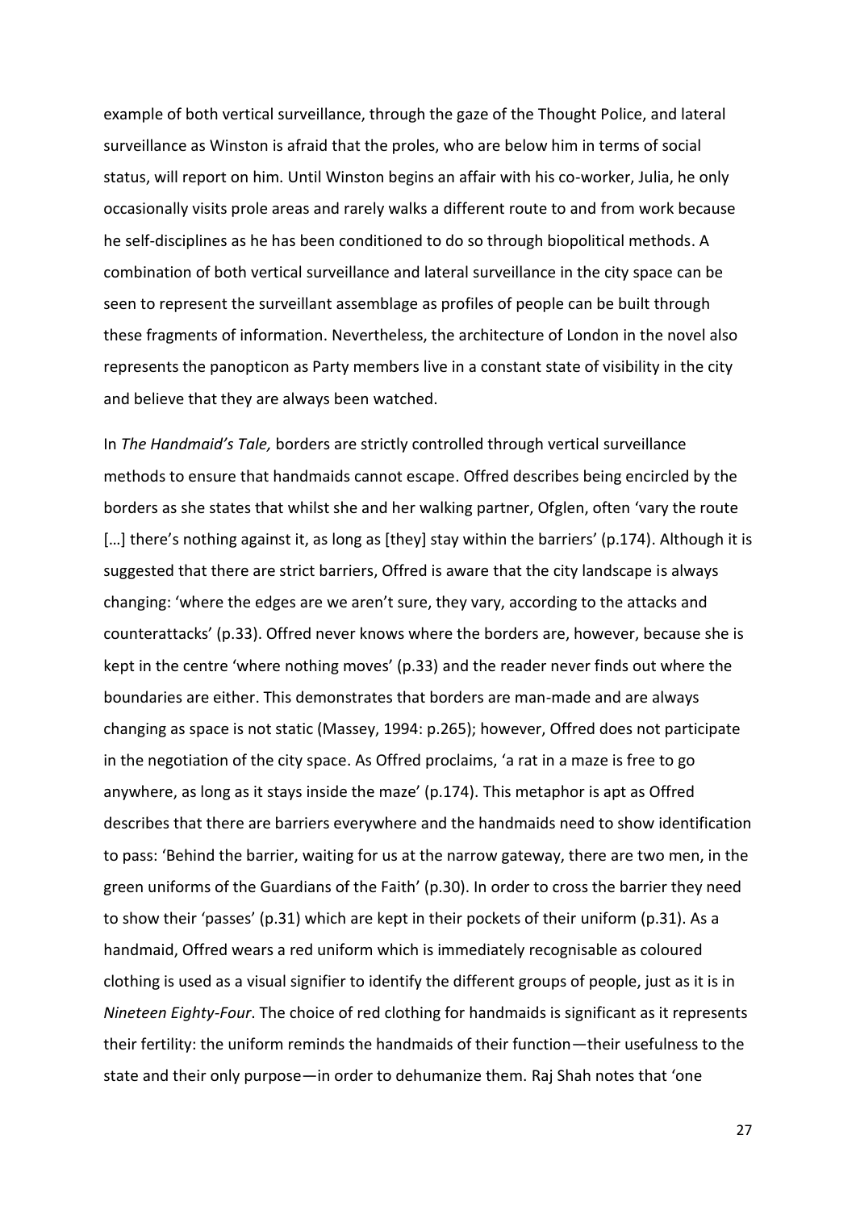example of both vertical surveillance, through the gaze of the Thought Police, and lateral surveillance as Winston is afraid that the proles, who are below him in terms of social status, will report on him. Until Winston begins an affair with his co-worker, Julia, he only occasionally visits prole areas and rarely walks a different route to and from work because he self-disciplines as he has been conditioned to do so through biopolitical methods. A combination of both vertical surveillance and lateral surveillance in the city space can be seen to represent the surveillant assemblage as profiles of people can be built through these fragments of information. Nevertheless, the architecture of London in the novel also represents the panopticon as Party members live in a constant state of visibility in the city and believe that they are always been watched.

In *The Handmaid's Tale,* borders are strictly controlled through vertical surveillance methods to ensure that handmaids cannot escape. Offred describes being encircled by the borders as she states that whilst she and her walking partner, Ofglen, often 'vary the route […] there's nothing against it, as long as [they] stay within the barriers' (p.174). Although it is suggested that there are strict barriers, Offred is aware that the city landscape is always changing: 'where the edges are we aren't sure, they vary, according to the attacks and counterattacks' (p.33). Offred never knows where the borders are, however, because she is kept in the centre 'where nothing moves' (p.33) and the reader never finds out where the boundaries are either. This demonstrates that borders are man-made and are always changing as space is not static (Massey, 1994: p.265); however, Offred does not participate in the negotiation of the city space. As Offred proclaims, 'a rat in a maze is free to go anywhere, as long as it stays inside the maze' (p.174). This metaphor is apt as Offred describes that there are barriers everywhere and the handmaids need to show identification to pass: 'Behind the barrier, waiting for us at the narrow gateway, there are two men, in the green uniforms of the Guardians of the Faith' (p.30). In order to cross the barrier they need to show their 'passes' (p.31) which are kept in their pockets of their uniform (p.31). As a handmaid, Offred wears a red uniform which is immediately recognisable as coloured clothing is used as a visual signifier to identify the different groups of people, just as it is in *Nineteen Eighty-Four*. The choice of red clothing for handmaids is significant as it represents their fertility: the uniform reminds the handmaids of their function—their usefulness to the state and their only purpose—in order to dehumanize them. Raj Shah notes that 'one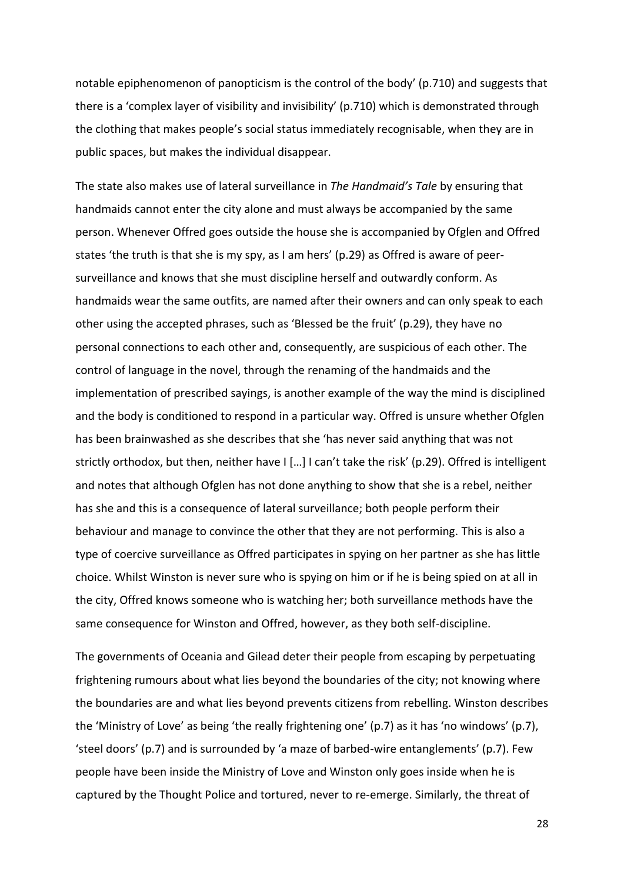notable epiphenomenon of panopticism is the control of the body' (p.710) and suggests that there is a 'complex layer of visibility and invisibility' (p.710) which is demonstrated through the clothing that makes people's social status immediately recognisable, when they are in public spaces, but makes the individual disappear.

The state also makes use of lateral surveillance in *The Handmaid's Tale* by ensuring that handmaids cannot enter the city alone and must always be accompanied by the same person. Whenever Offred goes outside the house she is accompanied by Ofglen and Offred states 'the truth is that she is my spy, as I am hers' (p.29) as Offred is aware of peer-surveillance and knows that she must discipline herself and outwardly conform. As handmaids wear the same outfits, are named after their owners and can only speak to each other using the accepted phrases, such as 'Blessed be the fruit' (p.29), they have no personal connections to each other and, consequently, are suspicious of each other. The control of language in the novel, through the renaming of the handmaids and the implementation of prescribed sayings, is another example of the way the mind is disciplined and the body is conditioned to respond in a particular way. Offred is unsure whether Ofglen has been brainwashed as she describes that she 'has never said anything that was not strictly orthodox, but then, neither have I […] I can't take the risk' (p.29). Offred is intelligent and notes that although Ofglen has not done anything to show that she is a rebel, neither has she and this is a consequence of lateral surveillance; both people perform their behaviour and manage to convince the other that they are not performing. This is also a type of coercive surveillance as Offred participates in spying on her partner as she has little choice. Whilst Winston is never sure who is spying on him or if he is being spied on at all in the city, Offred knows someone who is watching her; both surveillance methods have the same consequence for Winston and Offred, however, as they both self-discipline.

The governments of Oceania and Gilead deter their people from escaping by perpetuating frightening rumours about what lies beyond the boundaries of the city; not knowing where the boundaries are and what lies beyond prevents citizens from rebelling. Winston describes the 'Ministry of Love' as being 'the really frightening one' (p.7) as it has 'no windows' (p.7), 'steel doors' (p.7) and is surrounded by 'a maze of barbed-wire entanglements' (p.7). Few people have been inside the Ministry of Love and Winston only goes inside when he is captured by the Thought Police and tortured, never to re-emerge. Similarly, the threat of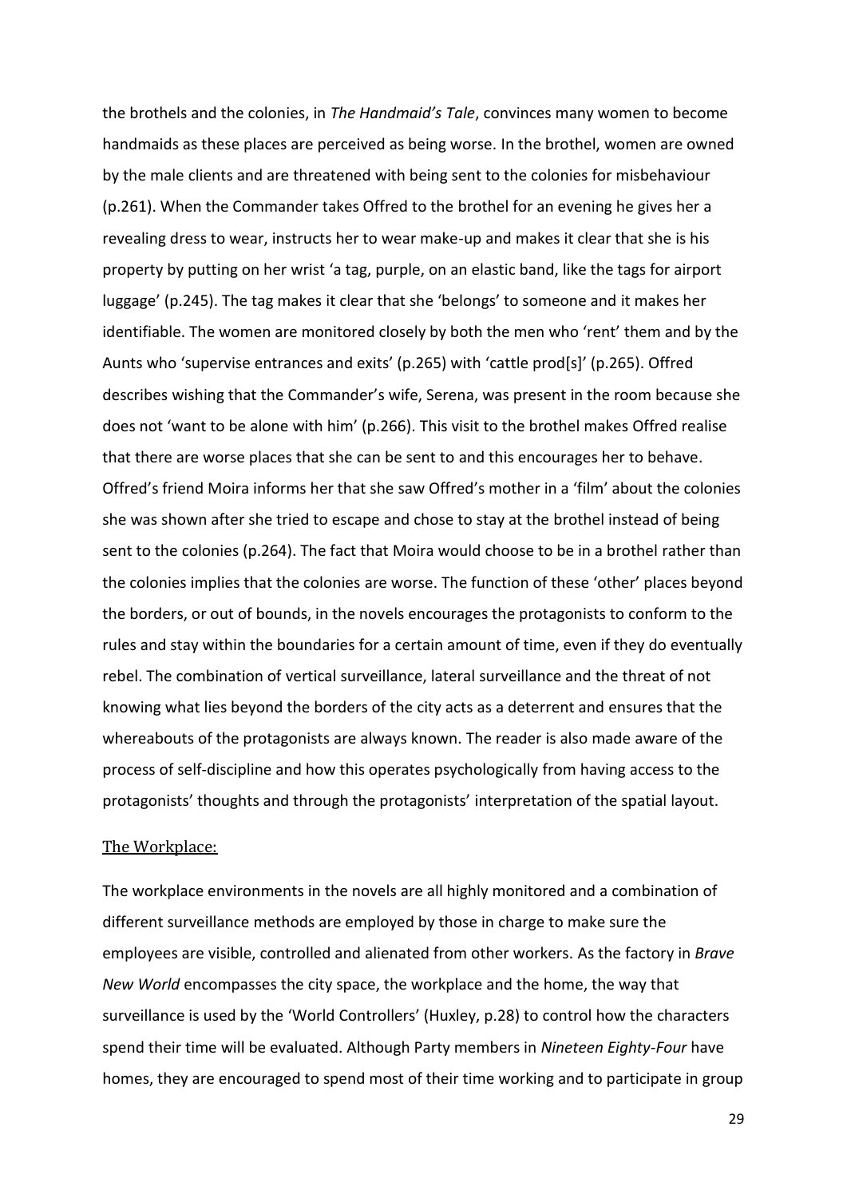the brothels and the colonies, in *The Handmaid's Tale*, convinces many women to become handmaids as these places are perceived as being worse. In the brothel, women are owned by the male clients and are threatened with being sent to the colonies for misbehaviour (p.261). When the Commander takes Offred to the brothel for an evening he gives her a revealing dress to wear, instructs her to wear make-up and makes it clear that she is his property by putting on her wrist 'a tag, purple, on an elastic band, like the tags for airport luggage' (p.245). The tag makes it clear that she 'belongs' to someone and it makes her identifiable. The women are monitored closely by both the men who 'rent' them and by the Aunts who 'supervise entrances and exits' (p.265) with 'cattle prod[s]' (p.265). Offred describes wishing that the Commander's wife, Serena, was present in the room because she does not 'want to be alone with him' (p.266). This visit to the brothel makes Offred realise that there are worse places that she can be sent to and this encourages her to behave. Offred's friend Moira informs her that she saw Offred's mother in a 'film' about the colonies she was shown after she tried to escape and chose to stay at the brothel instead of being sent to the colonies (p.264). The fact that Moira would choose to be in a brothel rather than the colonies implies that the colonies are worse. The function of these 'other' places beyond the borders, or out of bounds, in the novels encourages the protagonists to conform to the rules and stay within the boundaries for a certain amount of time, even if they do eventually rebel. The combination of vertical surveillance, lateral surveillance and the threat of not knowing what lies beyond the borders of the city acts as a deterrent and ensures that the whereabouts of the protagonists are always known. The reader is also made aware of the process of self-discipline and how this operates psychologically from having access to the protagonists' thoughts and through the protagonists' interpretation of the spatial layout.

## The Workplace:

The workplace environments in the novels are all highly monitored and a combination of different surveillance methods are employed by those in charge to make sure the employees are visible, controlled and alienated from other workers. As the factory in *Brave New World* encompasses the city space, the workplace and the home, the way that surveillance is used by the 'World Controllers' (Huxley, p.28) to control how the characters spend their time will be evaluated. Although Party members in *Nineteen Eighty-Four* have homes, they are encouraged to spend most of their time working and to participate in group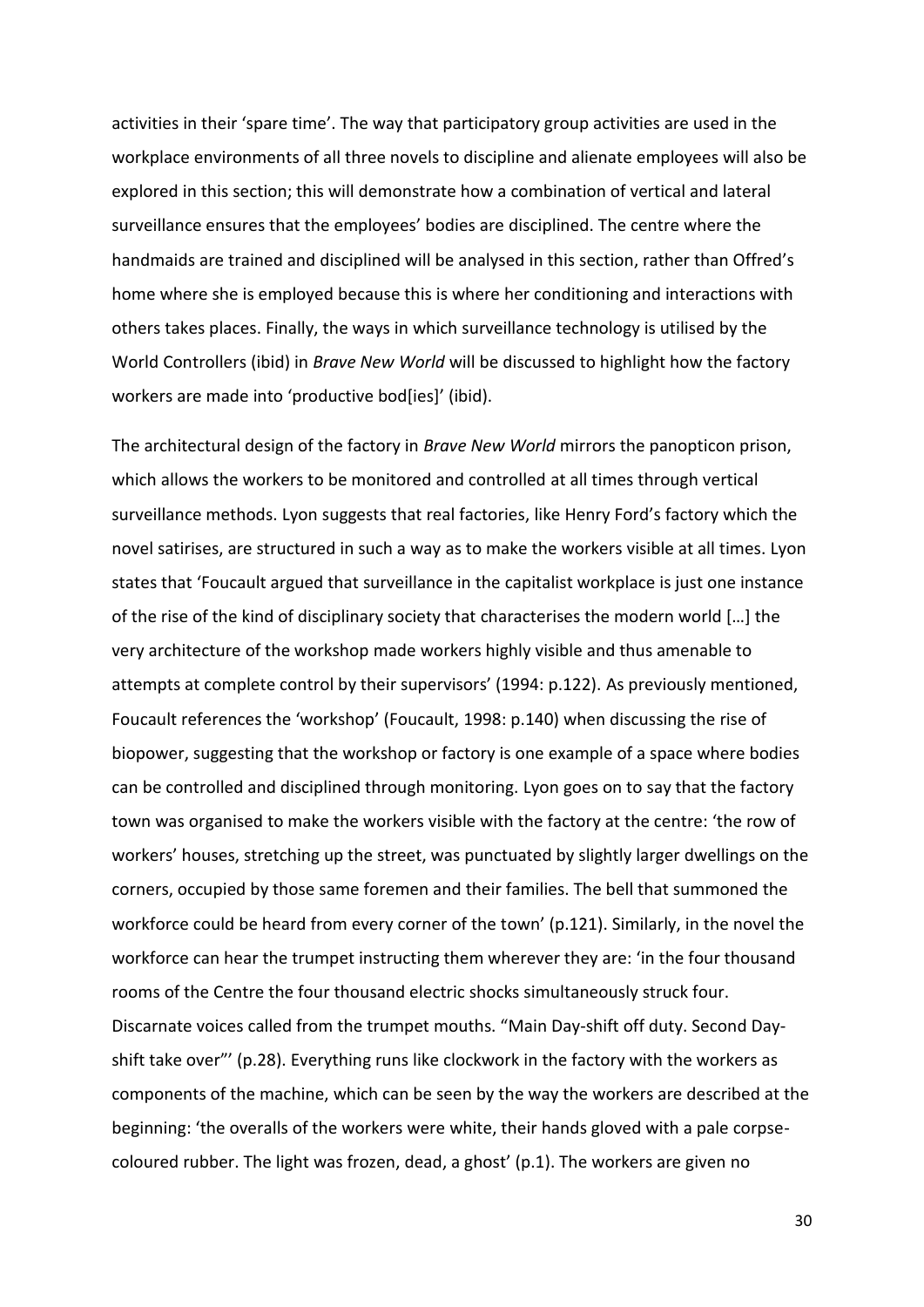activities in their 'spare time'. The way that participatory group activities are used in the workplace environments of all three novels to discipline and alienate employees will also be explored in this section; this will demonstrate how a combination of vertical and lateral surveillance ensures that the employees' bodies are disciplined. The centre where the handmaids are trained and disciplined will be analysed in this section, rather than Offred's home where she is employed because this is where her conditioning and interactions with others takes places. Finally, the ways in which surveillance technology is utilised by the World Controllers (ibid) in *Brave New World* will be discussed to highlight how the factory workers are made into 'productive bod[ies]' (ibid).

The architectural design of the factory in *Brave New World* mirrors the panopticon prison, which allows the workers to be monitored and controlled at all times through vertical surveillance methods. Lyon suggests that real factories, like Henry Ford's factory which the novel satirises, are structured in such a way as to make the workers visible at all times. Lyon states that 'Foucault argued that surveillance in the capitalist workplace is just one instance of the rise of the kind of disciplinary society that characterises the modern world […] the very architecture of the workshop made workers highly visible and thus amenable to attempts at complete control by their supervisors' (1994: p.122). As previously mentioned, Foucault references the 'workshop' (Foucault, 1998: p.140) when discussing the rise of biopower, suggesting that the workshop or factory is one example of a space where bodies can be controlled and disciplined through monitoring. Lyon goes on to say that the factory town was organised to make the workers visible with the factory at the centre: 'the row of workers' houses, stretching up the street, was punctuated by slightly larger dwellings on the corners, occupied by those same foremen and their families. The bell that summoned the workforce could be heard from every corner of the town' (p.121). Similarly, in the novel the workforce can hear the trumpet instructing them wherever they are: 'in the four thousand rooms of the Centre the four thousand electric shocks simultaneously struck four. Discarnate voices called from the trumpet mouths. "Main Day-shift off duty. Second Day-shift take over"' (p.28). Everything runs like clockwork in the factory with the workers as components of the machine, which can be seen by the way the workers are described at the beginning: 'the overalls of the workers were white, their hands gloved with a pale corpse-coloured rubber. The light was frozen, dead, a ghost' (p.1). The workers are given no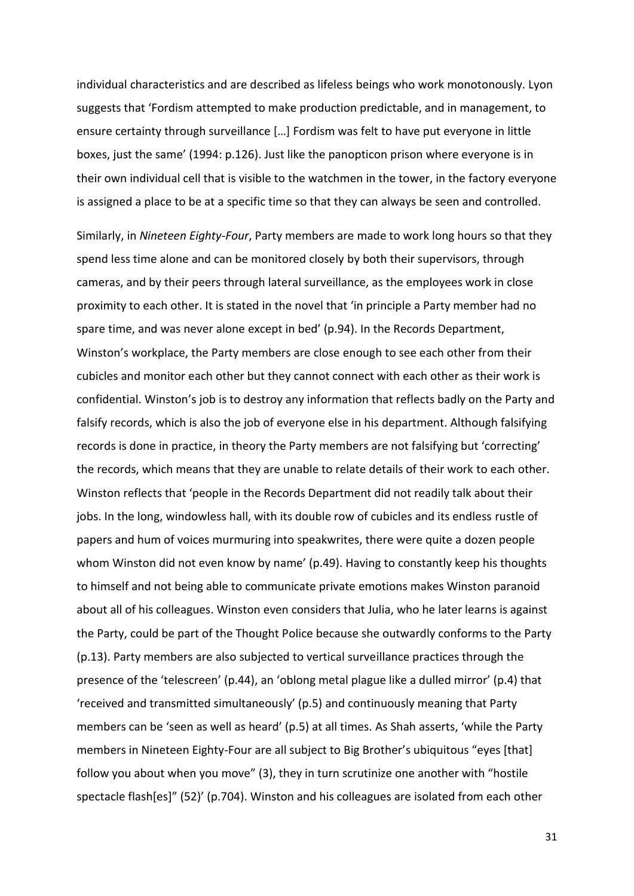individual characteristics and are described as lifeless beings who work monotonously. Lyon suggests that 'Fordism attempted to make production predictable, and in management, to ensure certainty through surveillance […] Fordism was felt to have put everyone in little boxes, just the same' (1994: p.126). Just like the panopticon prison where everyone is in their own individual cell that is visible to the watchmen in the tower, in the factory everyone is assigned a place to be at a specific time so that they can always be seen and controlled.

Similarly, in *Nineteen Eighty-Four*, Party members are made to work long hours so that they spend less time alone and can be monitored closely by both their supervisors, through cameras, and by their peers through lateral surveillance, as the employees work in close proximity to each other. It is stated in the novel that 'in principle a Party member had no spare time, and was never alone except in bed' (p.94). In the Records Department, Winston's workplace, the Party members are close enough to see each other from their cubicles and monitor each other but they cannot connect with each other as their work is confidential. Winston's job is to destroy any information that reflects badly on the Party and falsify records, which is also the job of everyone else in his department. Although falsifying records is done in practice, in theory the Party members are not falsifying but 'correcting' the records, which means that they are unable to relate details of their work to each other. Winston reflects that 'people in the Records Department did not readily talk about their jobs. In the long, windowless hall, with its double row of cubicles and its endless rustle of papers and hum of voices murmuring into speakwrites, there were quite a dozen people whom Winston did not even know by name' (p.49). Having to constantly keep his thoughts to himself and not being able to communicate private emotions makes Winston paranoid about all of his colleagues. Winston even considers that Julia, who he later learns is against the Party, could be part of the Thought Police because she outwardly conforms to the Party (p.13). Party members are also subjected to vertical surveillance practices through the presence of the 'telescreen' (p.44), an 'oblong metal plague like a dulled mirror' (p.4) that 'received and transmitted simultaneously' (p.5) and continuously meaning that Party members can be 'seen as well as heard' (p.5) at all times. As Shah asserts, 'while the Party members in Nineteen Eighty-Four are all subject to Big Brother's ubiquitous "eyes [that] follow you about when you move" (3), they in turn scrutinize one another with "hostile spectacle flash[es]" (52)' (p.704). Winston and his colleagues are isolated from each other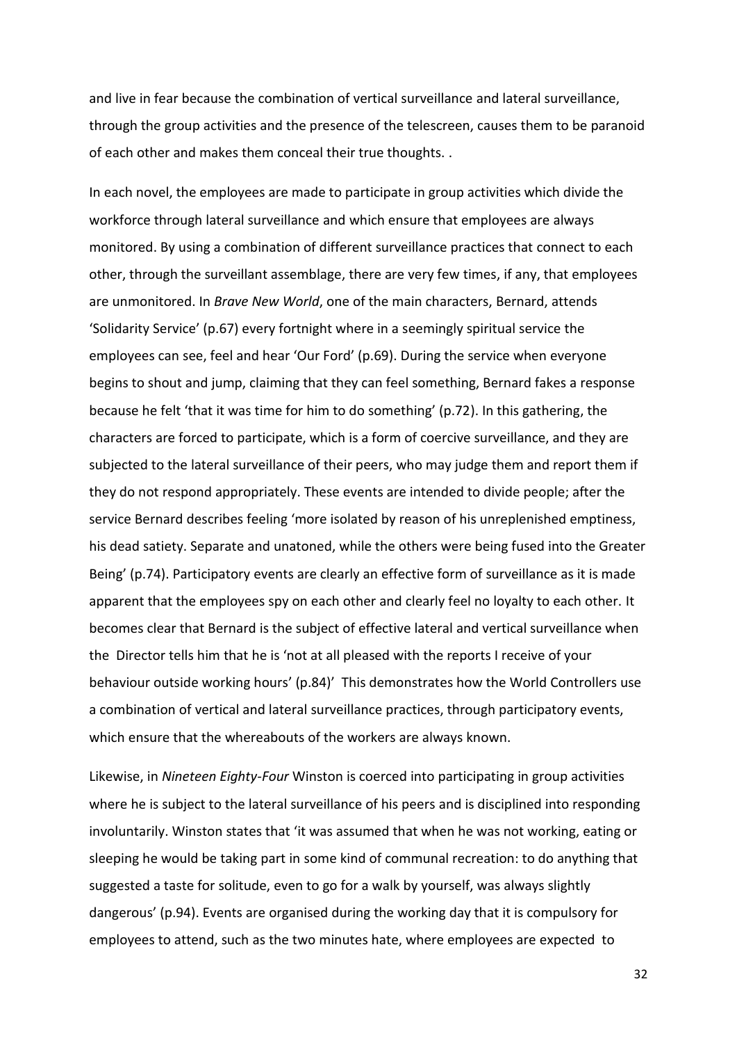and live in fear because the combination of vertical surveillance and lateral surveillance, through the group activities and the presence of the telescreen, causes them to be paranoid of each other and makes them conceal their true thoughts. .

In each novel, the employees are made to participate in group activities which divide the workforce through lateral surveillance and which ensure that employees are always monitored. By using a combination of different surveillance practices that connect to each other, through the surveillant assemblage, there are very few times, if any, that employees are unmonitored. In *Brave New World*, one of the main characters, Bernard, attends 'Solidarity Service' (p.67) every fortnight where in a seemingly spiritual service the employees can see, feel and hear 'Our Ford' (p.69). During the service when everyone begins to shout and jump, claiming that they can feel something, Bernard fakes a response because he felt 'that it was time for him to do something' (p.72). In this gathering, the characters are forced to participate, which is a form of coercive surveillance, and they are subjected to the lateral surveillance of their peers, who may judge them and report them if they do not respond appropriately. These events are intended to divide people; after the service Bernard describes feeling 'more isolated by reason of his unreplenished emptiness, his dead satiety. Separate and unatoned, while the others were being fused into the Greater Being' (p.74). Participatory events are clearly an effective form of surveillance as it is made apparent that the employees spy on each other and clearly feel no loyalty to each other. It becomes clear that Bernard is the subject of effective lateral and vertical surveillance when the Director tells him that he is 'not at all pleased with the reports I receive of your behaviour outside working hours' (p.84)' This demonstrates how the World Controllers use a combination of vertical and lateral surveillance practices, through participatory events, which ensure that the whereabouts of the workers are always known.

Likewise, in *Nineteen Eighty-Four* Winston is coerced into participating in group activities where he is subject to the lateral surveillance of his peers and is disciplined into responding involuntarily. Winston states that 'it was assumed that when he was not working, eating or sleeping he would be taking part in some kind of communal recreation: to do anything that suggested a taste for solitude, even to go for a walk by yourself, was always slightly dangerous' (p.94). Events are organised during the working day that it is compulsory for employees to attend, such as the two minutes hate, where employees are expected to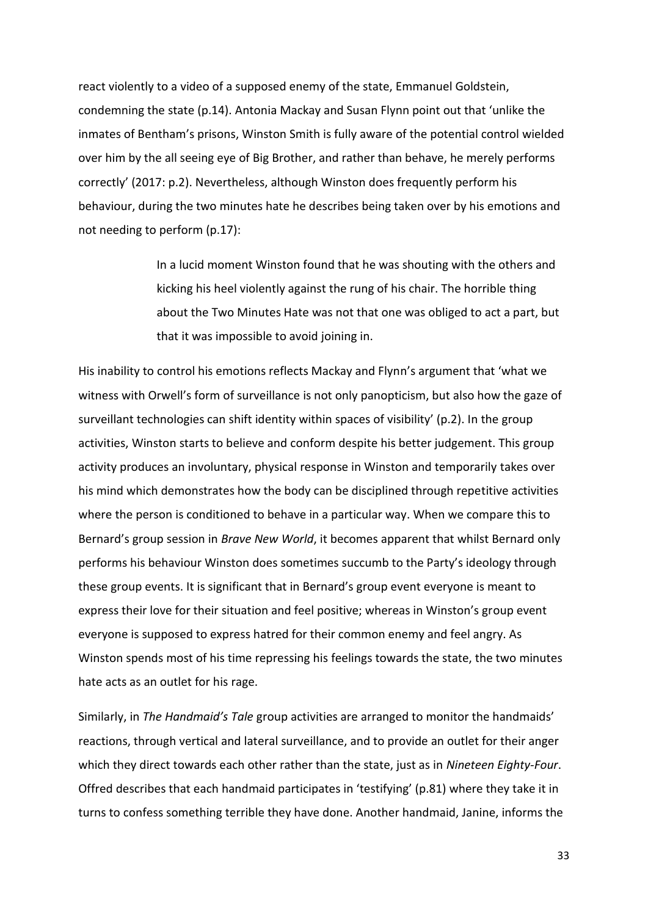react violently to a video of a supposed enemy of the state, Emmanuel Goldstein, condemning the state (p.14). Antonia Mackay and Susan Flynn point out that 'unlike the inmates of Bentham's prisons, Winston Smith is fully aware of the potential control wielded over him by the all seeing eye of Big Brother, and rather than behave, he merely performs correctly' (2017: p.2). Nevertheless, although Winston does frequently perform his behaviour, during the two minutes hate he describes being taken over by his emotions and not needing to perform (p.17):

> In a lucid moment Winston found that he was shouting with the others and kicking his heel violently against the rung of his chair. The horrible thing about the Two Minutes Hate was not that one was obliged to act a part, but that it was impossible to avoid joining in.

His inability to control his emotions reflects Mackay and Flynn's argument that 'what we witness with Orwell's form of surveillance is not only panopticism, but also how the gaze of surveillant technologies can shift identity within spaces of visibility' (p.2). In the group activities, Winston starts to believe and conform despite his better judgement. This group activity produces an involuntary, physical response in Winston and temporarily takes over his mind which demonstrates how the body can be disciplined through repetitive activities where the person is conditioned to behave in a particular way. When we compare this to Bernard's group session in *Brave New World*, it becomes apparent that whilst Bernard only performs his behaviour Winston does sometimes succumb to the Party's ideology through these group events. It is significant that in Bernard's group event everyone is meant to express their love for their situation and feel positive; whereas in Winston's group event everyone is supposed to express hatred for their common enemy and feel angry. As Winston spends most of his time repressing his feelings towards the state, the two minutes hate acts as an outlet for his rage.

Similarly, in *The Handmaid's Tale* group activities are arranged to monitor the handmaids' reactions, through vertical and lateral surveillance, and to provide an outlet for their anger which they direct towards each other rather than the state, just as in *Nineteen Eighty-Four*. Offred describes that each handmaid participates in 'testifying' (p.81) where they take it in turns to confess something terrible they have done. Another handmaid, Janine, informs the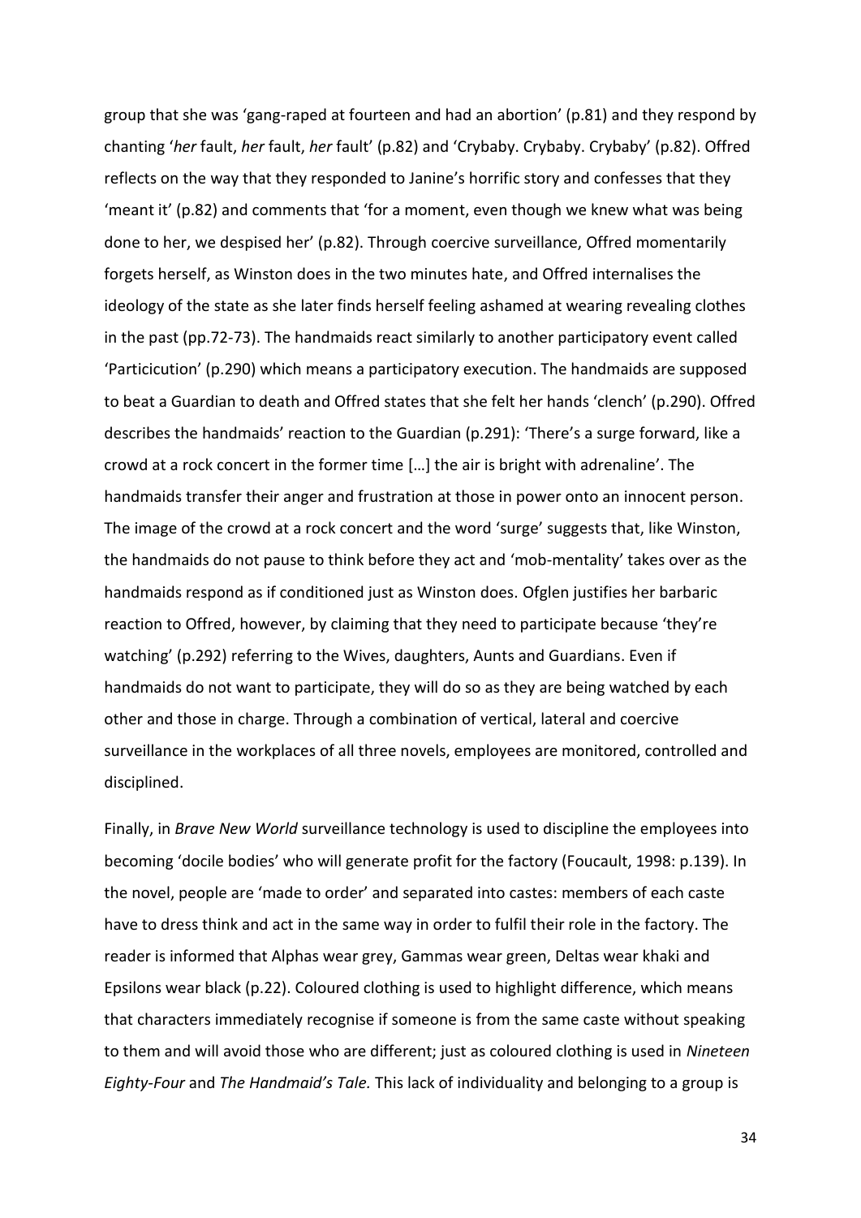group that she was 'gang-raped at fourteen and had an abortion' (p.81) and they respond by chanting '*her* fault, *her* fault, *her* fault' (p.82) and 'Crybaby. Crybaby. Crybaby' (p.82). Offred reflects on the way that they responded to Janine's horrific story and confesses that they 'meant it' (p.82) and comments that 'for a moment, even though we knew what was being done to her, we despised her' (p.82). Through coercive surveillance, Offred momentarily forgets herself, as Winston does in the two minutes hate, and Offred internalises the ideology of the state as she later finds herself feeling ashamed at wearing revealing clothes in the past (pp.72-73). The handmaids react similarly to another participatory event called 'Particicution' (p.290) which means a participatory execution. The handmaids are supposed to beat a Guardian to death and Offred states that she felt her hands 'clench' (p.290). Offred describes the handmaids' reaction to the Guardian (p.291): 'There's a surge forward, like a crowd at a rock concert in the former time […] the air is bright with adrenaline'. The handmaids transfer their anger and frustration at those in power onto an innocent person. The image of the crowd at a rock concert and the word 'surge' suggests that, like Winston, the handmaids do not pause to think before they act and 'mob-mentality' takes over as the handmaids respond as if conditioned just as Winston does. Ofglen justifies her barbaric reaction to Offred, however, by claiming that they need to participate because 'they're watching' (p.292) referring to the Wives, daughters, Aunts and Guardians. Even if handmaids do not want to participate, they will do so as they are being watched by each other and those in charge. Through a combination of vertical, lateral and coercive surveillance in the workplaces of all three novels, employees are monitored, controlled and disciplined.

Finally, in *Brave New World* surveillance technology is used to discipline the employees into becoming 'docile bodies' who will generate profit for the factory (Foucault, 1998: p.139). In the novel, people are 'made to order' and separated into castes: members of each caste have to dress think and act in the same way in order to fulfil their role in the factory. The reader is informed that Alphas wear grey, Gammas wear green, Deltas wear khaki and Epsilons wear black (p.22). Coloured clothing is used to highlight difference, which means that characters immediately recognise if someone is from the same caste without speaking to them and will avoid those who are different; just as coloured clothing is used in *Nineteen Eighty-Four* and *The Handmaid's Tale.* This lack of individuality and belonging to a group is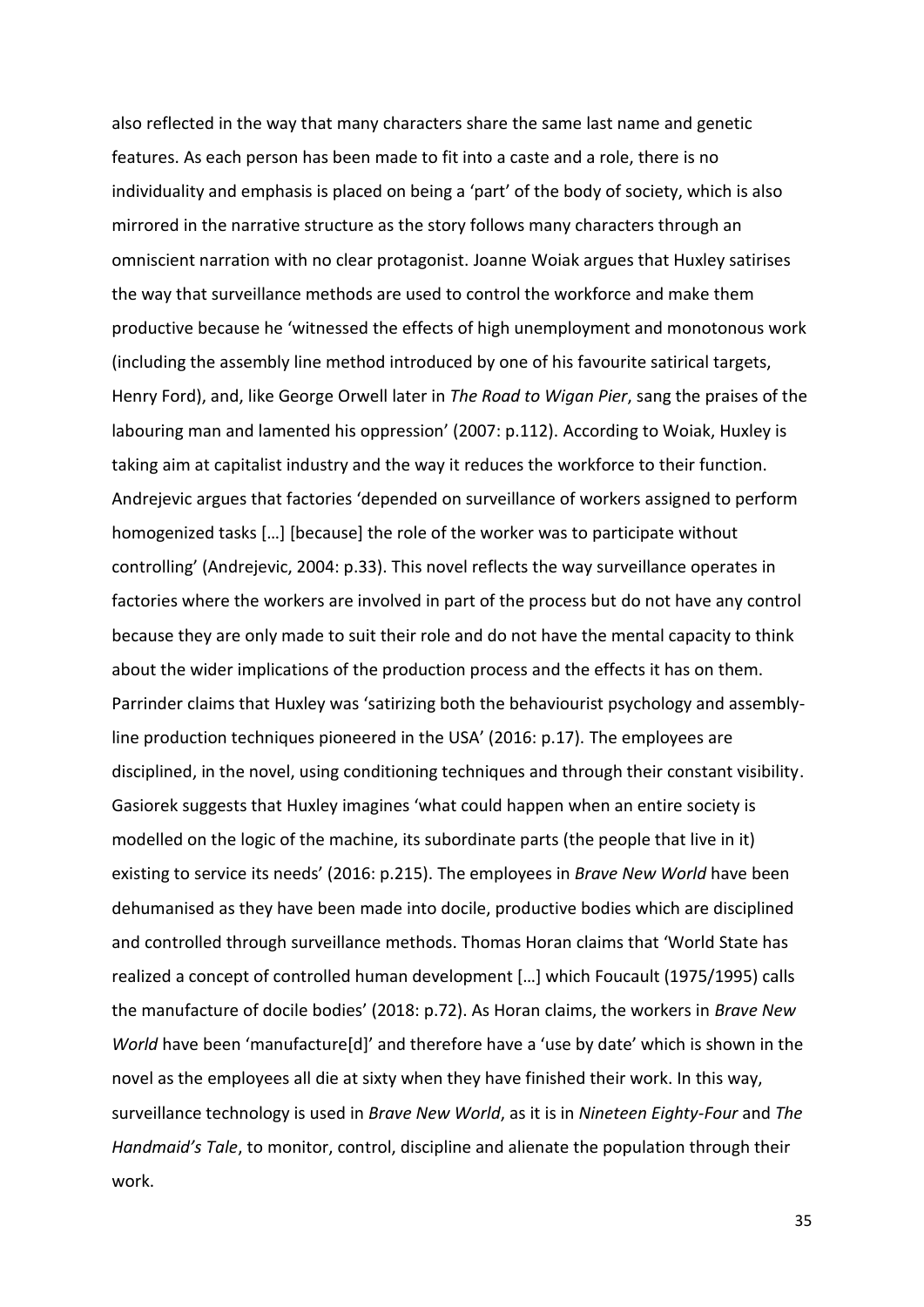also reflected in the way that many characters share the same last name and genetic features. As each person has been made to fit into a caste and a role, there is no individuality and emphasis is placed on being a 'part' of the body of society, which is also mirrored in the narrative structure as the story follows many characters through an omniscient narration with no clear protagonist. Joanne Woiak argues that Huxley satirises the way that surveillance methods are used to control the workforce and make them productive because he 'witnessed the effects of high unemployment and monotonous work (including the assembly line method introduced by one of his favourite satirical targets, Henry Ford), and, like George Orwell later in *The Road to Wigan Pier*, sang the praises of the labouring man and lamented his oppression' (2007: p.112). According to Woiak, Huxley is taking aim at capitalist industry and the way it reduces the workforce to their function. Andrejevic argues that factories 'depended on surveillance of workers assigned to perform homogenized tasks […] [because] the role of the worker was to participate without controlling' (Andrejevic, 2004: p.33). This novel reflects the way surveillance operates in factories where the workers are involved in part of the process but do not have any control because they are only made to suit their role and do not have the mental capacity to think about the wider implications of the production process and the effects it has on them. Parrinder claims that Huxley was 'satirizing both the behaviourist psychology and assembly-line production techniques pioneered in the USA' (2016: p.17). The employees are disciplined, in the novel, using conditioning techniques and through their constant visibility. Gasiorek suggests that Huxley imagines 'what could happen when an entire society is modelled on the logic of the machine, its subordinate parts (the people that live in it) existing to service its needs' (2016: p.215). The employees in *Brave New World* have been dehumanised as they have been made into docile, productive bodies which are disciplined and controlled through surveillance methods. Thomas Horan claims that 'World State has realized a concept of controlled human development […] which Foucault (1975/1995) calls the manufacture of docile bodies' (2018: p.72). As Horan claims, the workers in *Brave New World* have been 'manufacture[d]' and therefore have a 'use by date' which is shown in the novel as the employees all die at sixty when they have finished their work. In this way, surveillance technology is used in *Brave New World*, as it is in *Nineteen Eighty-Four* and *The Handmaid's Tale*, to monitor, control, discipline and alienate the population through their work.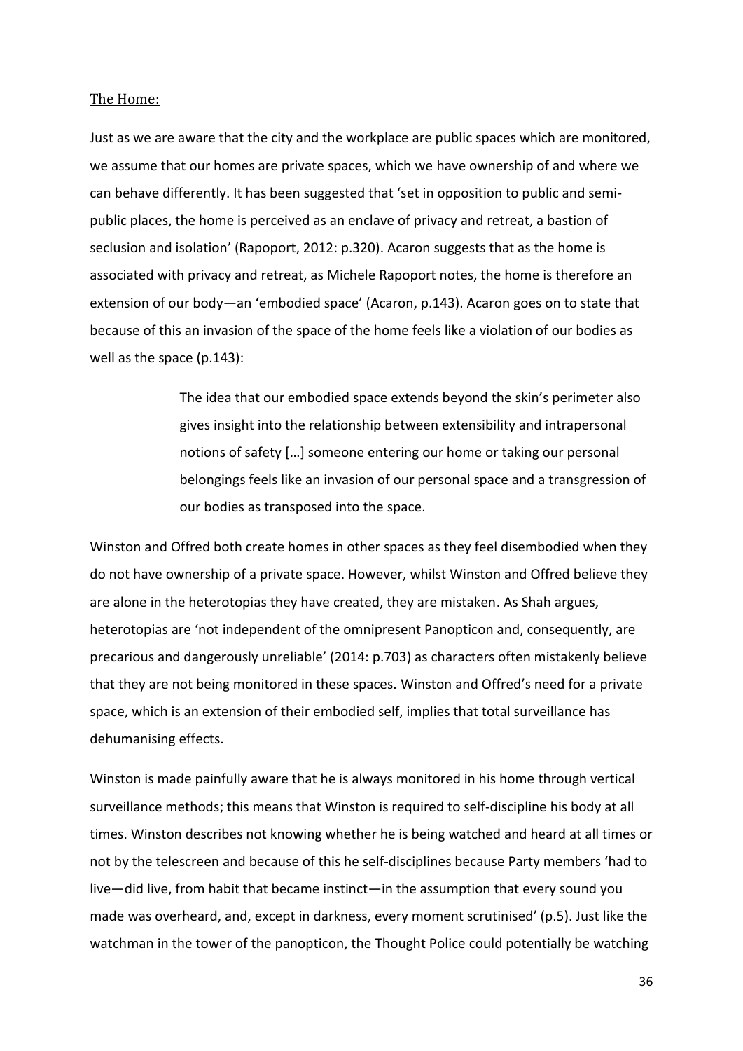The Home:

Just as we are aware that the city and the workplace are public spaces which are monitored, we assume that our homes are private spaces, which we have ownership of and where we can behave differently. It has been suggested that 'set in opposition to public and semi-public places, the home is perceived as an enclave of privacy and retreat, a bastion of seclusion and isolation' (Rapoport, 2012: p.320). Acaron suggests that as the home is associated with privacy and retreat, as Michele Rapoport notes, the home is therefore an extension of our body—an 'embodied space' (Acaron, p.143). Acaron goes on to state that because of this an invasion of the space of the home feels like a violation of our bodies as well as the space (p.143):

> The idea that our embodied space extends beyond the skin's perimeter also gives insight into the relationship between extensibility and intrapersonal notions of safety […] someone entering our home or taking our personal belongings feels like an invasion of our personal space and a transgression of our bodies as transposed into the space.

Winston and Offred both create homes in other spaces as they feel disembodied when they do not have ownership of a private space. However, whilst Winston and Offred believe they are alone in the heterotopias they have created, they are mistaken. As Shah argues, heterotopias are 'not independent of the omnipresent Panopticon and, consequently, are precarious and dangerously unreliable' (2014: p.703) as characters often mistakenly believe that they are not being monitored in these spaces. Winston and Offred's need for a private space, which is an extension of their embodied self, implies that total surveillance has dehumanising effects.

Winston is made painfully aware that he is always monitored in his home through vertical surveillance methods; this means that Winston is required to self-discipline his body at all times. Winston describes not knowing whether he is being watched and heard at all times or not by the telescreen and because of this he self-disciplines because Party members 'had to live—did live, from habit that became instinct—in the assumption that every sound you made was overheard, and, except in darkness, every moment scrutinised' (p.5). Just like the watchman in the tower of the panopticon, the Thought Police could potentially be watching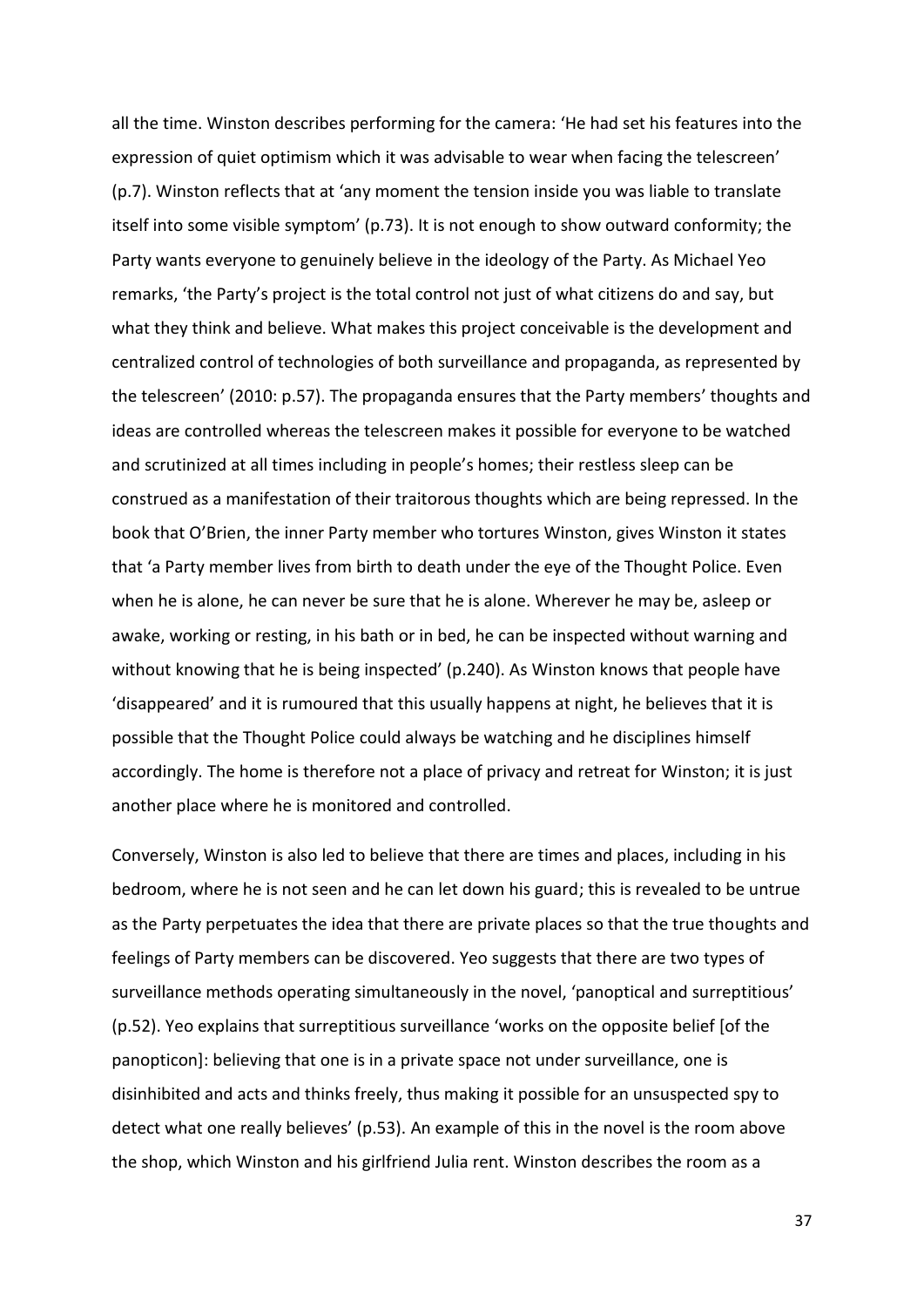all the time. Winston describes performing for the camera: 'He had set his features into the expression of quiet optimism which it was advisable to wear when facing the telescreen' (p.7). Winston reflects that at 'any moment the tension inside you was liable to translate itself into some visible symptom' (p.73). It is not enough to show outward conformity; the Party wants everyone to genuinely believe in the ideology of the Party. As Michael Yeo remarks, 'the Party's project is the total control not just of what citizens do and say, but what they think and believe. What makes this project conceivable is the development and centralized control of technologies of both surveillance and propaganda, as represented by the telescreen' (2010: p.57). The propaganda ensures that the Party members' thoughts and ideas are controlled whereas the telescreen makes it possible for everyone to be watched and scrutinized at all times including in people's homes; their restless sleep can be construed as a manifestation of their traitorous thoughts which are being repressed. In the book that O'Brien, the inner Party member who tortures Winston, gives Winston it states that 'a Party member lives from birth to death under the eye of the Thought Police. Even when he is alone, he can never be sure that he is alone. Wherever he may be, asleep or awake, working or resting, in his bath or in bed, he can be inspected without warning and without knowing that he is being inspected' (p.240). As Winston knows that people have 'disappeared' and it is rumoured that this usually happens at night, he believes that it is possible that the Thought Police could always be watching and he disciplines himself accordingly. The home is therefore not a place of privacy and retreat for Winston; it is just another place where he is monitored and controlled.

Conversely, Winston is also led to believe that there are times and places, including in his bedroom, where he is not seen and he can let down his guard; this is revealed to be untrue as the Party perpetuates the idea that there are private places so that the true thoughts and feelings of Party members can be discovered. Yeo suggests that there are two types of surveillance methods operating simultaneously in the novel, 'panoptical and surreptitious' (p.52). Yeo explains that surreptitious surveillance 'works on the opposite belief [of the panopticon]: believing that one is in a private space not under surveillance, one is disinhibited and acts and thinks freely, thus making it possible for an unsuspected spy to detect what one really believes' (p.53). An example of this in the novel is the room above the shop, which Winston and his girlfriend Julia rent. Winston describes the room as a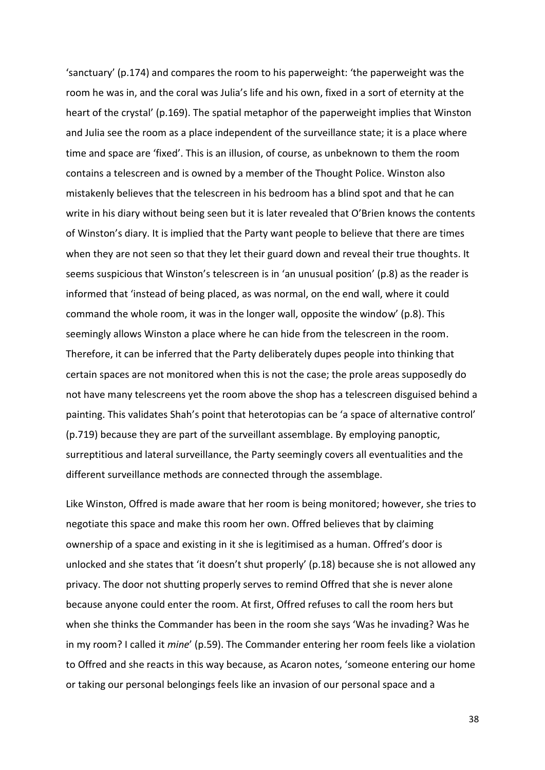'sanctuary' (p.174) and compares the room to his paperweight: 'the paperweight was the room he was in, and the coral was Julia's life and his own, fixed in a sort of eternity at the heart of the crystal' (p.169). The spatial metaphor of the paperweight implies that Winston and Julia see the room as a place independent of the surveillance state; it is a place where time and space are 'fixed'. This is an illusion, of course, as unbeknown to them the room contains a telescreen and is owned by a member of the Thought Police. Winston also mistakenly believes that the telescreen in his bedroom has a blind spot and that he can write in his diary without being seen but it is later revealed that O'Brien knows the contents of Winston's diary. It is implied that the Party want people to believe that there are times when they are not seen so that they let their guard down and reveal their true thoughts. It seems suspicious that Winston's telescreen is in 'an unusual position' (p.8) as the reader is informed that 'instead of being placed, as was normal, on the end wall, where it could command the whole room, it was in the longer wall, opposite the window' (p.8). This seemingly allows Winston a place where he can hide from the telescreen in the room. Therefore, it can be inferred that the Party deliberately dupes people into thinking that certain spaces are not monitored when this is not the case; the prole areas supposedly do not have many telescreens yet the room above the shop has a telescreen disguised behind a painting. This validates Shah's point that heterotopias can be 'a space of alternative control' (p.719) because they are part of the surveillant assemblage. By employing panoptic, surreptitious and lateral surveillance, the Party seemingly covers all eventualities and the different surveillance methods are connected through the assemblage.

Like Winston, Offred is made aware that her room is being monitored; however, she tries to negotiate this space and make this room her own. Offred believes that by claiming ownership of a space and existing in it she is legitimised as a human. Offred's door is unlocked and she states that 'it doesn't shut properly' (p.18) because she is not allowed any privacy. The door not shutting properly serves to remind Offred that she is never alone because anyone could enter the room. At first, Offred refuses to call the room hers but when she thinks the Commander has been in the room she says 'Was he invading? Was he in my room? I called it *mine*' (p.59). The Commander entering her room feels like a violation to Offred and she reacts in this way because, as Acaron notes, 'someone entering our home or taking our personal belongings feels like an invasion of our personal space and a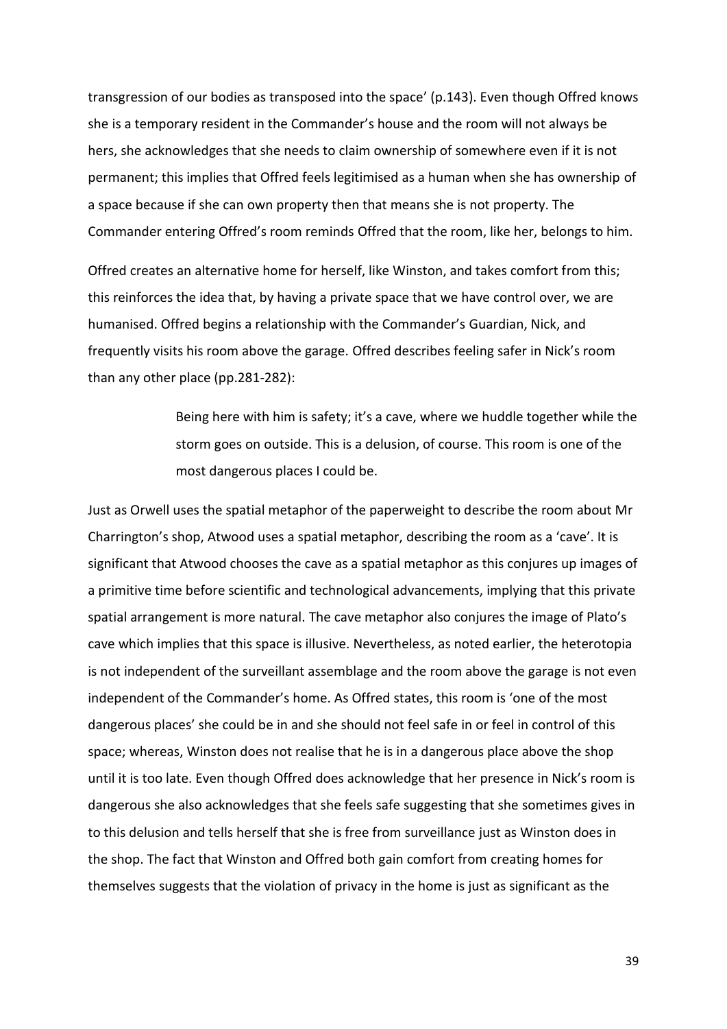transgression of our bodies as transposed into the space' (p.143). Even though Offred knows she is a temporary resident in the Commander's house and the room will not always be hers, she acknowledges that she needs to claim ownership of somewhere even if it is not permanent; this implies that Offred feels legitimised as a human when she has ownership of a space because if she can own property then that means she is not property. The Commander entering Offred's room reminds Offred that the room, like her, belongs to him.

Offred creates an alternative home for herself, like Winston, and takes comfort from this; this reinforces the idea that, by having a private space that we have control over, we are humanised. Offred begins a relationship with the Commander's Guardian, Nick, and frequently visits his room above the garage. Offred describes feeling safer in Nick's room than any other place (pp.281-282):

> Being here with him is safety; it's a cave, where we huddle together while the storm goes on outside. This is a delusion, of course. This room is one of the most dangerous places I could be.

Just as Orwell uses the spatial metaphor of the paperweight to describe the room about Mr Charrington's shop, Atwood uses a spatial metaphor, describing the room as a 'cave'. It is significant that Atwood chooses the cave as a spatial metaphor as this conjures up images of a primitive time before scientific and technological advancements, implying that this private spatial arrangement is more natural. The cave metaphor also conjures the image of Plato's cave which implies that this space is illusive. Nevertheless, as noted earlier, the heterotopia is not independent of the surveillant assemblage and the room above the garage is not even independent of the Commander's home. As Offred states, this room is 'one of the most dangerous places' she could be in and she should not feel safe in or feel in control of this space; whereas, Winston does not realise that he is in a dangerous place above the shop until it is too late. Even though Offred does acknowledge that her presence in Nick's room is dangerous she also acknowledges that she feels safe suggesting that she sometimes gives in to this delusion and tells herself that she is free from surveillance just as Winston does in the shop. The fact that Winston and Offred both gain comfort from creating homes for themselves suggests that the violation of privacy in the home is just as significant as the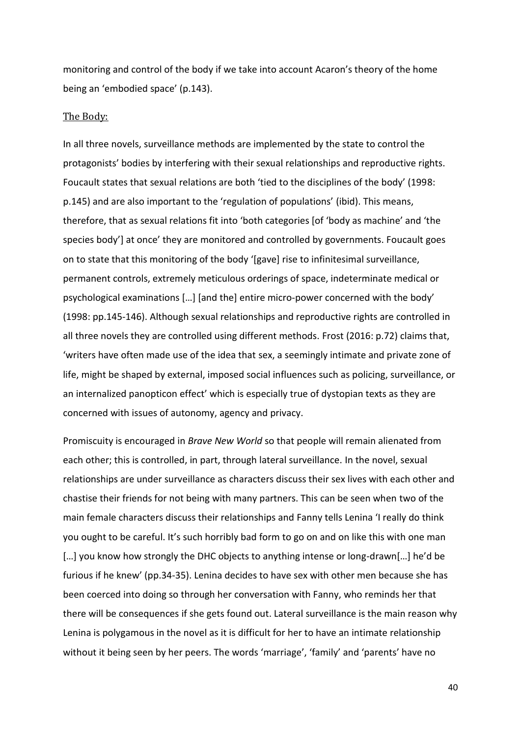monitoring and control of the body if we take into account Acaron's theory of the home being an 'embodied space' (p.143).

## The Body:

In all three novels, surveillance methods are implemented by the state to control the protagonists' bodies by interfering with their sexual relationships and reproductive rights. Foucault states that sexual relations are both 'tied to the disciplines of the body' (1998: p.145) and are also important to the 'regulation of populations' (ibid). This means, therefore, that as sexual relations fit into 'both categories [of 'body as machine' and 'the species body'] at once' they are monitored and controlled by governments. Foucault goes on to state that this monitoring of the body '[gave] rise to infinitesimal surveillance, permanent controls, extremely meticulous orderings of space, indeterminate medical or psychological examinations […] [and the] entire micro-power concerned with the body' (1998: pp.145-146). Although sexual relationships and reproductive rights are controlled in all three novels they are controlled using different methods. Frost (2016: p.72) claims that, 'writers have often made use of the idea that sex, a seemingly intimate and private zone of life, might be shaped by external, imposed social influences such as policing, surveillance, or an internalized panopticon effect' which is especially true of dystopian texts as they are concerned with issues of autonomy, agency and privacy.

Promiscuity is encouraged in *Brave New World* so that people will remain alienated from each other; this is controlled, in part, through lateral surveillance. In the novel, sexual relationships are under surveillance as characters discuss their sex lives with each other and chastise their friends for not being with many partners. This can be seen when two of the main female characters discuss their relationships and Fanny tells Lenina 'I really do think you ought to be careful. It's such horribly bad form to go on and on like this with one man […] you know how strongly the DHC objects to anything intense or long-drawn[…] he'd be furious if he knew' (pp.34-35). Lenina decides to have sex with other men because she has been coerced into doing so through her conversation with Fanny, who reminds her that there will be consequences if she gets found out. Lateral surveillance is the main reason why Lenina is polygamous in the novel as it is difficult for her to have an intimate relationship without it being seen by her peers. The words 'marriage', 'family' and 'parents' have no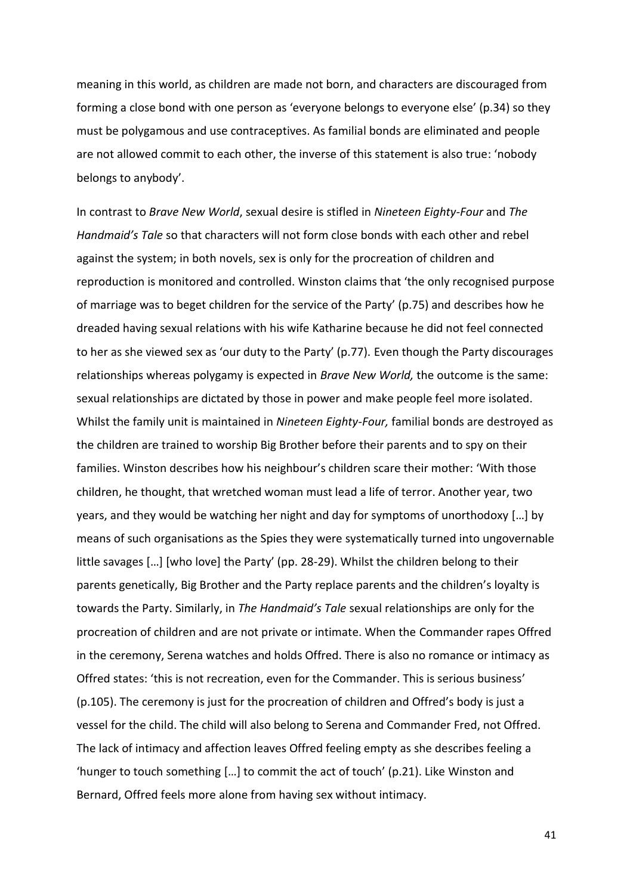meaning in this world, as children are made not born, and characters are discouraged from forming a close bond with one person as 'everyone belongs to everyone else' (p.34) so they must be polygamous and use contraceptives. As familial bonds are eliminated and people are not allowed commit to each other, the inverse of this statement is also true: 'nobody belongs to anybody'.

In contrast to *Brave New World*, sexual desire is stifled in *Nineteen Eighty-Four* and *The Handmaid's Tale* so that characters will not form close bonds with each other and rebel against the system; in both novels, sex is only for the procreation of children and reproduction is monitored and controlled. Winston claims that 'the only recognised purpose of marriage was to beget children for the service of the Party' (p.75) and describes how he dreaded having sexual relations with his wife Katharine because he did not feel connected to her as she viewed sex as 'our duty to the Party' (p.77). Even though the Party discourages relationships whereas polygamy is expected in *Brave New World,* the outcome is the same: sexual relationships are dictated by those in power and make people feel more isolated. Whilst the family unit is maintained in *Nineteen Eighty-Four,* familial bonds are destroyed as the children are trained to worship Big Brother before their parents and to spy on their families. Winston describes how his neighbour's children scare their mother: 'With those children, he thought, that wretched woman must lead a life of terror. Another year, two years, and they would be watching her night and day for symptoms of unorthodoxy […] by means of such organisations as the Spies they were systematically turned into ungovernable little savages […] [who love] the Party' (pp. 28-29). Whilst the children belong to their parents genetically, Big Brother and the Party replace parents and the children's loyalty is towards the Party. Similarly, in *The Handmaid's Tale* sexual relationships are only for the procreation of children and are not private or intimate. When the Commander rapes Offred in the ceremony, Serena watches and holds Offred. There is also no romance or intimacy as Offred states: 'this is not recreation, even for the Commander. This is serious business' (p.105). The ceremony is just for the procreation of children and Offred's body is just a vessel for the child. The child will also belong to Serena and Commander Fred, not Offred. The lack of intimacy and affection leaves Offred feeling empty as she describes feeling a 'hunger to touch something […] to commit the act of touch' (p.21). Like Winston and Bernard, Offred feels more alone from having sex without intimacy.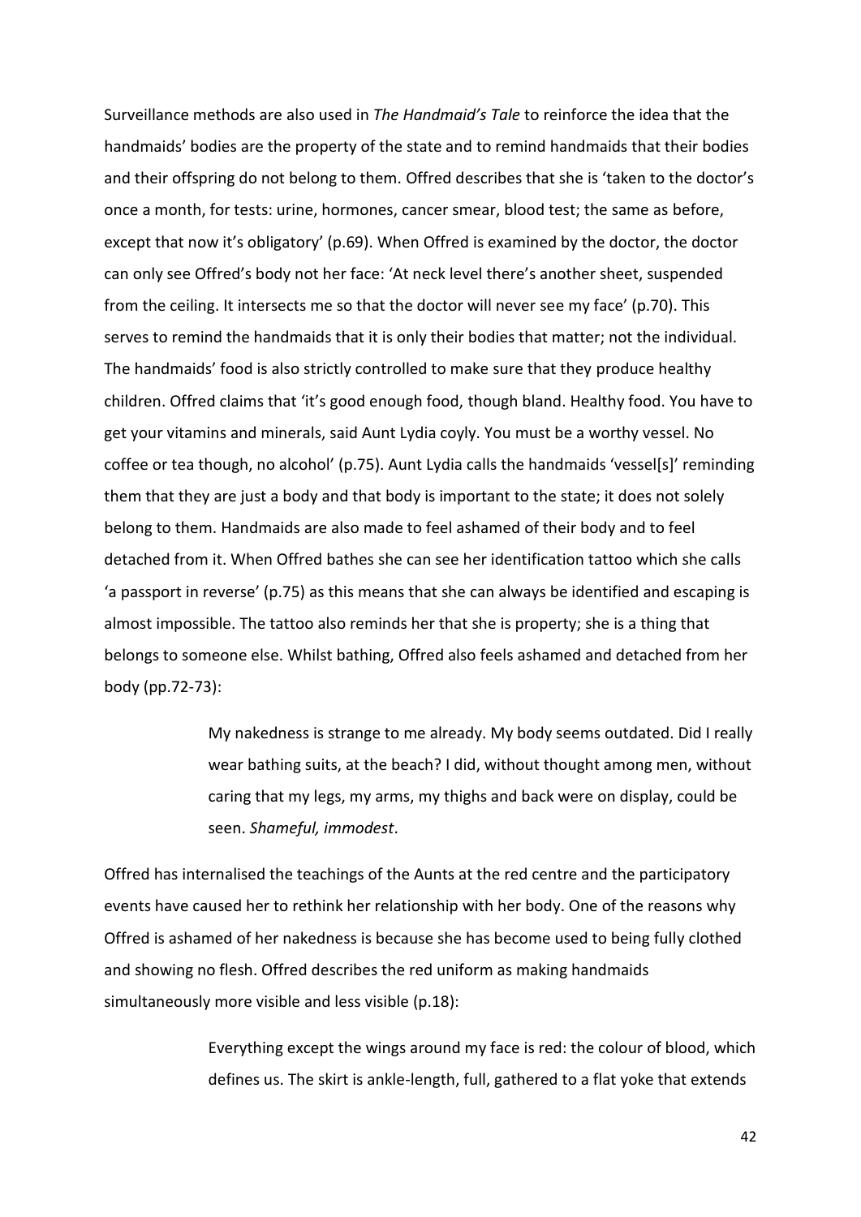Surveillance methods are also used in *The Handmaid's Tale* to reinforce the idea that the handmaids' bodies are the property of the state and to remind handmaids that their bodies and their offspring do not belong to them. Offred describes that she is 'taken to the doctor's once a month, for tests: urine, hormones, cancer smear, blood test; the same as before, except that now it's obligatory' (p.69). When Offred is examined by the doctor, the doctor can only see Offred's body not her face: 'At neck level there's another sheet, suspended from the ceiling. It intersects me so that the doctor will never see my face' (p.70). This serves to remind the handmaids that it is only their bodies that matter; not the individual. The handmaids' food is also strictly controlled to make sure that they produce healthy children. Offred claims that 'it's good enough food, though bland. Healthy food. You have to get your vitamins and minerals, said Aunt Lydia coyly. You must be a worthy vessel. No coffee or tea though, no alcohol' (p.75). Aunt Lydia calls the handmaids 'vessel[s]' reminding them that they are just a body and that body is important to the state; it does not solely belong to them. Handmaids are also made to feel ashamed of their body and to feel detached from it. When Offred bathes she can see her identification tattoo which she calls 'a passport in reverse' (p.75) as this means that she can always be identified and escaping is almost impossible. The tattoo also reminds her that she is property; she is a thing that belongs to someone else. Whilst bathing, Offred also feels ashamed and detached from her body (pp.72-73):

> My nakedness is strange to me already. My body seems outdated. Did I really wear bathing suits, at the beach? I did, without thought among men, without caring that my legs, my arms, my thighs and back were on display, could be seen. *Shameful, immodest*.

Offred has internalised the teachings of the Aunts at the red centre and the participatory events have caused her to rethink her relationship with her body. One of the reasons why Offred is ashamed of her nakedness is because she has become used to being fully clothed and showing no flesh. Offred describes the red uniform as making handmaids simultaneously more visible and less visible (p.18):

> Everything except the wings around my face is red: the colour of blood, which defines us. The skirt is ankle-length, full, gathered to a flat yoke that extends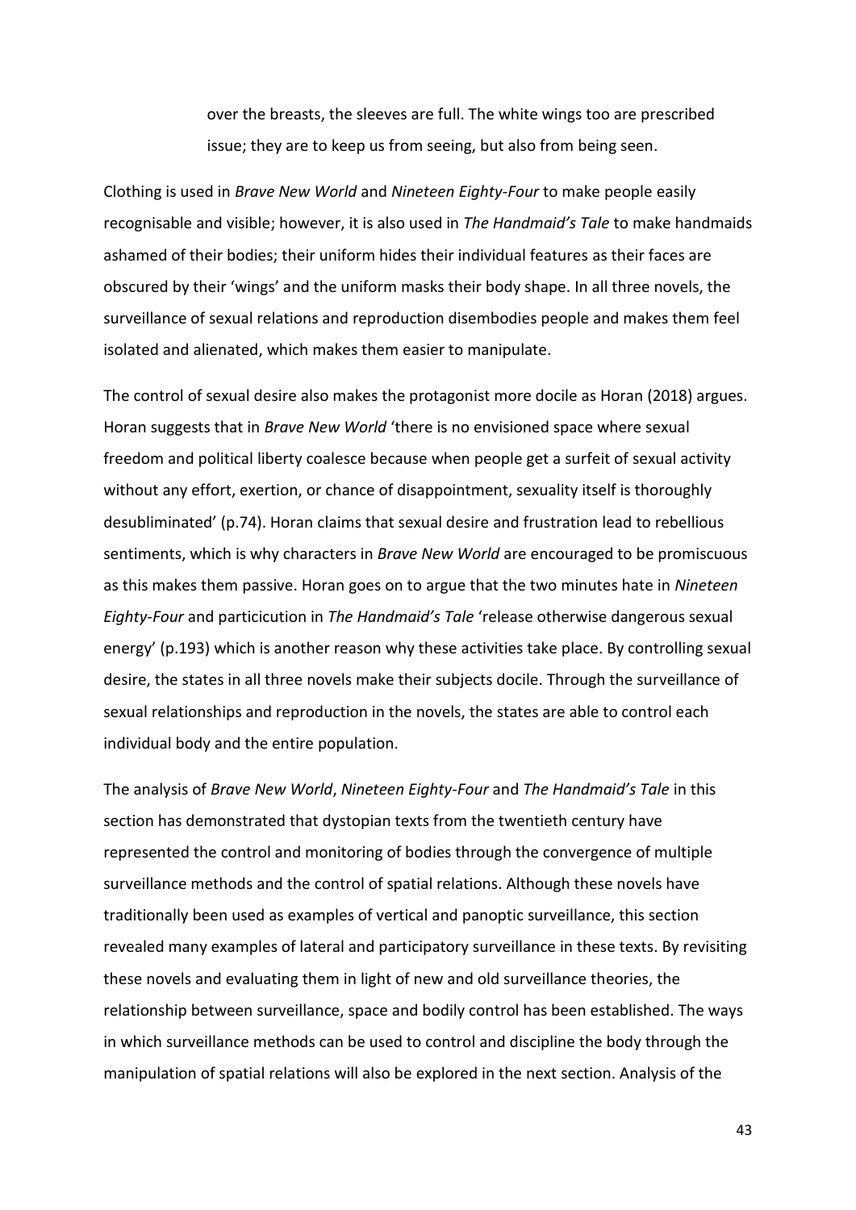> over the breasts, the sleeves are full. The white wings too are prescribed issue; they are to keep us from seeing, but also from being seen.

Clothing is used in *Brave New World* and *Nineteen Eighty-Four* to make people easily recognisable and visible; however, it is also used in *The Handmaid's Tale* to make handmaids ashamed of their bodies; their uniform hides their individual features as their faces are obscured by their 'wings' and the uniform masks their body shape. In all three novels, the surveillance of sexual relations and reproduction disembodies people and makes them feel isolated and alienated, which makes them easier to manipulate.

The control of sexual desire also makes the protagonist more docile as Horan (2018) argues. Horan suggests that in *Brave New World* 'there is no envisioned space where sexual freedom and political liberty coalesce because when people get a surfeit of sexual activity without any effort, exertion, or chance of disappointment, sexuality itself is thoroughly desublimінated' (p.74). Horan claims that sexual desire and frustration lead to rebellious sentiments, which is why characters in *Brave New World* are encouraged to be promiscuous as this makes them passive. Horan goes on to argue that the two minutes hate in *Nineteen Eighty-Four* and particicution in *The Handmaid's Tale* 'release otherwise dangerous sexual energy' (p.193) which is another reason why these activities take place. By controlling sexual desire, the states in all three novels make their subjects docile. Through the surveillance of sexual relationships and reproduction in the novels, the states are able to control each individual body and the entire population.

The analysis of *Brave New World*, *Nineteen Eighty-Four* and *The Handmaid's Tale* in this section has demonstrated that dystopian texts from the twentieth century have represented the control and monitoring of bodies through the convergence of multiple surveillance methods and the control of spatial relations. Although these novels have traditionally been used as examples of vertical and panoptic surveillance, this section revealed many examples of lateral and participatory surveillance in these texts. By revisiting these novels and evaluating them in light of new and old surveillance theories, the relationship between surveillance, space and bodily control has been established. The ways in which surveillance methods can be used to control and discipline the body through the manipulation of spatial relations will also be explored in the next section. Analysis of the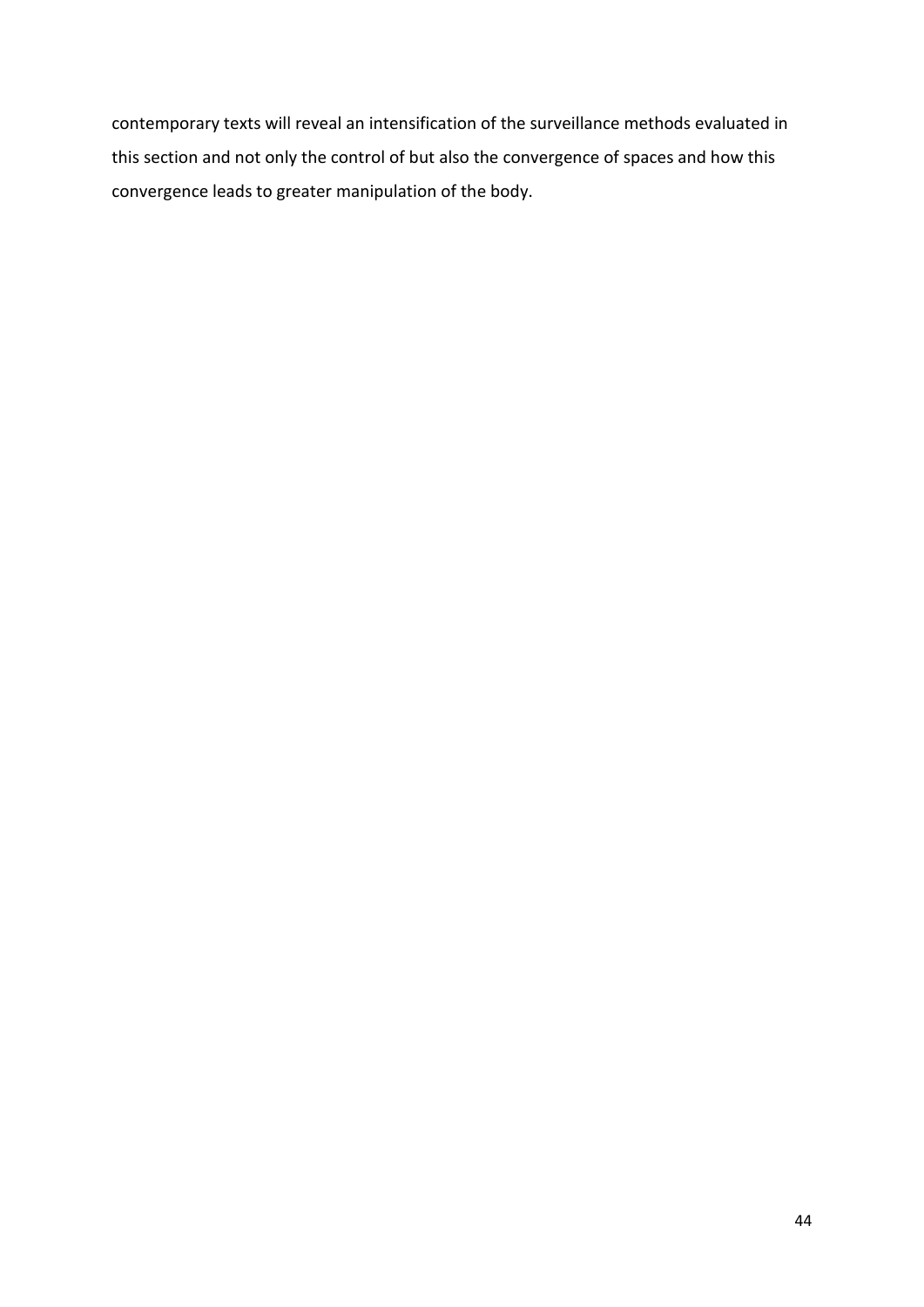contemporary texts will reveal an intensification of the surveillance methods evaluated in this section and not only the control of but also the convergence of spaces and how this convergence leads to greater manipulation of the body.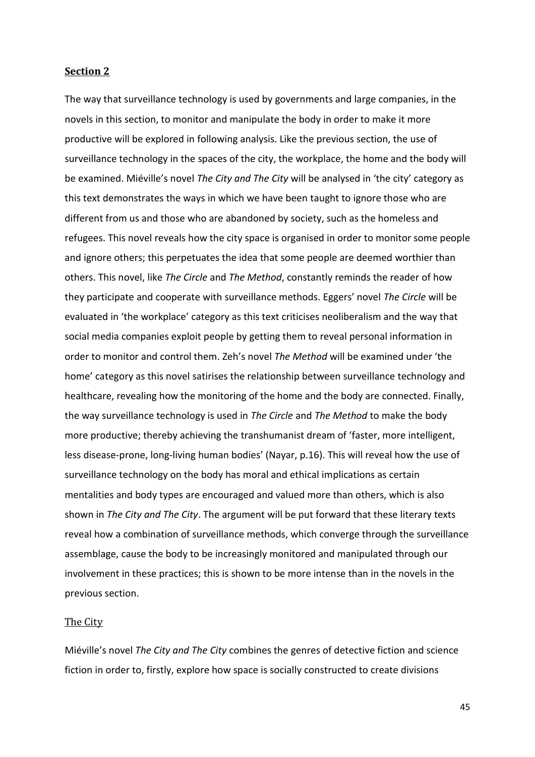## Section 2

The way that surveillance technology is used by governments and large companies, in the novels in this section, to monitor and manipulate the body in order to make it more productive will be explored in following analysis. Like the previous section, the use of surveillance technology in the spaces of the city, the workplace, the home and the body will be examined. Miéville's novel *The City and The City* will be analysed in 'the city' category as this text demonstrates the ways in which we have been taught to ignore those who are different from us and those who are abandoned by society, such as the homeless and refugees. This novel reveals how the city space is organised in order to monitor some people and ignore others; this perpetuates the idea that some people are deemed worthier than others. This novel, like *The Circle* and *The Method*, constantly reminds the reader of how they participate and cooperate with surveillance methods. Eggers' novel *The Circle* will be evaluated in 'the workplace' category as this text criticises neoliberalism and the way that social media companies exploit people by getting them to reveal personal information in order to monitor and control them. Zeh's novel *The Method* will be examined under 'the home' category as this novel satirises the relationship between surveillance technology and healthcare, revealing how the monitoring of the home and the body are connected. Finally, the way surveillance technology is used in *The Circle* and *The Method* to make the body more productive; thereby achieving the transhumanist dream of 'faster, more intelligent, less disease-prone, long-living human bodies' (Nayar, p.16). This will reveal how the use of surveillance technology on the body has moral and ethical implications as certain mentalities and body types are encouraged and valued more than others, which is also shown in *The City and The City*. The argument will be put forward that these literary texts reveal how a combination of surveillance methods, which converge through the surveillance assemblage, cause the body to be increasingly monitored and manipulated through our involvement in these practices; this is shown to be more intense than in the novels in the previous section.

### The City

Miéville's novel *The City and The City* combines the genres of detective fiction and science fiction in order to, firstly, explore how space is socially constructed to create divisions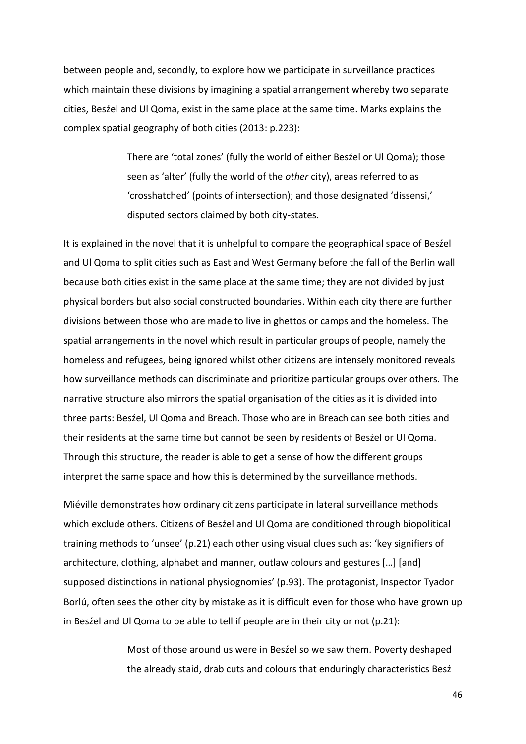between people and, secondly, to explore how we participate in surveillance practices which maintain these divisions by imagining a spatial arrangement whereby two separate cities, Besźel and Ul Qoma, exist in the same place at the same time. Marks explains the complex spatial geography of both cities (2013: p.223):

> There are 'total zones' (fully the world of either Besźel or Ul Qoma); those seen as 'alter' (fully the world of the *other* city), areas referred to as 'crosshatched' (points of intersection); and those designated 'dissensi,' disputed sectors claimed by both city-states.

It is explained in the novel that it is unhelpful to compare the geographical space of Besźel and Ul Qoma to split cities such as East and West Germany before the fall of the Berlin wall because both cities exist in the same place at the same time; they are not divided by just physical borders but also social constructed boundaries. Within each city there are further divisions between those who are made to live in ghettos or camps and the homeless. The spatial arrangements in the novel which result in particular groups of people, namely the homeless and refugees, being ignored whilst other citizens are intensely monitored reveals how surveillance methods can discriminate and prioritize particular groups over others. The narrative structure also mirrors the spatial organisation of the cities as it is divided into three parts: Besźel, Ul Qoma and Breach. Those who are in Breach can see both cities and their residents at the same time but cannot be seen by residents of Besźel or Ul Qoma. Through this structure, the reader is able to get a sense of how the different groups interpret the same space and how this is determined by the surveillance methods.

Miéville demonstrates how ordinary citizens participate in lateral surveillance methods which exclude others. Citizens of Besźel and Ul Qoma are conditioned through biopolitical training methods to 'unsee' (p.21) each other using visual clues such as: 'key signifiers of architecture, clothing, alphabet and manner, outlaw colours and gestures […] [and] supposed distinctions in national physiognomies' (p.93). The protagonist, Inspector Tyador Borlú, often sees the other city by mistake as it is difficult even for those who have grown up in Besźel and Ul Qoma to be able to tell if people are in their city or not (p.21):

> Most of those around us were in Besźel so we saw them. Poverty deshaped the already staid, drab cuts and colours that enduringly characteristics Besź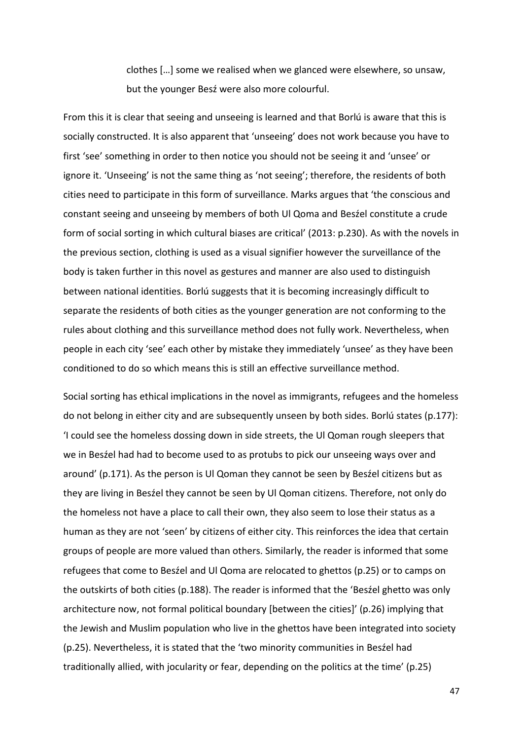> clothes […] some we realised when we glanced were elsewhere, so unsaw, but the younger Beszź were also more colourful.

From this it is clear that seeing and unseeing is learned and that Borlú is aware that this is socially constructed. It is also apparent that 'unseeing' does not work because you have to first 'see' something in order to then notice you should not be seeing it and 'unsee' or ignore it. 'Unseeing' is not the same thing as 'not seeing'; therefore, the residents of both cities need to participate in this form of surveillance. Marks argues that 'the conscious and constant seeing and unseeing by members of both Ul Qoma and Besźel constitute a crude form of social sorting in which cultural biases are critical' (2013: p.230). As with the novels in the previous section, clothing is used as a visual signifier however the surveillance of the body is taken further in this novel as gestures and manner are also used to distinguish between national identities. Borlú suggests that it is becoming increasingly difficult to separate the residents of both cities as the younger generation are not conforming to the rules about clothing and this surveillance method does not fully work. Nevertheless, when people in each city 'see' each other by mistake they immediately 'unsee' as they have been conditioned to do so which means this is still an effective surveillance method.

Social sorting has ethical implications in the novel as immigrants, refugees and the homeless do not belong in either city and are subsequently unseen by both sides. Borlú states (p.177): 'I could see the homeless dossing down in side streets, the Ul Qoman rough sleepers that we in Besźel had had to become used to as protubs to pick our unseeing ways over and around' (p.171). As the person is Ul Qoman they cannot be seen by Besźel citizens but as they are living in Besźel they cannot be seen by Ul Qoman citizens. Therefore, not only do the homeless not have a place to call their own, they also seem to lose their status as a human as they are not 'seen' by citizens of either city. This reinforces the idea that certain groups of people are more valued than others. Similarly, the reader is informed that some refugees that come to Besźel and Ul Qoma are relocated to ghettos (p.25) or to camps on the outskirts of both cities (p.188). The reader is informed that the 'Besźel ghetto was only architecture now, not formal political boundary [between the cities]' (p.26) implying that the Jewish and Muslim population who live in the ghettos have been integrated into society (p.25). Nevertheless, it is stated that the 'two minority communities in Besźel had traditionally allied, with jocularity or fear, depending on the politics at the time' (p.25)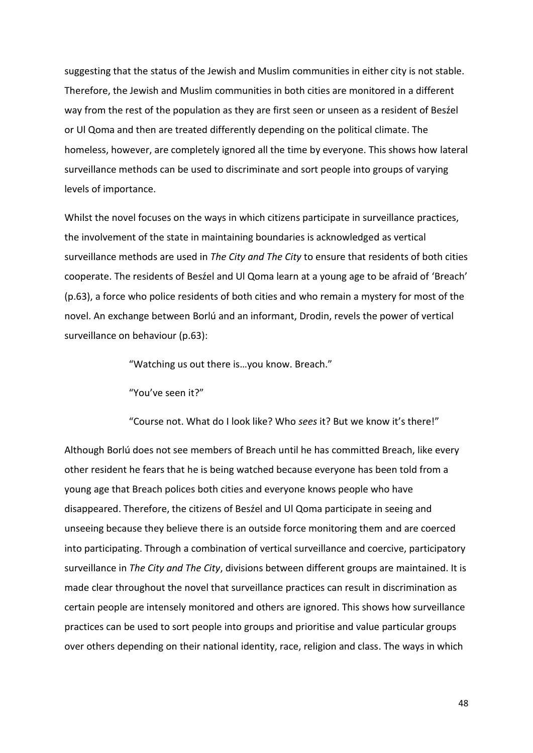suggesting that the status of the Jewish and Muslim communities in either city is not stable. Therefore, the Jewish and Muslim communities in both cities are monitored in a different way from the rest of the population as they are first seen or unseen as a resident of Besźel or Ul Qoma and then are treated differently depending on the political climate. The homeless, however, are completely ignored all the time by everyone. This shows how lateral surveillance methods can be used to discriminate and sort people into groups of varying levels of importance.

Whilst the novel focuses on the ways in which citizens participate in surveillance practices, the involvement of the state in maintaining boundaries is acknowledged as vertical surveillance methods are used in *The City and The City* to ensure that residents of both cities cooperate. The residents of Besźel and Ul Qoma learn at a young age to be afraid of 'Breach' (p.63), a force who police residents of both cities and who remain a mystery for most of the novel. An exchange between Borlú and an informant, Drodin, revels the power of vertical surveillance on behaviour (p.63):

> "Watching us out there is…you know. Breach."
>
> "You've seen it?"
>
> "Course not. What do I look like? Who *sees* it? But we know it's there!"

Although Borlú does not see members of Breach until he has committed Breach, like every other resident he fears that he is being watched because everyone has been told from a young age that Breach polices both cities and everyone knows people who have disappeared. Therefore, the citizens of Besźel and Ul Qoma participate in seeing and unseeing because they believe there is an outside force monitoring them and are coerced into participating. Through a combination of vertical surveillance and coercive, participatory surveillance in *The City and The City*, divisions between different groups are maintained. It is made clear throughout the novel that surveillance practices can result in discrimination as certain people are intensely monitored and others are ignored. This shows how surveillance practices can be used to sort people into groups and prioritise and value particular groups over others depending on their national identity, race, religion and class. The ways in which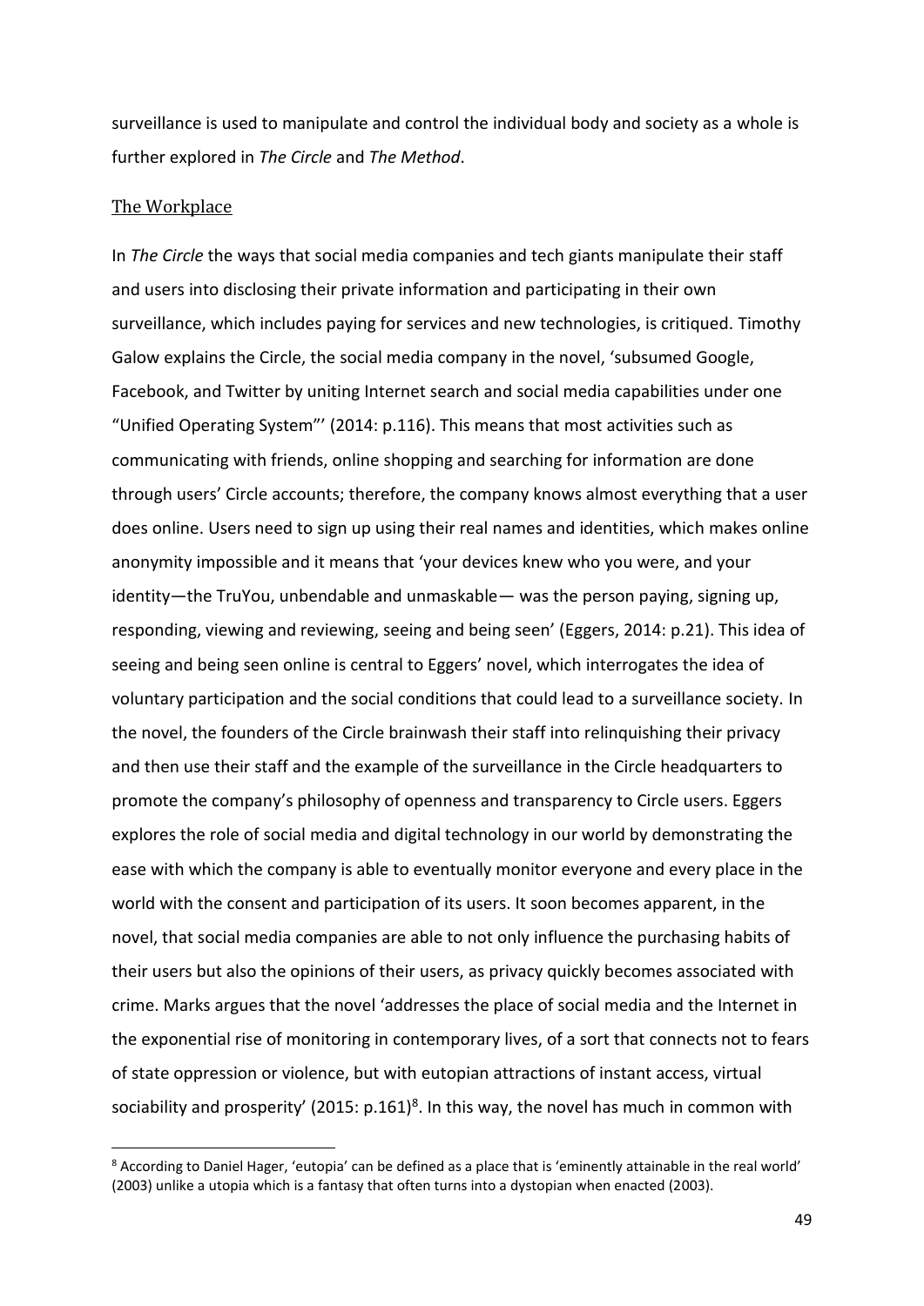surveillance is used to manipulate and control the individual body and society as a whole is further explored in *The Circle* and *The Method*.

## The Workplace

In *The Circle* the ways that social media companies and tech giants manipulate their staff and users into disclosing their private information and participating in their own surveillance, which includes paying for services and new technologies, is critiqued. Timothy Galow explains the Circle, the social media company in the novel, 'subsumed Google, Facebook, and Twitter by uniting Internet search and social media capabilities under one "Unified Operating System"' (2014: p.116). This means that most activities such as communicating with friends, online shopping and searching for information are done through users' Circle accounts; therefore, the company knows almost everything that a user does online. Users need to sign up using their real names and identities, which makes online anonymity impossible and it means that 'your devices knew who you were, and your identity—the TruYou, unbendable and unmaskable— was the person paying, signing up, responding, viewing and reviewing, seeing and being seen' (Eggers, 2014: p.21). This idea of seeing and being seen online is central to Eggers' novel, which interrogates the idea of voluntary participation and the social conditions that could lead to a surveillance society. In the novel, the founders of the Circle brainwash their staff into relinquishing their privacy and then use their staff and the example of the surveillance in the Circle headquarters to promote the company's philosophy of openness and transparency to Circle users. Eggers explores the role of social media and digital technology in our world by demonstrating the ease with which the company is able to eventually monitor everyone and every place in the world with the consent and participation of its users. It soon becomes apparent, in the novel, that social media companies are able to not only influence the purchasing habits of their users but also the opinions of their users, as privacy quickly becomes associated with crime. Marks argues that the novel 'addresses the place of social media and the Internet in the exponential rise of monitoring in contemporary lives, of a sort that connects not to fears of state oppression or violence, but with eutopian attractions of instant access, virtual sociability and prosperity' (2015: p.161)[8]. In this way, the novel has much in common with

---

[8] According to Daniel Hager, 'eutopia' can be defined as a place that is 'eminently attainable in the real world' (2003) unlike a utopia which is a fantasy that often turns into a dystopian when enacted (2003).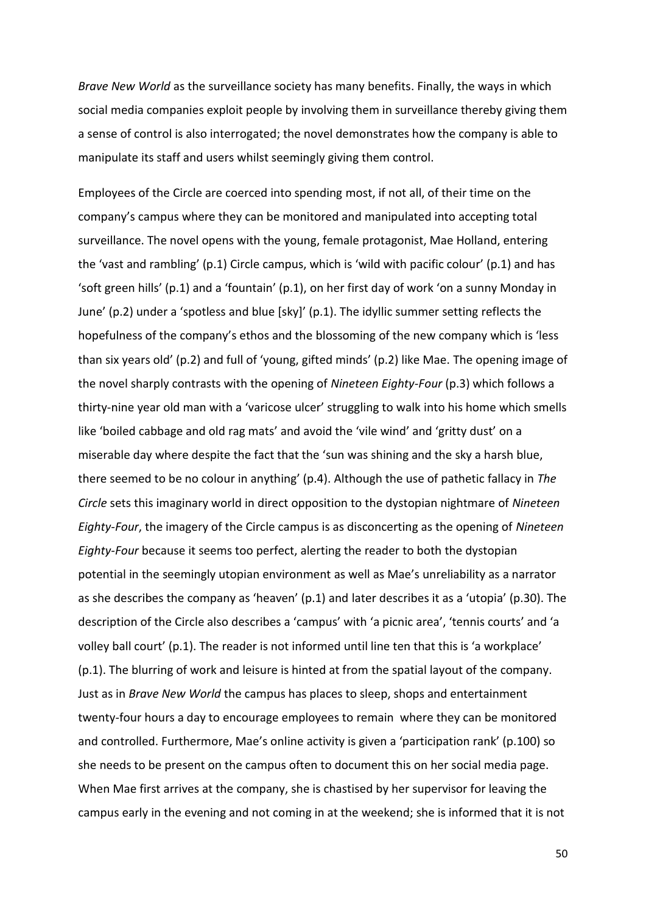*Brave New World* as the surveillance society has many benefits. Finally, the ways in which social media companies exploit people by involving them in surveillance thereby giving them a sense of control is also interrogated; the novel demonstrates how the company is able to manipulate its staff and users whilst seemingly giving them control.

Employees of the Circle are coerced into spending most, if not all, of their time on the company's campus where they can be monitored and manipulated into accepting total surveillance. The novel opens with the young, female protagonist, Mae Holland, entering the 'vast and rambling' (p.1) Circle campus, which is 'wild with pacific colour' (p.1) and has 'soft green hills' (p.1) and a 'fountain' (p.1), on her first day of work 'on a sunny Monday in June' (p.2) under a 'spotless and blue [sky]' (p.1). The idyllic summer setting reflects the hopefulness of the company's ethos and the blossoming of the new company which is 'less than six years old' (p.2) and full of 'young, gifted minds' (p.2) like Mae. The opening image of the novel sharply contrasts with the opening of *Nineteen Eighty-Four* (p.3) which follows a thirty-nine year old man with a 'varicose ulcer' struggling to walk into his home which smells like 'boiled cabbage and old rag mats' and avoid the 'vile wind' and 'gritty dust' on a miserable day where despite the fact that the 'sun was shining and the sky a harsh blue, there seemed to be no colour in anything' (p.4). Although the use of pathetic fallacy in *The Circle* sets this imaginary world in direct opposition to the dystopian nightmare of *Nineteen Eighty-Four*, the imagery of the Circle campus is as disconcerting as the opening of *Nineteen Eighty-Four* because it seems too perfect, alerting the reader to both the dystopian potential in the seemingly utopian environment as well as Mae's unreliability as a narrator as she describes the company as 'heaven' (p.1) and later describes it as a 'utopia' (p.30). The description of the Circle also describes a 'campus' with 'a picnic area', 'tennis courts' and 'a volley ball court' (p.1). The reader is not informed until line ten that this is 'a workplace' (p.1). The blurring of work and leisure is hinted at from the spatial layout of the company. Just as in *Brave New World* the campus has places to sleep, shops and entertainment twenty-four hours a day to encourage employees to remain where they can be monitored and controlled. Furthermore, Mae's online activity is given a 'participation rank' (p.100) so she needs to be present on the campus often to document this on her social media page. When Mae first arrives at the company, she is chastised by her supervisor for leaving the campus early in the evening and not coming in at the weekend; she is informed that it is not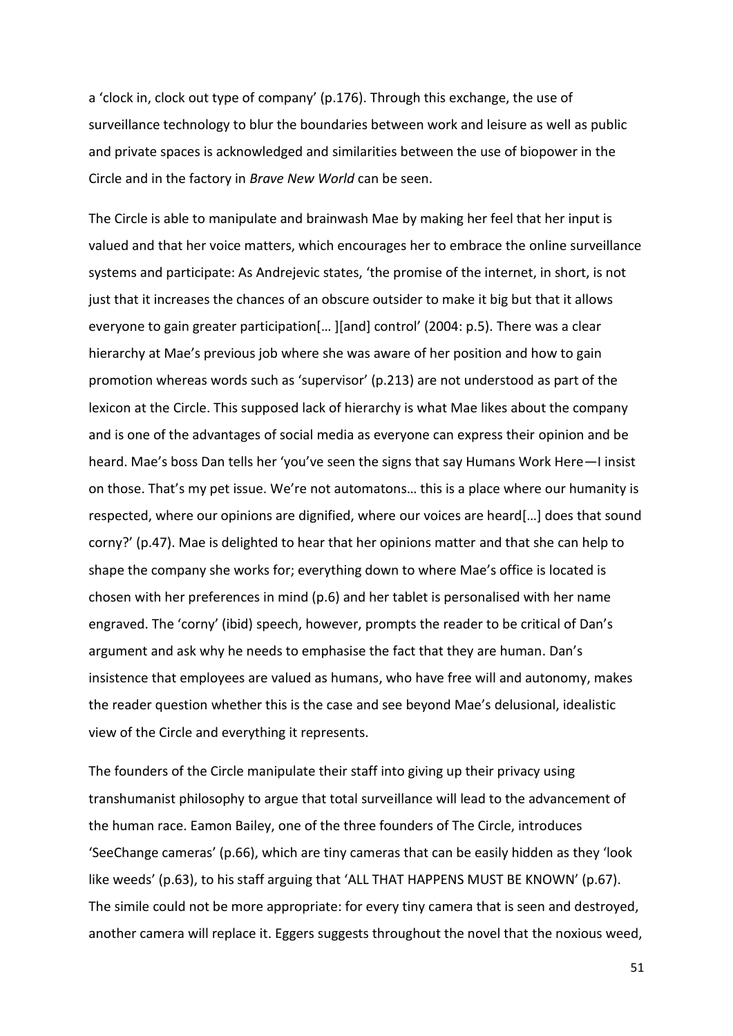a 'clock in, clock out type of company' (p.176). Through this exchange, the use of surveillance technology to blur the boundaries between work and leisure as well as public and private spaces is acknowledged and similarities between the use of biopower in the Circle and in the factory in *Brave New World* can be seen.

The Circle is able to manipulate and brainwash Mae by making her feel that her input is valued and that her voice matters, which encourages her to embrace the online surveillance systems and participate: As Andrejevic states, 'the promise of the internet, in short, is not just that it increases the chances of an obscure outsider to make it big but that it allows everyone to gain greater participation[… ][and] control' (2004: p.5). There was a clear hierarchy at Mae's previous job where she was aware of her position and how to gain promotion whereas words such as 'supervisor' (p.213) are not understood as part of the lexicon at the Circle. This supposed lack of hierarchy is what Mae likes about the company and is one of the advantages of social media as everyone can express their opinion and be heard. Mae's boss Dan tells her 'you've seen the signs that say Humans Work Here—I insist on those. That's my pet issue. We're not automatons… this is a place where our humanity is respected, where our opinions are dignified, where our voices are heard[…] does that sound corny?' (p.47). Mae is delighted to hear that her opinions matter and that she can help to shape the company she works for; everything down to where Mae's office is located is chosen with her preferences in mind (p.6) and her tablet is personalised with her name engraved. The 'corny' (ibid) speech, however, prompts the reader to be critical of Dan's argument and ask why he needs to emphasise the fact that they are human. Dan's insistence that employees are valued as humans, who have free will and autonomy, makes the reader question whether this is the case and see beyond Mae's delusional, idealistic view of the Circle and everything it represents.

The founders of the Circle manipulate their staff into giving up their privacy using transhumanist philosophy to argue that total surveillance will lead to the advancement of the human race. Eamon Bailey, one of the three founders of The Circle, introduces 'SeeChange cameras' (p.66), which are tiny cameras that can be easily hidden as they 'look like weeds' (p.63), to his staff arguing that 'ALL THAT HAPPENS MUST BE KNOWN' (p.67). The simile could not be more appropriate: for every tiny camera that is seen and destroyed, another camera will replace it. Eggers suggests throughout the novel that the noxious weed,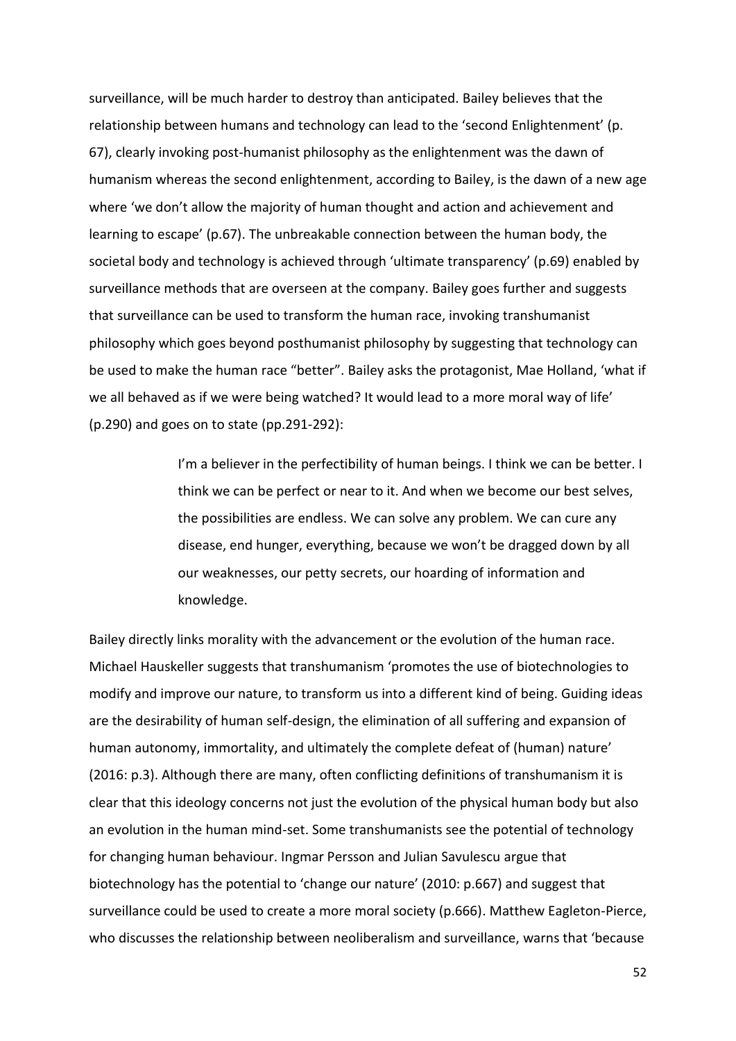surveillance, will be much harder to destroy than anticipated. Bailey believes that the relationship between humans and technology can lead to the 'second Enlightenment' (p. 67), clearly invoking post-humanist philosophy as the enlightenment was the dawn of humanism whereas the second enlightenment, according to Bailey, is the dawn of a new age where 'we don't allow the majority of human thought and action and achievement and learning to escape' (p.67). The unbreakable connection between the human body, the societal body and technology is achieved through 'ultimate transparency' (p.69) enabled by surveillance methods that are overseen at the company. Bailey goes further and suggests that surveillance can be used to transform the human race, invoking transhumanist philosophy which goes beyond posthumanist philosophy by suggesting that technology can be used to make the human race "better". Bailey asks the protagonist, Mae Holland, 'what if we all behaved as if we were being watched? It would lead to a more moral way of life' (p.290) and goes on to state (pp.291-292):

> I'm a believer in the perfectibility of human beings. I think we can be better. I think we can be perfect or near to it. And when we become our best selves, the possibilities are endless. We can solve any problem. We can cure any disease, end hunger, everything, because we won't be dragged down by all our weaknesses, our petty secrets, our hoarding of information and knowledge.

Bailey directly links morality with the advancement or the evolution of the human race. Michael Hauskeller suggests that transhumanism 'promotes the use of biotechnologies to modify and improve our nature, to transform us into a different kind of being. Guiding ideas are the desirability of human self-design, the elimination of all suffering and expansion of human autonomy, immortality, and ultimately the complete defeat of (human) nature' (2016: p.3). Although there are many, often conflicting definitions of transhumanism it is clear that this ideology concerns not just the evolution of the physical human body but also an evolution in the human mind-set. Some transhumanists see the potential of technology for changing human behaviour. Ingmar Persson and Julian Savulescu argue that biotechnology has the potential to 'change our nature' (2010: p.667) and suggest that surveillance could be used to create a more moral society (p.666). Matthew Eagleton-Pierce, who discusses the relationship between neoliberalism and surveillance, warns that 'because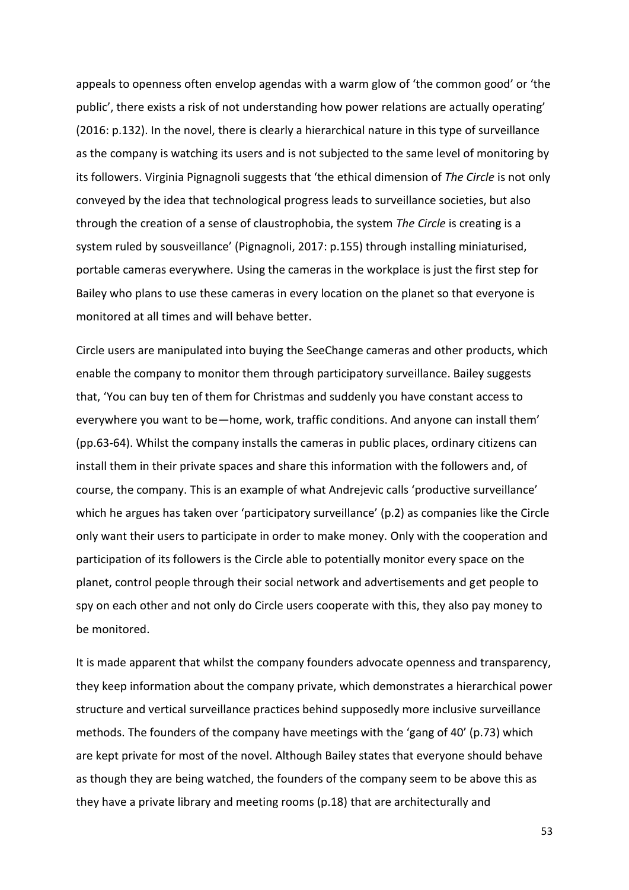appeals to openness often envelop agendas with a warm glow of 'the common good' or 'the public', there exists a risk of not understanding how power relations are actually operating' (2016: p.132). In the novel, there is clearly a hierarchical nature in this type of surveillance as the company is watching its users and is not subjected to the same level of monitoring by its followers. Virginia Pignagnoli suggests that 'the ethical dimension of *The Circle* is not only conveyed by the idea that technological progress leads to surveillance societies, but also through the creation of a sense of claustrophobia, the system *The Circle* is creating is a system ruled by sousveillance' (Pignagnoli, 2017: p.155) through installing miniaturised, portable cameras everywhere. Using the cameras in the workplace is just the first step for Bailey who plans to use these cameras in every location on the planet so that everyone is monitored at all times and will behave better.

Circle users are manipulated into buying the SeeChange cameras and other products, which enable the company to monitor them through participatory surveillance. Bailey suggests that, 'You can buy ten of them for Christmas and suddenly you have constant access to everywhere you want to be—home, work, traffic conditions. And anyone can install them' (pp.63-64). Whilst the company installs the cameras in public places, ordinary citizens can install them in their private spaces and share this information with the followers and, of course, the company. This is an example of what Andrejevic calls 'productive surveillance' which he argues has taken over 'participatory surveillance' (p.2) as companies like the Circle only want their users to participate in order to make money. Only with the cooperation and participation of its followers is the Circle able to potentially monitor every space on the planet, control people through their social network and advertisements and get people to spy on each other and not only do Circle users cooperate with this, they also pay money to be monitored.

It is made apparent that whilst the company founders advocate openness and transparency, they keep information about the company private, which demonstrates a hierarchical power structure and vertical surveillance practices behind supposedly more inclusive surveillance methods. The founders of the company have meetings with the 'gang of 40' (p.73) which are kept private for most of the novel. Although Bailey states that everyone should behave as though they are being watched, the founders of the company seem to be above this as they have a private library and meeting rooms (p.18) that are architecturally and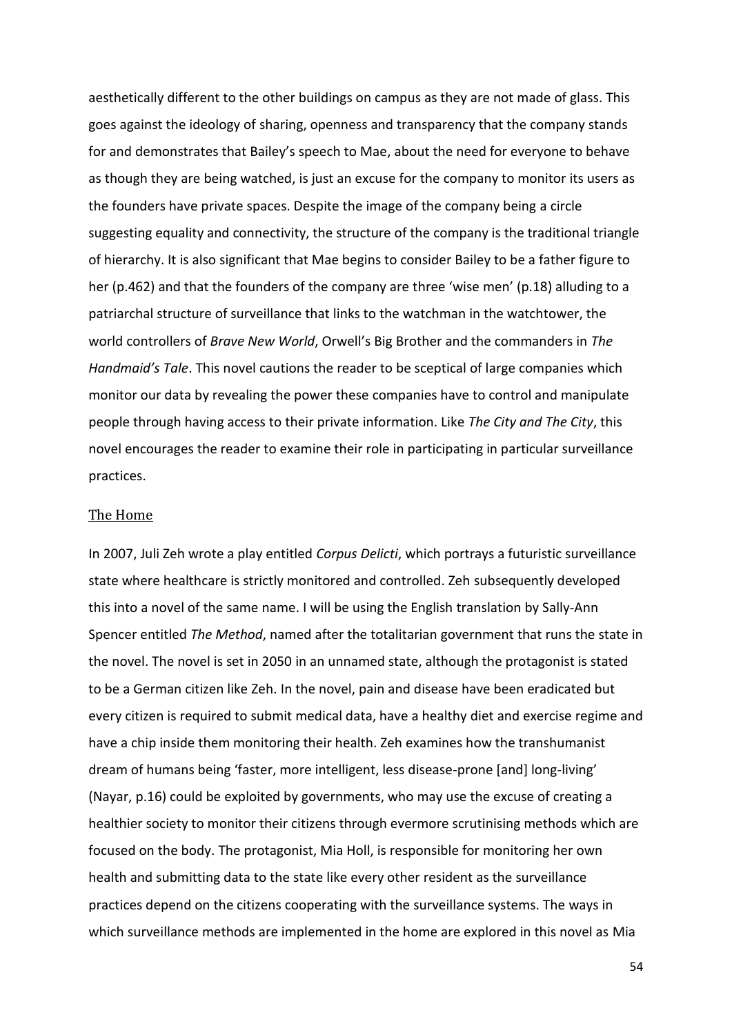aesthetically different to the other buildings on campus as they are not made of glass. This goes against the ideology of sharing, openness and transparency that the company stands for and demonstrates that Bailey's speech to Mae, about the need for everyone to behave as though they are being watched, is just an excuse for the company to monitor its users as the founders have private spaces. Despite the image of the company being a circle suggesting equality and connectivity, the structure of the company is the traditional triangle of hierarchy. It is also significant that Mae begins to consider Bailey to be a father figure to her (p.462) and that the founders of the company are three 'wise men' (p.18) alluding to a patriarchal structure of surveillance that links to the watchman in the watchtower, the world controllers of *Brave New World*, Orwell's Big Brother and the commanders in *The Handmaid's Tale*. This novel cautions the reader to be sceptical of large companies which monitor our data by revealing the power these companies have to control and manipulate people through having access to their private information. Like *The City and The City*, this novel encourages the reader to examine their role in participating in particular surveillance practices.

## The Home

In 2007, Juli Zeh wrote a play entitled *Corpus Delicti*, which portrays a futuristic surveillance state where healthcare is strictly monitored and controlled. Zeh subsequently developed this into a novel of the same name. I will be using the English translation by Sally-Ann Spencer entitled *The Method*, named after the totalitarian government that runs the state in the novel. The novel is set in 2050 in an unnamed state, although the protagonist is stated to be a German citizen like Zeh. In the novel, pain and disease have been eradicated but every citizen is required to submit medical data, have a healthy diet and exercise regime and have a chip inside them monitoring their health. Zeh examines how the transhumanist dream of humans being 'faster, more intelligent, less disease-prone [and] long-living' (Nayar, p.16) could be exploited by governments, who may use the excuse of creating a healthier society to monitor their citizens through evermore scrutinising methods which are focused on the body. The protagonist, Mia Holl, is responsible for monitoring her own health and submitting data to the state like every other resident as the surveillance practices depend on the citizens cooperating with the surveillance systems. The ways in which surveillance methods are implemented in the home are explored in this novel as Mia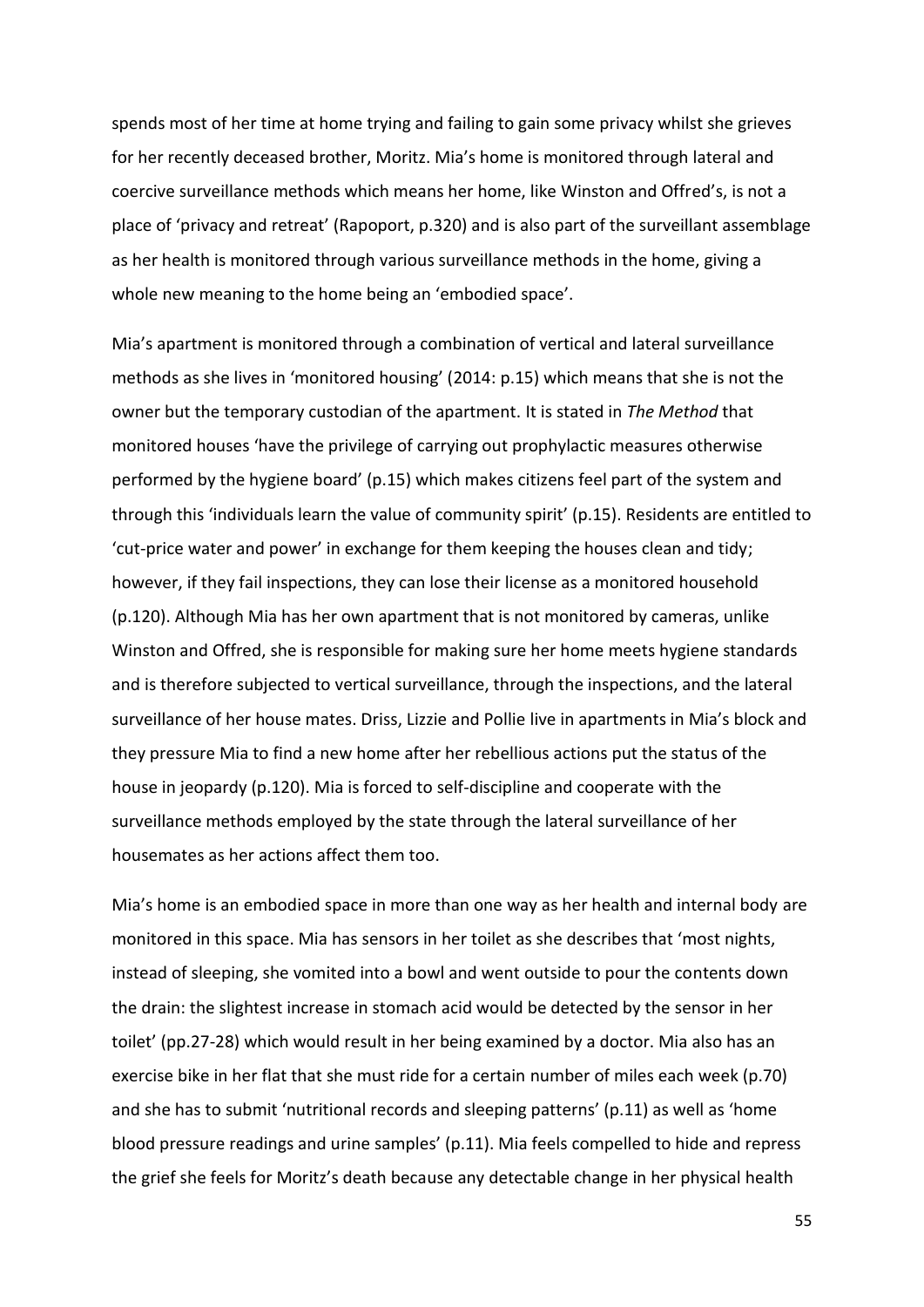spends most of her time at home trying and failing to gain some privacy whilst she grieves for her recently deceased brother, Moritz. Mia's home is monitored through lateral and coercive surveillance methods which means her home, like Winston and Offred's, is not a place of 'privacy and retreat' (Rapoport, p.320) and is also part of the surveillant assemblage as her health is monitored through various surveillance methods in the home, giving a whole new meaning to the home being an 'embodied space'.

Mia's apartment is monitored through a combination of vertical and lateral surveillance methods as she lives in 'monitored housing' (2014: p.15) which means that she is not the owner but the temporary custodian of the apartment. It is stated in *The Method* that monitored houses 'have the privilege of carrying out prophylactic measures otherwise performed by the hygiene board' (p.15) which makes citizens feel part of the system and through this 'individuals learn the value of community spirit' (p.15). Residents are entitled to 'cut-price water and power' in exchange for them keeping the houses clean and tidy; however, if they fail inspections, they can lose their license as a monitored household (p.120). Although Mia has her own apartment that is not monitored by cameras, unlike Winston and Offred, she is responsible for making sure her home meets hygiene standards and is therefore subjected to vertical surveillance, through the inspections, and the lateral surveillance of her house mates. Driss, Lizzie and Pollie live in apartments in Mia's block and they pressure Mia to find a new home after her rebellious actions put the status of the house in jeopardy (p.120). Mia is forced to self-discipline and cooperate with the surveillance methods employed by the state through the lateral surveillance of her housemates as her actions affect them too.

Mia's home is an embodied space in more than one way as her health and internal body are monitored in this space. Mia has sensors in her toilet as she describes that 'most nights, instead of sleeping, she vomited into a bowl and went outside to pour the contents down the drain: the slightest increase in stomach acid would be detected by the sensor in her toilet' (pp.27-28) which would result in her being examined by a doctor. Mia also has an exercise bike in her flat that she must ride for a certain number of miles each week (p.70) and she has to submit 'nutritional records and sleeping patterns' (p.11) as well as 'home blood pressure readings and urine samples' (p.11). Mia feels compelled to hide and repress the grief she feels for Moritz's death because any detectable change in her physical health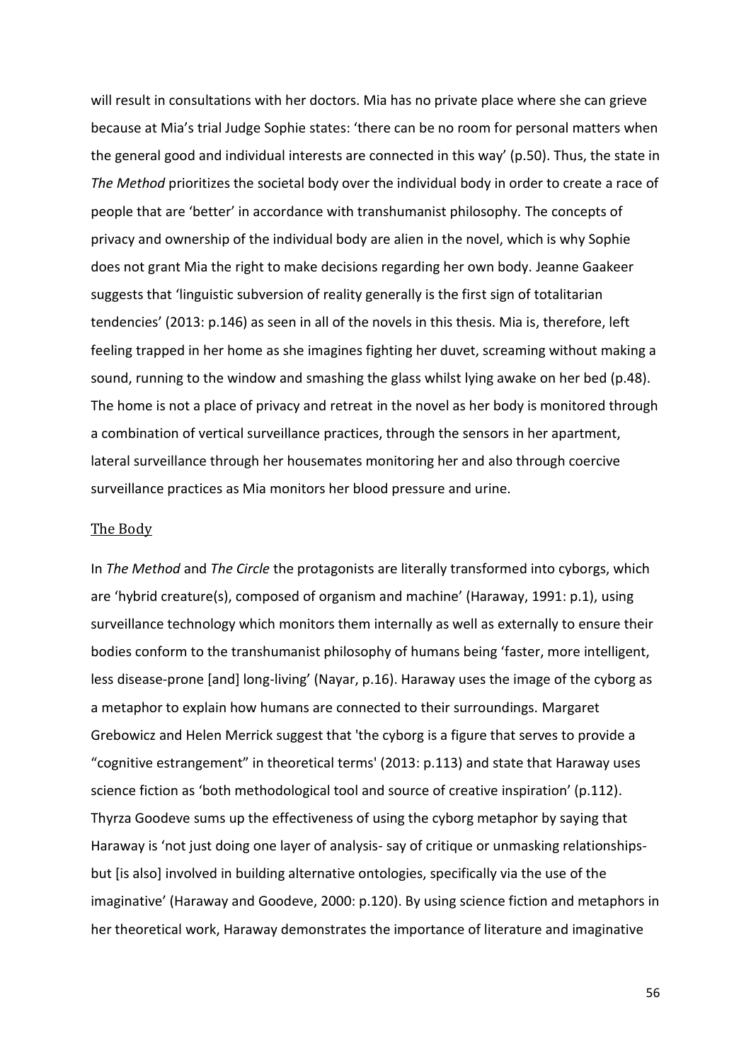will result in consultations with her doctors. Mia has no private place where she can grieve because at Mia's trial Judge Sophie states: 'there can be no room for personal matters when the general good and individual interests are connected in this way' (p.50). Thus, the state in *The Method* prioritizes the societal body over the individual body in order to create a race of people that are 'better' in accordance with transhumanist philosophy. The concepts of privacy and ownership of the individual body are alien in the novel, which is why Sophie does not grant Mia the right to make decisions regarding her own body. Jeanne Gaakeer suggests that 'linguistic subversion of reality generally is the first sign of totalitarian tendencies' (2013: p.146) as seen in all of the novels in this thesis. Mia is, therefore, left feeling trapped in her home as she imagines fighting her duvet, screaming without making a sound, running to the window and smashing the glass whilst lying awake on her bed (p.48). The home is not a place of privacy and retreat in the novel as her body is monitored through a combination of vertical surveillance practices, through the sensors in her apartment, lateral surveillance through her housemates monitoring her and also through coercive surveillance practices as Mia monitors her blood pressure and urine.

## The Body

In *The Method* and *The Circle* the protagonists are literally transformed into cyborgs, which are 'hybrid creature(s), composed of organism and machine' (Haraway, 1991: p.1), using surveillance technology which monitors them internally as well as externally to ensure their bodies conform to the transhumanist philosophy of humans being 'faster, more intelligent, less disease-prone [and] long-living' (Nayar, p.16). Haraway uses the image of the cyborg as a metaphor to explain how humans are connected to their surroundings. Margaret Grebowicz and Helen Merrick suggest that 'the cyborg is a figure that serves to provide a "cognitive estrangement" in theoretical terms' (2013: p.113) and state that Haraway uses science fiction as 'both methodological tool and source of creative inspiration' (p.112). Thyrza Goodeve sums up the effectiveness of using the cyborg metaphor by saying that Haraway is 'not just doing one layer of analysis- say of critique or unmasking relationships- but [is also] involved in building alternative ontologies, specifically via the use of the imaginative' (Haraway and Goodeve, 2000: p.120). By using science fiction and metaphors in her theoretical work, Haraway demonstrates the importance of literature and imaginative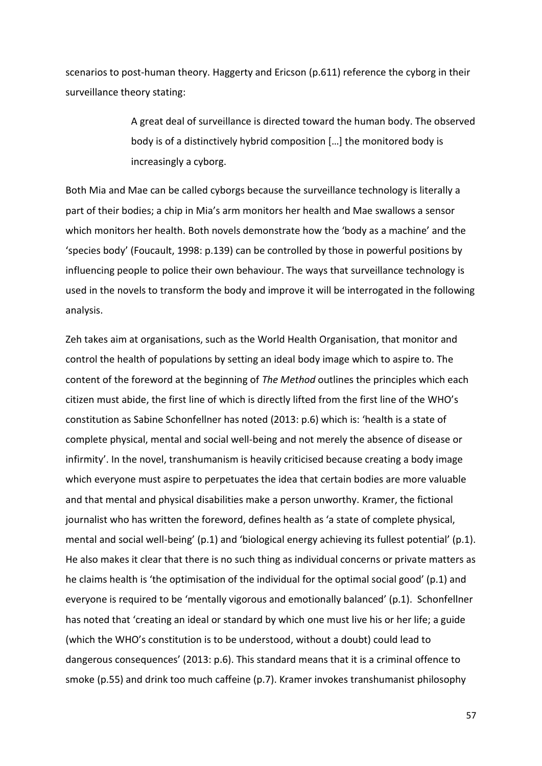scenarios to post-human theory. Haggerty and Ericson (p.611) reference the cyborg in their surveillance theory stating:

> A great deal of surveillance is directed toward the human body. The observed body is of a distinctively hybrid composition […] the monitored body is increasingly a cyborg.

Both Mia and Mae can be called cyborgs because the surveillance technology is literally a part of their bodies; a chip in Mia's arm monitors her health and Mae swallows a sensor which monitors her health. Both novels demonstrate how the 'body as a machine' and the 'species body' (Foucault, 1998: p.139) can be controlled by those in powerful positions by influencing people to police their own behaviour. The ways that surveillance technology is used in the novels to transform the body and improve it will be interrogated in the following analysis.

Zeh takes aim at organisations, such as the World Health Organisation, that monitor and control the health of populations by setting an ideal body image which to aspire to. The content of the foreword at the beginning of *The Method* outlines the principles which each citizen must abide, the first line of which is directly lifted from the first line of the WHO's constitution as Sabine Schonfellner has noted (2013: p.6) which is: 'health is a state of complete physical, mental and social well-being and not merely the absence of disease or infirmity'. In the novel, transhumanism is heavily criticised because creating a body image which everyone must aspire to perpetuates the idea that certain bodies are more valuable and that mental and physical disabilities make a person unworthy. Kramer, the fictional journalist who has written the foreword, defines health as 'a state of complete physical, mental and social well-being' (p.1) and 'biological energy achieving its fullest potential' (p.1). He also makes it clear that there is no such thing as individual concerns or private matters as he claims health is 'the optimisation of the individual for the optimal social good' (p.1) and everyone is required to be 'mentally vigorous and emotionally balanced' (p.1). Schonfellner has noted that 'creating an ideal or standard by which one must live his or her life; a guide (which the WHO's constitution is to be understood, without a doubt) could lead to dangerous consequences' (2013: p.6). This standard means that it is a criminal offence to smoke (p.55) and drink too much caffeine (p.7). Kramer invokes transhumanist philosophy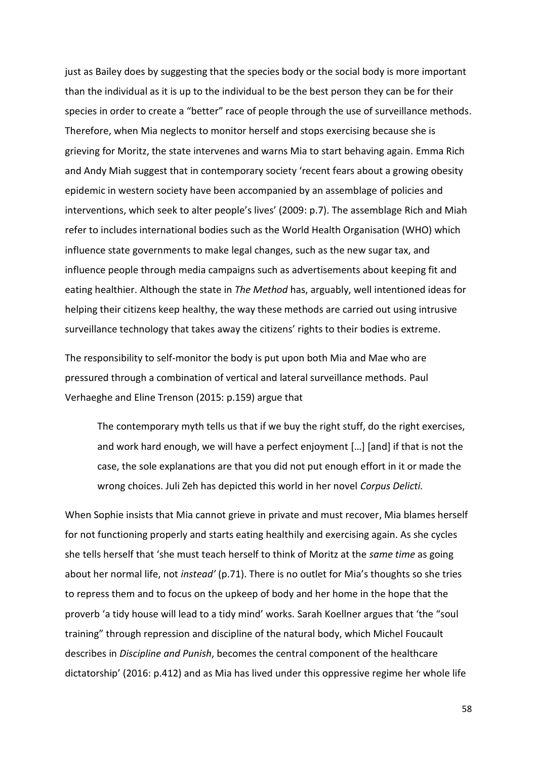just as Bailey does by suggesting that the species body or the social body is more important than the individual as it is up to the individual to be the best person they can be for their species in order to create a "better" race of people through the use of surveillance methods. Therefore, when Mia neglects to monitor herself and stops exercising because she is grieving for Moritz, the state intervenes and warns Mia to start behaving again. Emma Rich and Andy Miah suggest that in contemporary society 'recent fears about a growing obesity epidemic in western society have been accompanied by an assemblage of policies and interventions, which seek to alter people's lives' (2009: p.7). The assemblage Rich and Miah refer to includes international bodies such as the World Health Organisation (WHO) which influence state governments to make legal changes, such as the new sugar tax, and influence people through media campaigns such as advertisements about keeping fit and eating healthier. Although the state in *The Method* has, arguably, well intentioned ideas for helping their citizens keep healthy, the way these methods are carried out using intrusive surveillance technology that takes away the citizens' rights to their bodies is extreme.

The responsibility to self-monitor the body is put upon both Mia and Mae who are pressured through a combination of vertical and lateral surveillance methods. Paul Verhaeghe and Eline Trenson (2015: p.159) argue that

> The contemporary myth tells us that if we buy the right stuff, do the right exercises, and work hard enough, we will have a perfect enjoyment […] [and] if that is not the case, the sole explanations are that you did not put enough effort in it or made the wrong choices. Juli Zeh has depicted this world in her novel *Corpus Delicti.*

When Sophie insists that Mia cannot grieve in private and must recover, Mia blames herself for not functioning properly and starts eating healthily and exercising again. As she cycles she tells herself that 'she must teach herself to think of Moritz at the *same time* as going about her normal life, not *instead'* (p.71). There is no outlet for Mia's thoughts so she tries to repress them and to focus on the upkeep of body and her home in the hope that the proverb 'a tidy house will lead to a tidy mind' works. Sarah Koellner argues that 'the "soul training" through repression and discipline of the natural body, which Michel Foucault describes in *Discipline and Punish*, becomes the central component of the healthcare dictatorship' (2016: p.412) and as Mia has lived under this oppressive regime her whole life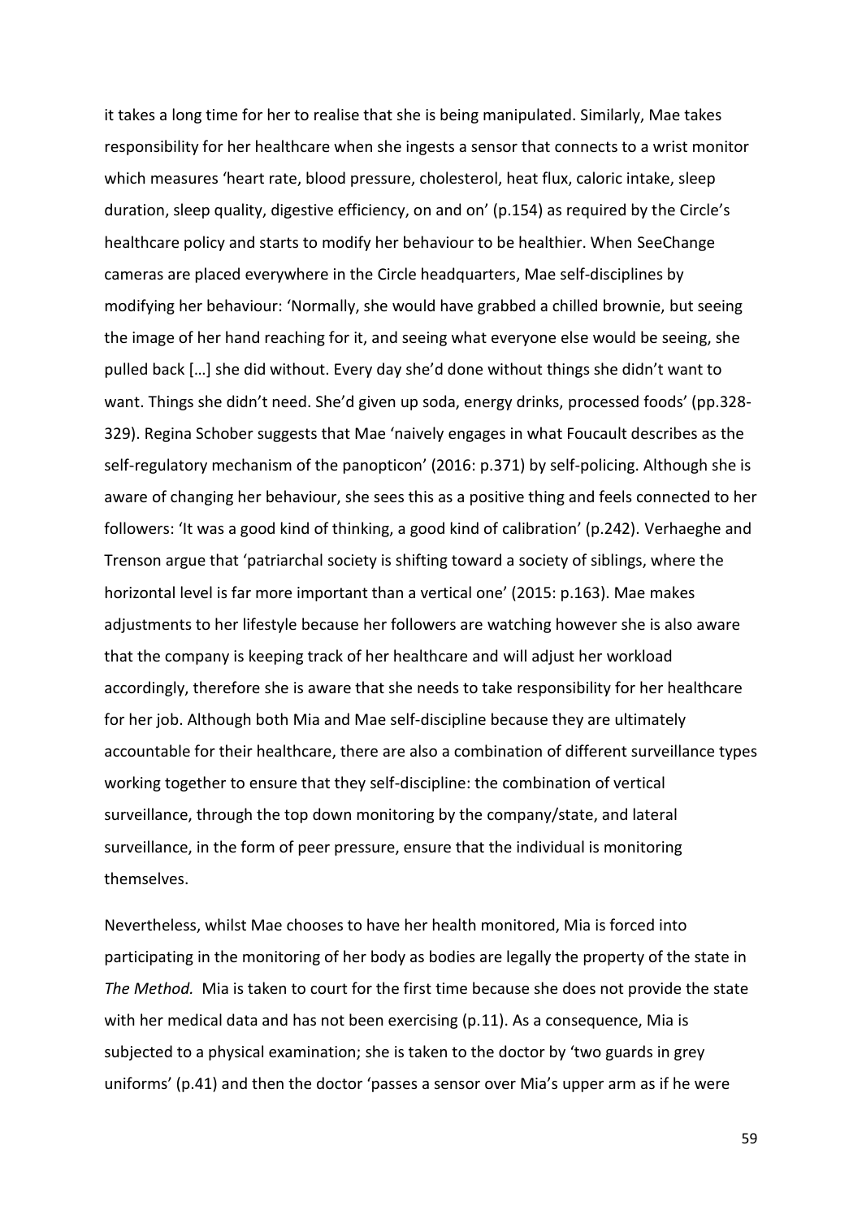it takes a long time for her to realise that she is being manipulated. Similarly, Mae takes responsibility for her healthcare when she ingests a sensor that connects to a wrist monitor which measures 'heart rate, blood pressure, cholesterol, heat flux, caloric intake, sleep duration, sleep quality, digestive efficiency, on and on' (p.154) as required by the Circle's healthcare policy and starts to modify her behaviour to be healthier. When SeeChange cameras are placed everywhere in the Circle headquarters, Mae self-disciplines by modifying her behaviour: 'Normally, she would have grabbed a chilled brownie, but seeing the image of her hand reaching for it, and seeing what everyone else would be seeing, she pulled back […] she did without. Every day she'd done without things she didn't want to want. Things she didn't need. She'd given up soda, energy drinks, processed foods' (pp.328-329). Regina Schober suggests that Mae 'naively engages in what Foucault describes as the self-regulatory mechanism of the panopticon' (2016: p.371) by self-policing. Although she is aware of changing her behaviour, she sees this as a positive thing and feels connected to her followers: 'It was a good kind of thinking, a good kind of calibration' (p.242). Verhaeghe and Trenson argue that 'patriarchal society is shifting toward a society of siblings, where the horizontal level is far more important than a vertical one' (2015: p.163). Mae makes adjustments to her lifestyle because her followers are watching however she is also aware that the company is keeping track of her healthcare and will adjust her workload accordingly, therefore she is aware that she needs to take responsibility for her healthcare for her job. Although both Mia and Mae self-discipline because they are ultimately accountable for their healthcare, there are also a combination of different surveillance types working together to ensure that they self-discipline: the combination of vertical surveillance, through the top down monitoring by the company/state, and lateral surveillance, in the form of peer pressure, ensure that the individual is monitoring themselves.

Nevertheless, whilst Mae chooses to have her health monitored, Mia is forced into participating in the monitoring of her body as bodies are legally the property of the state in *The Method.* Mia is taken to court for the first time because she does not provide the state with her medical data and has not been exercising (p.11). As a consequence, Mia is subjected to a physical examination; she is taken to the doctor by 'two guards in grey uniforms' (p.41) and then the doctor 'passes a sensor over Mia's upper arm as if he were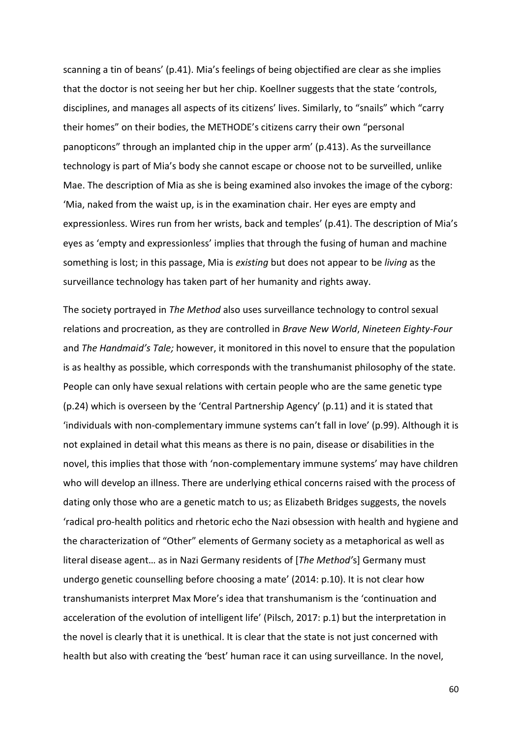scanning a tin of beans' (p.41). Mia's feelings of being objectified are clear as she implies that the doctor is not seeing her but her chip. Koellner suggests that the state 'controls, disciplines, and manages all aspects of its citizens' lives. Similarly, to "snails" which "carry their homes" on their bodies, the METHODE's citizens carry their own "personal panopticons" through an implanted chip in the upper arm' (p.413). As the surveillance technology is part of Mia's body she cannot escape or choose not to be surveilled, unlike Mae. The description of Mia as she is being examined also invokes the image of the cyborg: 'Mia, naked from the waist up, is in the examination chair. Her eyes are empty and expressionless. Wires run from her wrists, back and temples' (p.41). The description of Mia's eyes as 'empty and expressionless' implies that through the fusing of human and machine something is lost; in this passage, Mia is *existing* but does not appear to be *living* as the surveillance technology has taken part of her humanity and rights away.

The society portrayed in *The Method* also uses surveillance technology to control sexual relations and procreation, as they are controlled in *Brave New World*, *Nineteen Eighty-Four* and *The Handmaid's Tale;* however, it monitored in this novel to ensure that the population is as healthy as possible, which corresponds with the transhumanist philosophy of the state. People can only have sexual relations with certain people who are the same genetic type (p.24) which is overseen by the 'Central Partnership Agency' (p.11) and it is stated that 'individuals with non-complementary immune systems can't fall in love' (p.99). Although it is not explained in detail what this means as there is no pain, disease or disabilities in the novel, this implies that those with 'non-complementary immune systems' may have children who will develop an illness. There are underlying ethical concerns raised with the process of dating only those who are a genetic match to us; as Elizabeth Bridges suggests, the novels 'radical pro-health politics and rhetoric echo the Nazi obsession with health and hygiene and the characterization of "Other" elements of Germany society as a metaphorical as well as literal disease agent… as in Nazi Germany residents of [*The Method's*] Germany must undergo genetic counselling before choosing a mate' (2014: p.10). It is not clear how transhumanists interpret Max More's idea that transhumanism is the 'continuation and acceleration of the evolution of intelligent life' (Pilsch, 2017: p.1) but the interpretation in the novel is clearly that it is unethical. It is clear that the state is not just concerned with health but also with creating the 'best' human race it can using surveillance. In the novel,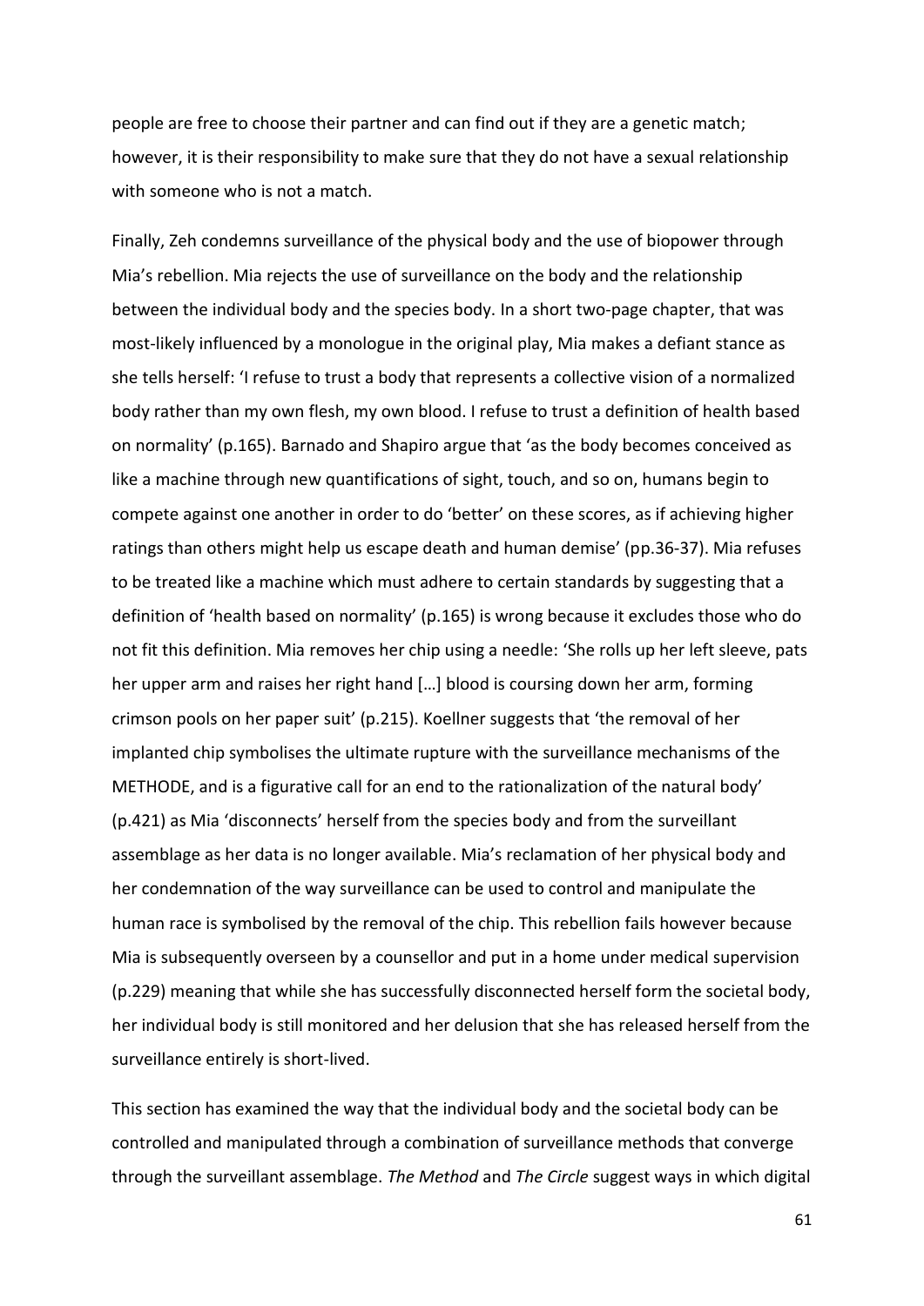people are free to choose their partner and can find out if they are a genetic match; however, it is their responsibility to make sure that they do not have a sexual relationship with someone who is not a match.

Finally, Zeh condemns surveillance of the physical body and the use of biopower through Mia's rebellion. Mia rejects the use of surveillance on the body and the relationship between the individual body and the species body. In a short two-page chapter, that was most-likely influenced by a monologue in the original play, Mia makes a defiant stance as she tells herself: 'I refuse to trust a body that represents a collective vision of a normalized body rather than my own flesh, my own blood. I refuse to trust a definition of health based on normality' (p.165). Barnado and Shapiro argue that 'as the body becomes conceived as like a machine through new quantifications of sight, touch, and so on, humans begin to compete against one another in order to do 'better' on these scores, as if achieving higher ratings than others might help us escape death and human demise' (pp.36-37). Mia refuses to be treated like a machine which must adhere to certain standards by suggesting that a definition of 'health based on normality' (p.165) is wrong because it excludes those who do not fit this definition. Mia removes her chip using a needle: 'She rolls up her left sleeve, pats her upper arm and raises her right hand […] blood is coursing down her arm, forming crimson pools on her paper suit' (p.215). Koellner suggests that 'the removal of her implanted chip symbolises the ultimate rupture with the surveillance mechanisms of the METHODE, and is a figurative call for an end to the rationalization of the natural body' (p.421) as Mia 'disconnects' herself from the species body and from the surveillant assemblage as her data is no longer available. Mia's reclamation of her physical body and her condemnation of the way surveillance can be used to control and manipulate the human race is symbolised by the removal of the chip. This rebellion fails however because Mia is subsequently overseen by a counsellor and put in a home under medical supervision (p.229) meaning that while she has successfully disconnected herself form the societal body, her individual body is still monitored and her delusion that she has released herself from the surveillance entirely is short-lived.

This section has examined the way that the individual body and the societal body can be controlled and manipulated through a combination of surveillance methods that converge through the surveillant assemblage. *The Method* and *The Circle* suggest ways in which digital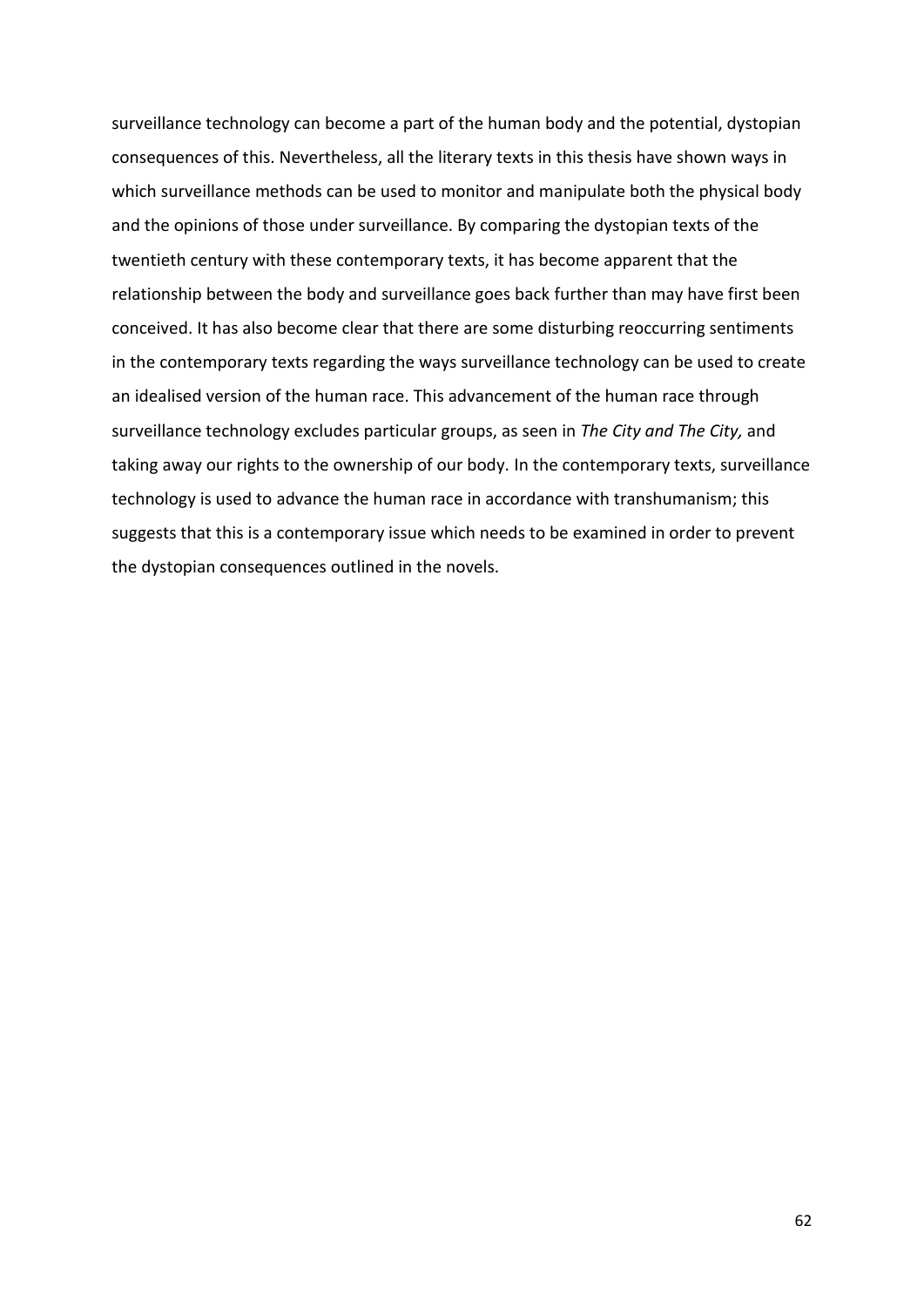surveillance technology can become a part of the human body and the potential, dystopian consequences of this. Nevertheless, all the literary texts in this thesis have shown ways in which surveillance methods can be used to monitor and manipulate both the physical body and the opinions of those under surveillance. By comparing the dystopian texts of the twentieth century with these contemporary texts, it has become apparent that the relationship between the body and surveillance goes back further than may have first been conceived. It has also become clear that there are some disturbing reoccurring sentiments in the contemporary texts regarding the ways surveillance technology can be used to create an idealised version of the human race. This advancement of the human race through surveillance technology excludes particular groups, as seen in *The City and The City,* and taking away our rights to the ownership of our body. In the contemporary texts, surveillance technology is used to advance the human race in accordance with transhumanism; this suggests that this is a contemporary issue which needs to be examined in order to prevent the dystopian consequences outlined in the novels.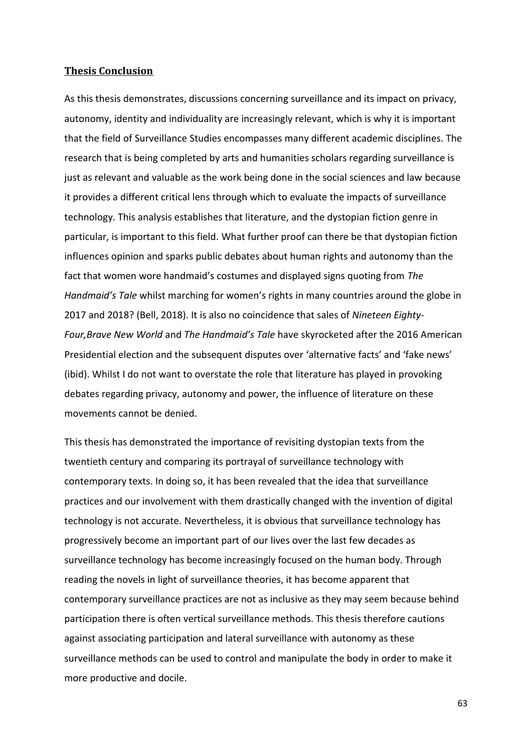## Thesis Conclusion

As this thesis demonstrates, discussions concerning surveillance and its impact on privacy, autonomy, identity and individuality are increasingly relevant, which is why it is important that the field of Surveillance Studies encompasses many different academic disciplines. The research that is being completed by arts and humanities scholars regarding surveillance is just as relevant and valuable as the work being done in the social sciences and law because it provides a different critical lens through which to evaluate the impacts of surveillance technology. This analysis establishes that literature, and the dystopian fiction genre in particular, is important to this field. What further proof can there be that dystopian fiction influences opinion and sparks public debates about human rights and autonomy than the fact that women wore handmaid's costumes and displayed signs quoting from *The Handmaid's Tale* whilst marching for women's rights in many countries around the globe in 2017 and 2018? (Bell, 2018). It is also no coincidence that sales of *Nineteen Eighty-Four,Brave New World* and *The Handmaid's Tale* have skyrocketed after the 2016 American Presidential election and the subsequent disputes over 'alternative facts' and 'fake news' (ibid). Whilst I do not want to overstate the role that literature has played in provoking debates regarding privacy, autonomy and power, the influence of literature on these movements cannot be denied.

This thesis has demonstrated the importance of revisiting dystopian texts from the twentieth century and comparing its portrayal of surveillance technology with contemporary texts. In doing so, it has been revealed that the idea that surveillance practices and our involvement with them drastically changed with the invention of digital technology is not accurate. Nevertheless, it is obvious that surveillance technology has progressively become an important part of our lives over the last few decades as surveillance technology has become increasingly focused on the human body. Through reading the novels in light of surveillance theories, it has become apparent that contemporary surveillance practices are not as inclusive as they may seem because behind participation there is often vertical surveillance methods. This thesis therefore cautions against associating participation and lateral surveillance with autonomy as these surveillance methods can be used to control and manipulate the body in order to make it more productive and docile.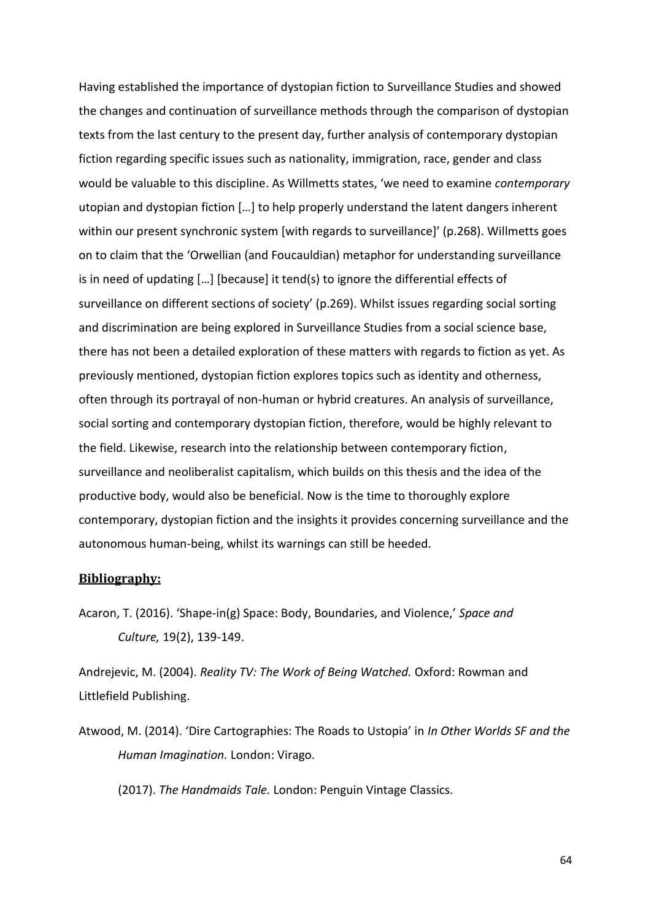Having established the importance of dystopian fiction to Surveillance Studies and showed the changes and continuation of surveillance methods through the comparison of dystopian texts from the last century to the present day, further analysis of contemporary dystopian fiction regarding specific issues such as nationality, immigration, race, gender and class would be valuable to this discipline. As Willmetts states, 'we need to examine *contemporary* utopian and dystopian fiction […] to help properly understand the latent dangers inherent within our present synchronic system [with regards to surveillance]' (p.268). Willmetts goes on to claim that the 'Orwellian (and Foucauldian) metaphor for understanding surveillance is in need of updating […] [because] it tend(s) to ignore the differential effects of surveillance on different sections of society' (p.269). Whilst issues regarding social sorting and discrimination are being explored in Surveillance Studies from a social science base, there has not been a detailed exploration of these matters with regards to fiction as yet. As previously mentioned, dystopian fiction explores topics such as identity and otherness, often through its portrayal of non-human or hybrid creatures. An analysis of surveillance, social sorting and contemporary dystopian fiction, therefore, would be highly relevant to the field. Likewise, research into the relationship between contemporary fiction, surveillance and neoliberalist capitalism, which builds on this thesis and the idea of the productive body, would also be beneficial. Now is the time to thoroughly explore contemporary, dystopian fiction and the insights it provides concerning surveillance and the autonomous human-being, whilst its warnings can still be heeded.

## **Bibliography:**

Acaron, T. (2016). 'Shape-in(g) Space: Body, Boundaries, and Violence,' *Space and Culture,* 19(2), 139-149.

Andrejevic, M. (2004). *Reality TV: The Work of Being Watched.* Oxford: Rowman and Littlefield Publishing.

Atwood, M. (2014). 'Dire Cartographies: The Roads to Ustopia' in *In Other Worlds SF and the Human Imagination.* London: Virago.

(2017). *The Handmaids Tale.* London: Penguin Vintage Classics.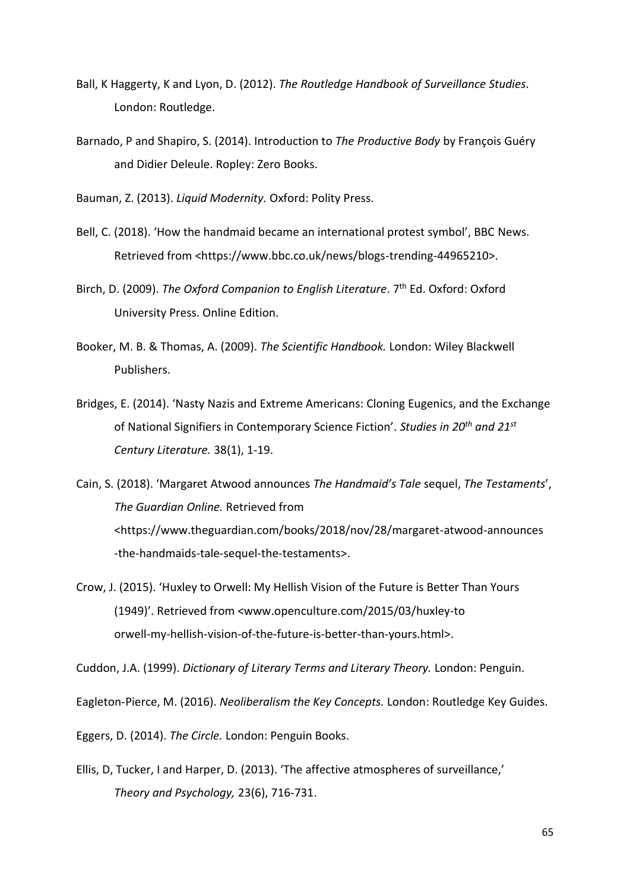Ball, K Haggerty, K and Lyon, D. (2012). *The Routledge Handbook of Surveillance Studies*. London: Routledge.

Barnado, P and Shapiro, S. (2014). Introduction to *The Productive Body* by François Guéry and Didier Deleule. Ropley: Zero Books.

Bauman, Z. (2013). *Liquid Modernity.* Oxford: Polity Press.

Bell, C. (2018). 'How the handmaid became an international protest symbol', BBC News. Retrieved from <https://www.bbc.co.uk/news/blogs-trending-44965210>.

Birch, D. (2009). *The Oxford Companion to English Literature*. 7th Ed. Oxford: Oxford University Press. Online Edition.

Booker, M. B. & Thomas, A. (2009). *The Scientific Handbook.* London: Wiley Blackwell Publishers.

Bridges, E. (2014). 'Nasty Nazis and Extreme Americans: Cloning Eugenics, and the Exchange of National Signifiers in Contemporary Science Fiction'. *Studies in 20th and 21st Century Literature.* 38(1), 1-19.

Cain, S. (2018). 'Margaret Atwood announces *The Handmaid's Tale* sequel, *The Testaments*', *The Guardian Online.* Retrieved from <https://www.theguardian.com/books/2018/nov/28/margaret-atwood-announces-the-handmaids-tale-sequel-the-testaments>.

Crow, J. (2015). 'Huxley to Orwell: My Hellish Vision of the Future is Better Than Yours (1949)'. Retrieved from <www.openculture.com/2015/03/huxley-to orwell-my-hellish-vision-of-the-future-is-better-than-yours.html>.

Cuddon, J.A. (1999). *Dictionary of Literary Terms and Literary Theory.* London: Penguin.

Eagleton-Pierce, M. (2016). *Neoliberalism the Key Concepts.* London: Routledge Key Guides.

Eggers, D. (2014). *The Circle.* London: Penguin Books.

Ellis, D, Tucker, I and Harper, D. (2013). 'The affective atmospheres of surveillance,' *Theory and Psychology,* 23(6), 716-731.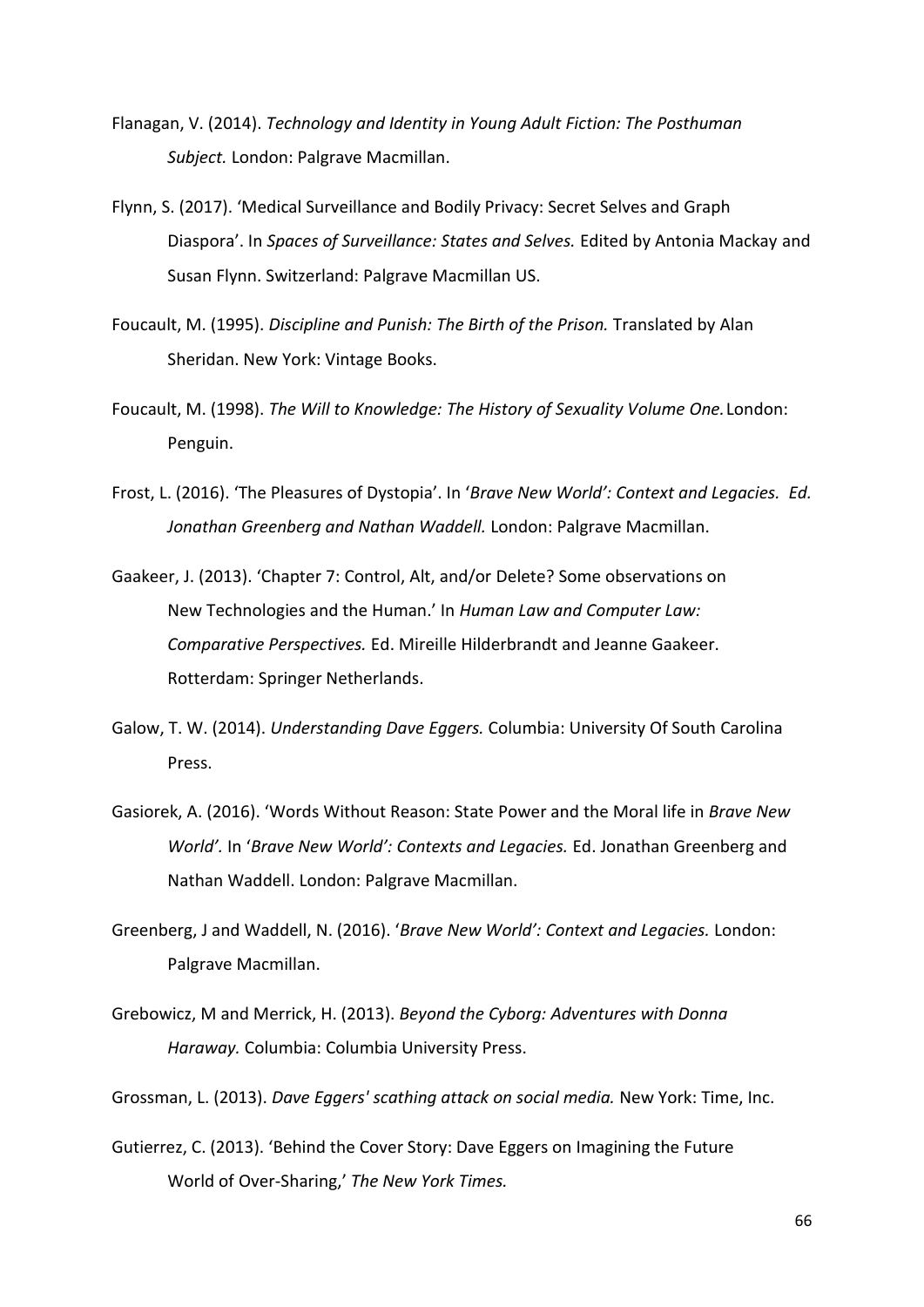Flanagan, V. (2014). *Technology and Identity in Young Adult Fiction: The Posthuman Subject.* London: Palgrave Macmillan.

Flynn, S. (2017). 'Medical Surveillance and Bodily Privacy: Secret Selves and Graph Diaspora'. In *Spaces of Surveillance: States and Selves.* Edited by Antonia Mackay and Susan Flynn. Switzerland: Palgrave Macmillan US.

Foucault, M. (1995). *Discipline and Punish: The Birth of the Prison.* Translated by Alan Sheridan. New York: Vintage Books.

Foucault, M. (1998). *The Will to Knowledge: The History of Sexuality Volume One.* London: Penguin.

Frost, L. (2016). 'The Pleasures of Dystopia'. In '*Brave New World': Context and Legacies. Ed. Jonathan Greenberg and Nathan Waddell.* London: Palgrave Macmillan.

Gaakeer, J. (2013). 'Chapter 7: Control, Alt, and/or Delete? Some observations on New Technologies and the Human.' In *Human Law and Computer Law: Comparative Perspectives.* Ed. Mireille Hilderbrandt and Jeanne Gaakeer. Rotterdam: Springer Netherlands.

Galow, T. W. (2014). *Understanding Dave Eggers.* Columbia: University Of South Carolina Press.

Gasiorek, A. (2016). 'Words Without Reason: State Power and the Moral life in *Brave New World'.* In '*Brave New World': Contexts and Legacies.* Ed. Jonathan Greenberg and Nathan Waddell. London: Palgrave Macmillan.

Greenberg, J and Waddell, N. (2016). '*Brave New World': Context and Legacies.* London: Palgrave Macmillan.

Grebowicz, M and Merrick, H. (2013). *Beyond the Cyborg: Adventures with Donna Haraway.* Columbia: Columbia University Press.

Grossman, L. (2013). *Dave Eggers' scathing attack on social media.* New York: Time, Inc.

Gutierrez, C. (2013). 'Behind the Cover Story: Dave Eggers on Imagining the Future World of Over-Sharing,' *The New York Times.*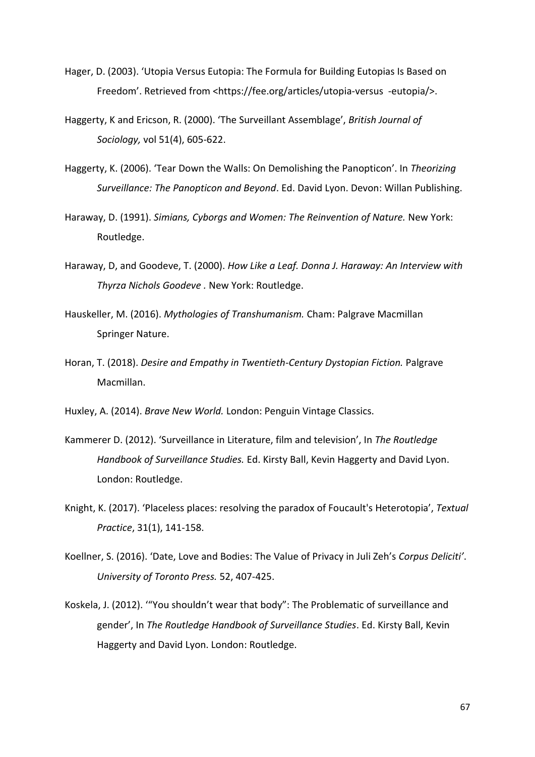Hager, D. (2003). 'Utopia Versus Eutopia: The Formula for Building Eutopias Is Based on Freedom'. Retrieved from <https://fee.org/articles/utopia-versus -eutopia/>.

Haggerty, K and Ericson, R. (2000). 'The Surveillant Assemblage', *British Journal of Sociology,* vol 51(4), 605-622.

Haggerty, K. (2006). 'Tear Down the Walls: On Demolishing the Panopticon'. In *Theorizing Surveillance: The Panopticon and Beyond*. Ed. David Lyon. Devon: Willan Publishing.

Haraway, D. (1991). *Simians, Cyborgs and Women: The Reinvention of Nature.* New York: Routledge.

Haraway, D, and Goodeve, T. (2000). *How Like a Leaf. Donna J. Haraway: An Interview with Thyrza Nichols Goodeve .* New York: Routledge.

Hauskeller, M. (2016). *Mythologies of Transhumanism.* Cham: Palgrave Macmillan Springer Nature.

Horan, T. (2018). *Desire and Empathy in Twentieth-Century Dystopian Fiction.* Palgrave Macmillan.

Huxley, A. (2014). *Brave New World.* London: Penguin Vintage Classics.

Kammerer D. (2012). 'Surveillance in Literature, film and television', In *The Routledge Handbook of Surveillance Studies.* Ed. Kirsty Ball, Kevin Haggerty and David Lyon. London: Routledge.

Knight, K. (2017). 'Placeless places: resolving the paradox of Foucault's Heterotopia', *Textual Practice*, 31(1), 141-158.

Koellner, S. (2016). 'Date, Love and Bodies: The Value of Privacy in Juli Zeh's *Corpus Deliciti'*. *University of Toronto Press.* 52, 407-425.

Koskela, J. (2012). '"You shouldn't wear that body": The Problematic of surveillance and gender', In *The Routledge Handbook of Surveillance Studies*. Ed. Kirsty Ball, Kevin Haggerty and David Lyon. London: Routledge.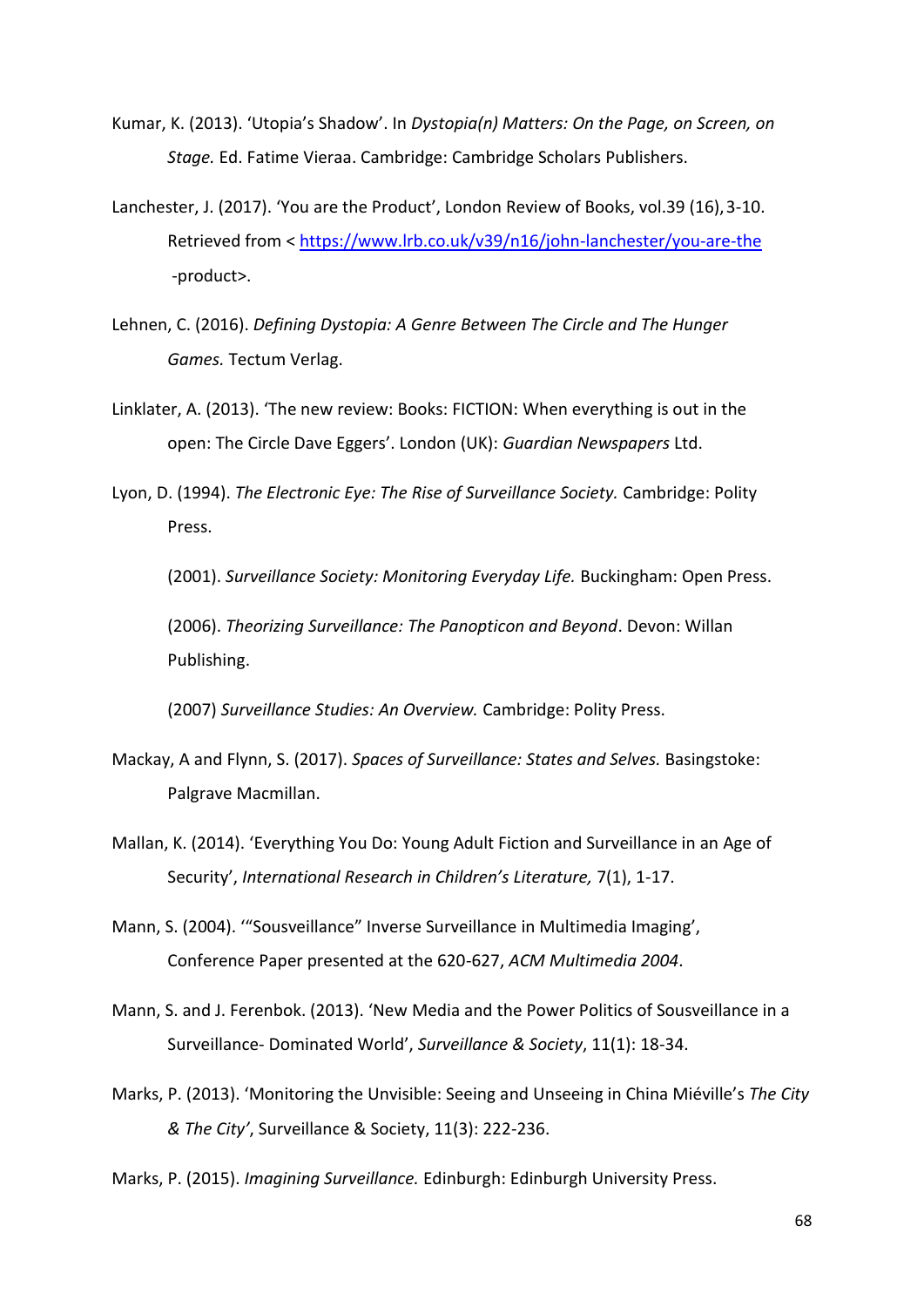Kumar, K. (2013). 'Utopia's Shadow'. In *Dystopia(n) Matters: On the Page, on Screen, on Stage.* Ed. Fatime Vieraa. Cambridge: Cambridge Scholars Publishers.

Lanchester, J. (2017). 'You are the Product', London Review of Books, vol.39 (16), 3-10. Retrieved from < https://www.lrb.co.uk/v39/n16/john-lanchester/you-are-the -product>.

Lehnen, C. (2016). *Defining Dystopia: A Genre Between The Circle and The Hunger Games.* Tectum Verlag.

Linklater, A. (2013). 'The new review: Books: FICTION: When everything is out in the open: The Circle Dave Eggers'. London (UK): *Guardian Newspapers* Ltd.

Lyon, D. (1994). *The Electronic Eye: The Rise of Surveillance Society.* Cambridge: Polity Press.

(2001). *Surveillance Society: Monitoring Everyday Life.* Buckingham: Open Press.

(2006). *Theorizing Surveillance: The Panopticon and Beyond*. Devon: Willan Publishing.

(2007) *Surveillance Studies: An Overview.* Cambridge: Polity Press.

Mackay, A and Flynn, S. (2017). *Spaces of Surveillance: States and Selves.* Basingstoke: Palgrave Macmillan.

Mallan, K. (2014). 'Everything You Do: Young Adult Fiction and Surveillance in an Age of Security', *International Research in Children's Literature,* 7(1), 1-17.

Mann, S. (2004). '"Sousveillance" Inverse Surveillance in Multimedia Imaging', Conference Paper presented at the 620-627, *ACM Multimedia 2004*.

Mann, S. and J. Ferenbok. (2013). 'New Media and the Power Politics of Sousveillance in a Surveillance- Dominated World', *Surveillance & Society*, 11(1): 18-34.

Marks, P. (2013). 'Monitoring the Unvisible: Seeing and Unseeing in China Miéville's *The City & The City'*, Surveillance & Society, 11(3): 222-236.

Marks, P. (2015). *Imagining Surveillance.* Edinburgh: Edinburgh University Press.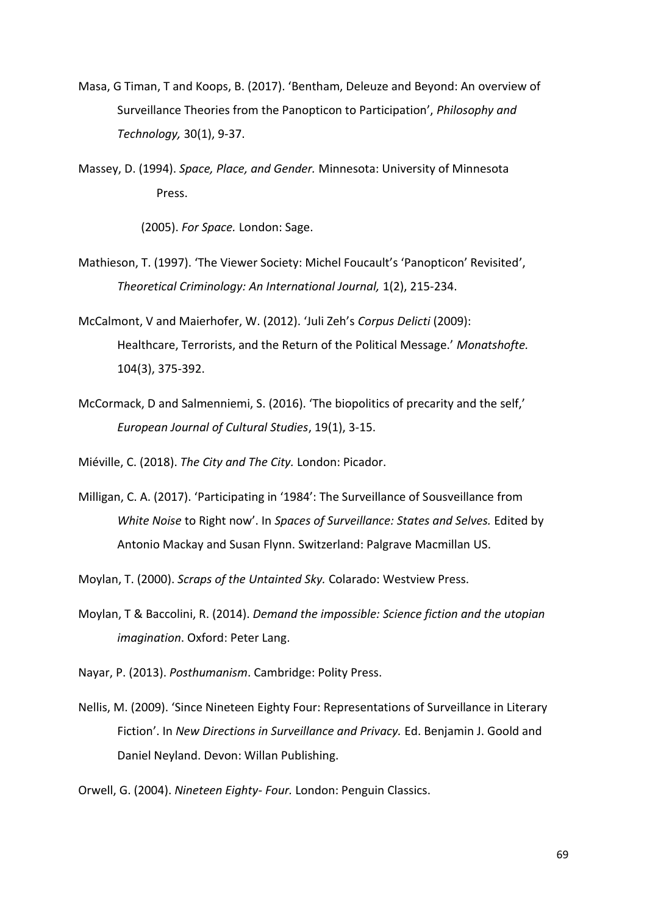Masa, G Timan, T and Koops, B. (2017). 'Bentham, Deleuze and Beyond: An overview of Surveillance Theories from the Panopticon to Participation', *Philosophy and Technology,* 30(1), 9-37.

Massey, D. (1994). *Space, Place, and Gender.* Minnesota: University of Minnesota Press.

(2005). *For Space.* London: Sage.

Mathieson, T. (1997). 'The Viewer Society: Michel Foucault's 'Panopticon' Revisited', *Theoretical Criminology: An International Journal,* 1(2), 215-234.

McCalmont, V and Maierhofer, W. (2012). 'Juli Zeh's *Corpus Delicti* (2009): Healthcare, Terrorists, and the Return of the Political Message.' *Monatshofte.* 104(3), 375-392.

McCormack, D and Salmenniemi, S. (2016). 'The biopolitics of precarity and the self,' *European Journal of Cultural Studies*, 19(1), 3-15.

Miéville, C. (2018). *The City and The City.* London: Picador.

Milligan, C. A. (2017). 'Participating in '1984': The Surveillance of Sousveillance from *White Noise* to Right now'. In *Spaces of Surveillance: States and Selves.* Edited by Antonio Mackay and Susan Flynn. Switzerland: Palgrave Macmillan US.

Moylan, T. (2000). *Scraps of the Untainted Sky.* Colarado: Westview Press.

Moylan, T & Baccolini, R. (2014). *Demand the impossible: Science fiction and the utopian imagination*. Oxford: Peter Lang.

Nayar, P. (2013). *Posthumanism*. Cambridge: Polity Press.

Nellis, M. (2009). 'Since Nineteen Eighty Four: Representations of Surveillance in Literary Fiction'. In *New Directions in Surveillance and Privacy.* Ed. Benjamin J. Goold and Daniel Neyland. Devon: Willan Publishing.

Orwell, G. (2004). *Nineteen Eighty- Four.* London: Penguin Classics.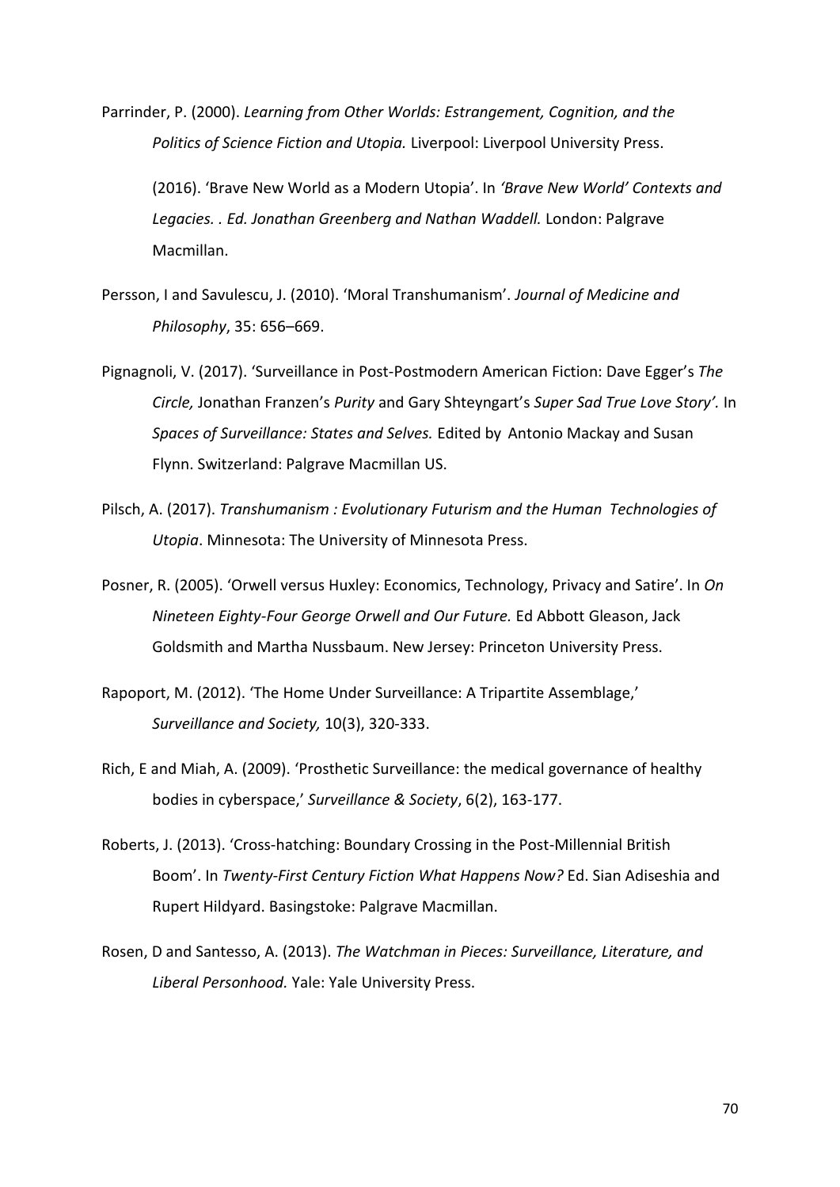Parrinder, P. (2000). *Learning from Other Worlds: Estrangement, Cognition, and the Politics of Science Fiction and Utopia.* Liverpool: Liverpool University Press.

(2016). 'Brave New World as a Modern Utopia'. In *'Brave New World' Contexts and Legacies. . Ed. Jonathan Greenberg and Nathan Waddell.* London: Palgrave Macmillan.

Persson, I and Savulescu, J. (2010). 'Moral Transhumanism'. *Journal of Medicine and Philosophy*, 35: 656–669.

Pignagnoli, V. (2017). 'Surveillance in Post-Postmodern American Fiction: Dave Egger's *The Circle,* Jonathan Franzen's *Purity* and Gary Shteyngart's *Super Sad True Love Story'.* In *Spaces of Surveillance: States and Selves.* Edited by Antonio Mackay and Susan Flynn. Switzerland: Palgrave Macmillan US.

Pilsch, A. (2017). *Transhumanism : Evolutionary Futurism and the Human Technologies of Utopia*. Minnesota: The University of Minnesota Press.

Posner, R. (2005). 'Orwell versus Huxley: Economics, Technology, Privacy and Satire'. In *On Nineteen Eighty-Four George Orwell and Our Future.* Ed Abbott Gleason, Jack Goldsmith and Martha Nussbaum. New Jersey: Princeton University Press.

Rapoport, M. (2012). 'The Home Under Surveillance: A Tripartite Assemblage,' *Surveillance and Society,* 10(3), 320-333.

Rich, E and Miah, A. (2009). 'Prosthetic Surveillance: the medical governance of healthy bodies in cyberspace,' *Surveillance & Society*, 6(2), 163-177.

Roberts, J. (2013). 'Cross-hatching: Boundary Crossing in the Post-Millennial British Boom'. In *Twenty-First Century Fiction What Happens Now?* Ed. Sian Adiseshia and Rupert Hildyard. Basingstoke: Palgrave Macmillan.

Rosen, D and Santesso, A. (2013). *The Watchman in Pieces: Surveillance, Literature, and Liberal Personhood.* Yale: Yale University Press.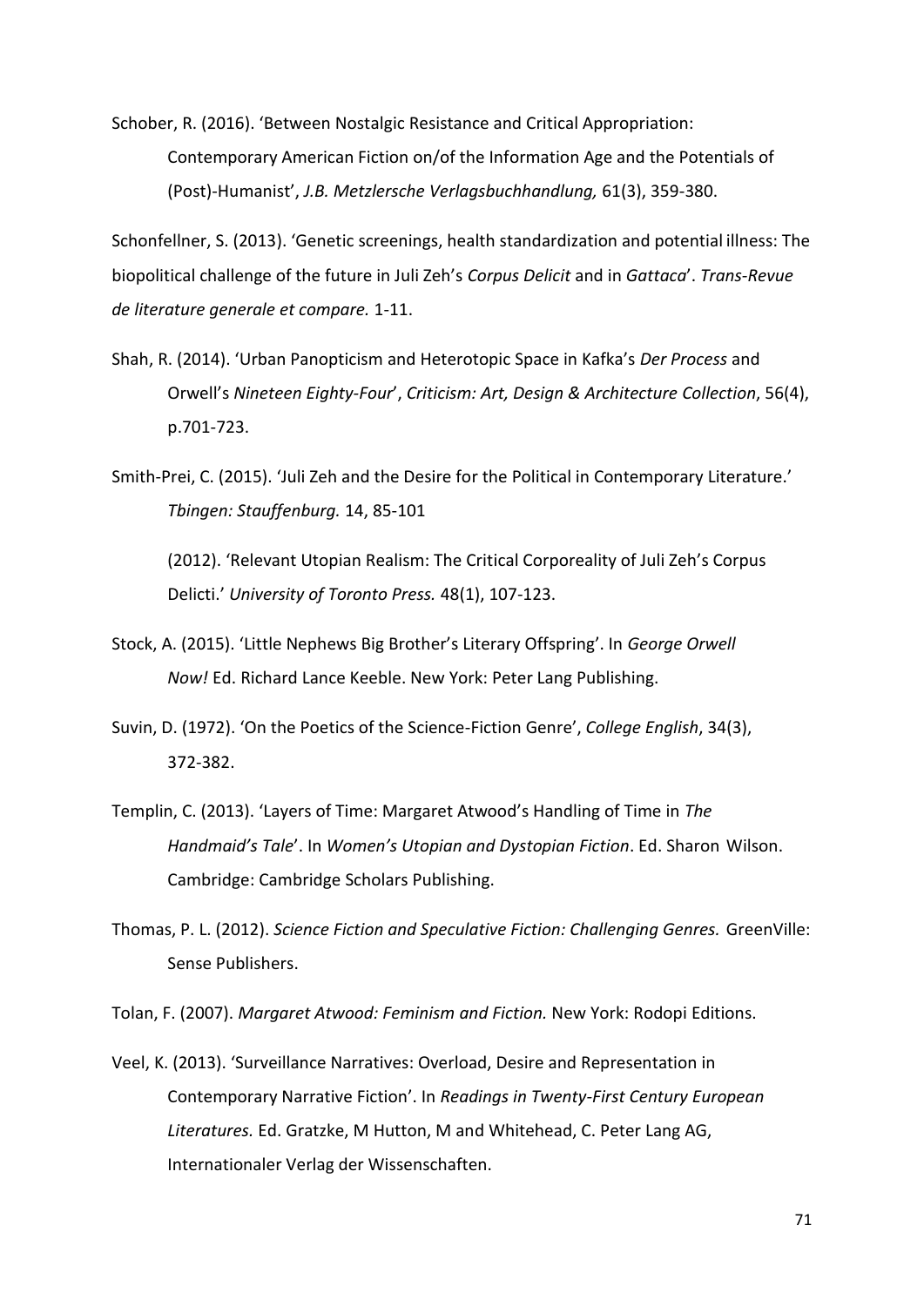Schober, R. (2016). 'Between Nostalgic Resistance and Critical Appropriation: Contemporary American Fiction on/of the Information Age and the Potentials of (Post)-Humanist', *J.B. Metzlersche Verlagsbuchhandlung,* 61(3), 359-380.

Schonfellner, S. (2013). 'Genetic screenings, health standardization and potential illness: The biopolitical challenge of the future in Juli Zeh's *Corpus Delicit* and in *Gattaca*'. *Trans-Revue de literature generale et compare.* 1-11.

Shah, R. (2014). 'Urban Panopticism and Heterotopic Space in Kafka's *Der Process* and Orwell's *Nineteen Eighty-Four*', *Criticism: Art, Design & Architecture Collection*, 56(4), p.701-723.

Smith-Prei, C. (2015). 'Juli Zeh and the Desire for the Political in Contemporary Literature.' *Tbingen: Stauffenburg.* 14, 85-101

(2012). 'Relevant Utopian Realism: The Critical Corporeality of Juli Zeh's Corpus Delicti.' *University of Toronto Press.* 48(1), 107-123.

Stock, A. (2015). 'Little Nephews Big Brother's Literary Offspring'. In *George Orwell Now!* Ed. Richard Lance Keeble. New York: Peter Lang Publishing.

Suvin, D. (1972). 'On the Poetics of the Science-Fiction Genre', *College English*, 34(3), 372-382.

Templin, C. (2013). 'Layers of Time: Margaret Atwood's Handling of Time in *The Handmaid's Tale*'. In *Women's Utopian and Dystopian Fiction*. Ed. Sharon Wilson. Cambridge: Cambridge Scholars Publishing.

Thomas, P. L. (2012). *Science Fiction and Speculative Fiction: Challenging Genres.* GreenVille: Sense Publishers.

Tolan, F. (2007). *Margaret Atwood: Feminism and Fiction.* New York: Rodopi Editions.

Veel, K. (2013). 'Surveillance Narratives: Overload, Desire and Representation in Contemporary Narrative Fiction'. In *Readings in Twenty-First Century European Literatures.* Ed. Gratzke, M Hutton, M and Whitehead, C. Peter Lang AG, Internationaler Verlag der Wissenschaften.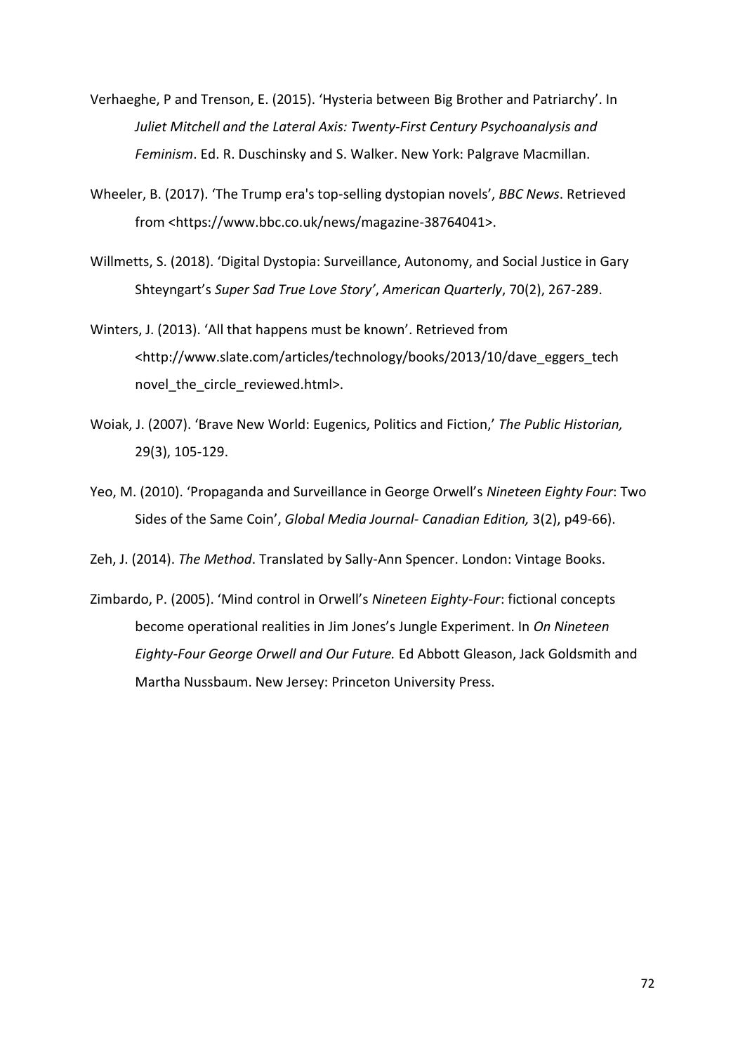Verhaeghe, P and Trenson, E. (2015). 'Hysteria between Big Brother and Patriarchy'. In *Juliet Mitchell and the Lateral Axis: Twenty-First Century Psychoanalysis and Feminism*. Ed. R. Duschinsky and S. Walker. New York: Palgrave Macmillan.

Wheeler, B. (2017). 'The Trump era's top-selling dystopian novels', *BBC News*. Retrieved from <https://www.bbc.co.uk/news/magazine-38764041>.

Willmetts, S. (2018). 'Digital Dystopia: Surveillance, Autonomy, and Social Justice in Gary Shteyngart's *Super Sad True Love Story'*, *American Quarterly*, 70(2), 267-289.

Winters, J. (2013). 'All that happens must be known'. Retrieved from <http://www.slate.com/articles/technology/books/2013/10/dave_eggers_tech novel_the_circle_reviewed.html>.

Woiak, J. (2007). 'Brave New World: Eugenics, Politics and Fiction,' *The Public Historian,* 29(3), 105-129.

Yeo, M. (2010). 'Propaganda and Surveillance in George Orwell's *Nineteen Eighty Four*: Two Sides of the Same Coin', *Global Media Journal- Canadian Edition,* 3(2), p49-66).

Zeh, J. (2014). *The Method*. Translated by Sally-Ann Spencer. London: Vintage Books.

Zimbardo, P. (2005). 'Mind control in Orwell's *Nineteen Eighty-Four*: fictional concepts become operational realities in Jim Jones's Jungle Experiment. In *On Nineteen Eighty-Four George Orwell and Our Future.* Ed Abbott Gleason, Jack Goldsmith and Martha Nussbaum. New Jersey: Princeton University Press.